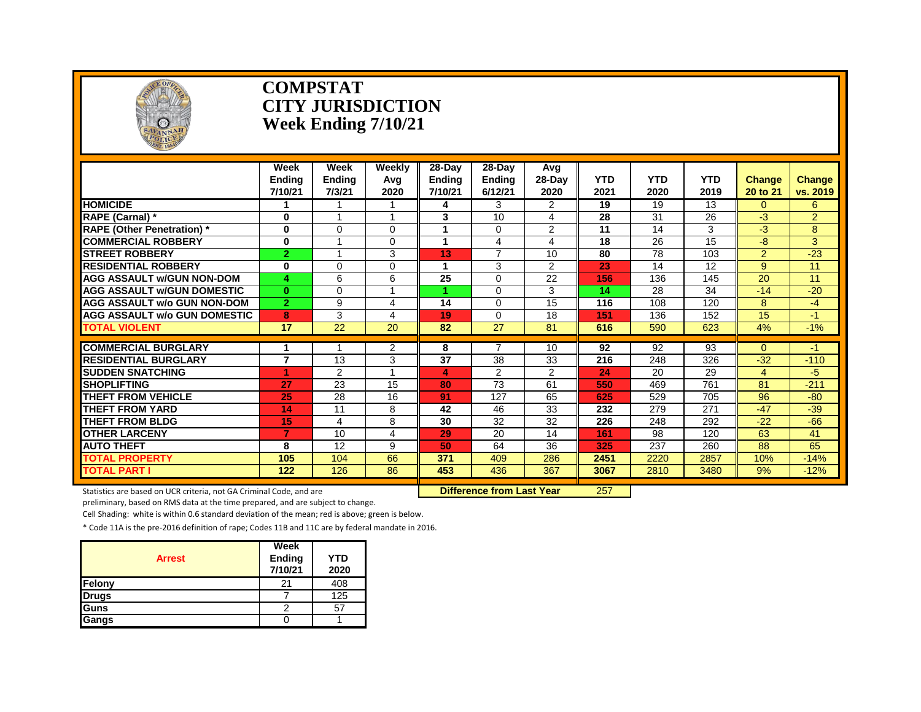# COMPSTAT
# CITY JURISDICTION
# Week Ending 7/10/21

| | Week Ending 7/10/21 | Week Ending 7/3/21 | Weekly Avg 2020 | 28-Day Ending 7/10/21 | 28-Day Ending 6/12/21 | Avg 28-Day 2020 | YTD 2021 | YTD 2020 | YTD 2019 | Change 20 to 21 | Change vs. 2019 |
|---|---|---|---|---|---|---|---|---|---|---|---|
| **HOMICIDE** | 1 | 1 | 1 | 4 | 3 | 2 | 19 | 19 | 13 | 0 | 6 |
| **RAPE (Carnal) *** | 0 | 1 | 1 | 3 | 10 | 4 | 28 | 31 | 26 | -3 | 2 |
| **RAPE (Other Penetration) *** | 0 | 0 | 0 | 1 | 0 | 2 | 11 | 14 | 3 | -3 | 8 |
| **COMMERCIAL ROBBERY** | 0 | 1 | 0 | 1 | 4 | 4 | 18 | 26 | 15 | -8 | 3 |
| **STREET ROBBERY** | 2 | 1 | 3 | 13 | 7 | 10 | 80 | 78 | 103 | 2 | -23 |
| **RESIDENTIAL ROBBERY** | 0 | 0 | 0 | 1 | 3 | 2 | 23 | 14 | 12 | 9 | 11 |
| **AGG ASSAULT w/GUN NON-DOM** | 4 | 6 | 6 | 25 | 0 | 22 | 156 | 136 | 145 | 20 | 11 |
| **AGG ASSAULT w/GUN DOMESTIC** | 0 | 0 | 1 | 1 | 0 | 3 | 14 | 28 | 34 | -14 | -20 |
| **AGG ASSAULT w/o GUN NON-DOM** | 2 | 9 | 4 | 14 | 0 | 15 | 116 | 108 | 120 | 8 | -4 |
| **AGG ASSAULT w/o GUN DOMESTIC** | 8 | 3 | 4 | 19 | 0 | 18 | 151 | 136 | 152 | 15 | -1 |
| **TOTAL VIOLENT** | 17 | 22 | 20 | 82 | 27 | 81 | 616 | 590 | 623 | 4% | -1% |
| **COMMERCIAL BURGLARY** | 1 | 1 | 2 | 8 | 7 | 10 | 92 | 92 | 93 | 0 | -1 |
| **RESIDENTIAL BURGLARY** | 7 | 13 | 3 | 37 | 38 | 33 | 216 | 248 | 326 | -32 | -110 |
| **SUDDEN SNATCHING** | 1 | 2 | 1 | 4 | 2 | 2 | 24 | 20 | 29 | 4 | -5 |
| **SHOPLIFTING** | 27 | 23 | 15 | 80 | 73 | 61 | 550 | 469 | 761 | 81 | -211 |
| **THEFT FROM VEHICLE** | 25 | 28 | 16 | 91 | 127 | 65 | 625 | 529 | 705 | 96 | -80 |
| **THEFT FROM YARD** | 14 | 11 | 8 | 42 | 46 | 33 | 232 | 279 | 271 | -47 | -39 |
| **THEFT FROM BLDG** | 15 | 4 | 8 | 30 | 32 | 32 | 226 | 248 | 292 | -22 | -66 |
| **OTHER LARCENY** | 7 | 10 | 4 | 29 | 20 | 14 | 161 | 98 | 120 | 63 | 41 |
| **AUTO THEFT** | 8 | 12 | 9 | 50 | 64 | 36 | 325 | 237 | 260 | 88 | 65 |
| **TOTAL PROPERTY** | 105 | 104 | 66 | 371 | 409 | 286 | 2451 | 2220 | 2857 | 10% | -14% |
| **TOTAL PART I** | 122 | 126 | 86 | 453 | 436 | 367 | 3067 | 2810 | 3480 | 9% | -12% |

**Difference from Last Year** 257

Statistics are based on UCR criteria, not GA Criminal Code, and are preliminary, based on RMS data at the time prepared, and are subject to change.

Cell Shading: white is within 0.6 standard deviation of the mean; red is above; green is below.

* Code 11A is the pre-2016 definition of rape; Codes 11B and 11C are by federal mandate in 2016.

| Arrest | Week Ending 7/10/21 | YTD 2020 |
|---|---|---|
| **Felony** | 21 | 408 |
| **Drugs** | 7 | 125 |
| **Guns** | 2 | 57 |
| **Gangs** | 0 | 1 |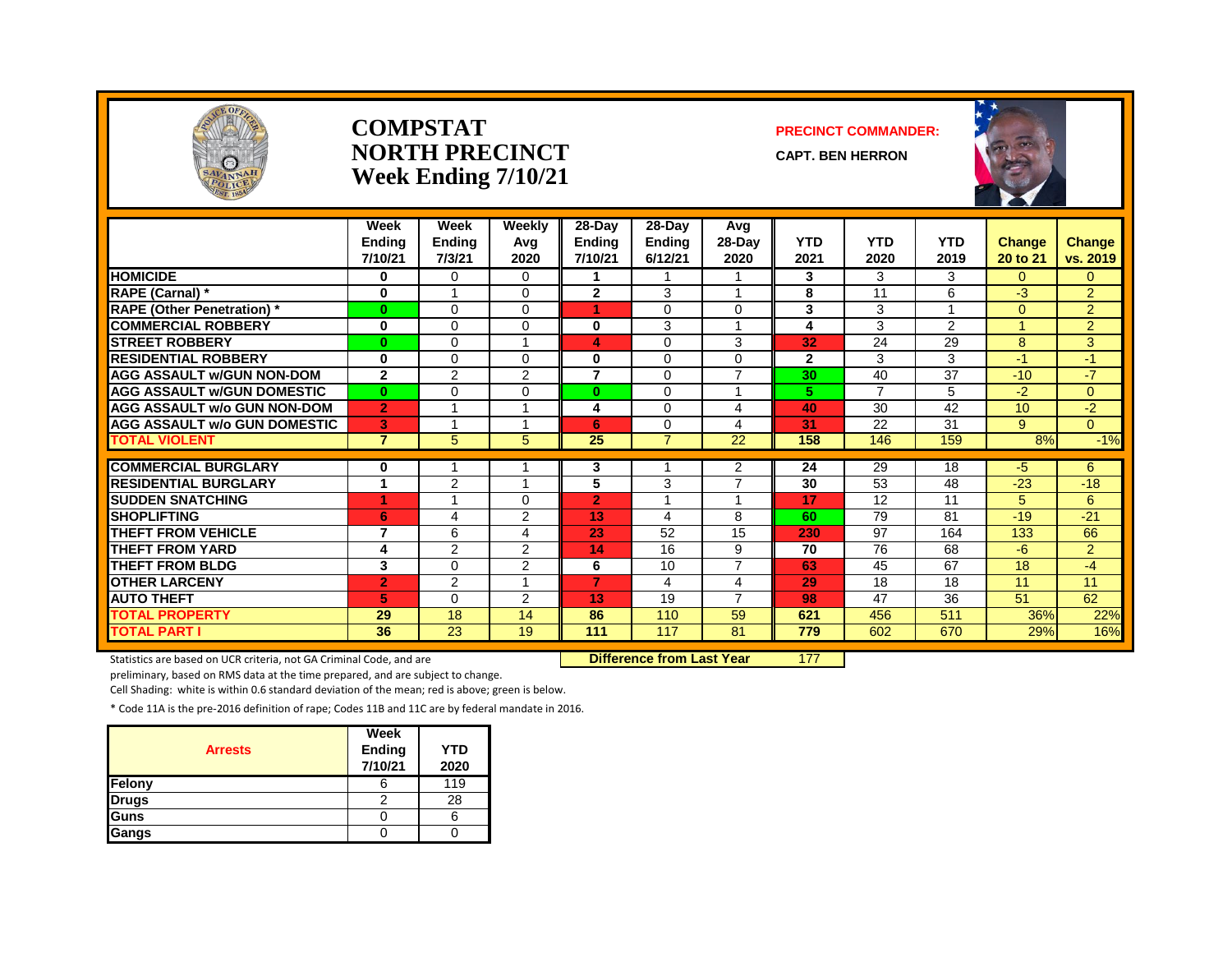# COMPSTAT
# NORTH PRECINCT
# Week Ending 7/10/21

**PRECINCT COMMANDER:**

**CAPT. BEN HERRON**

| | Week Ending 7/10/21 | Week Ending 7/3/21 | Weekly Avg 2020 | 28-Day Ending 7/10/21 | 28-Day Ending 6/12/21 | Avg 28-Day 2020 | YTD 2021 | YTD 2020 | YTD 2019 | Change 20 to 21 | Change vs. 2019 |
|---|---|---|---|---|---|---|---|---|---|---|---|
| HOMICIDE | 0 | 0 | 0 | 1 | 1 | 1 | 3 | 3 | 3 | 0 | 0 |
| RAPE (Carnal) * | 0 | 1 | 0 | 2 | 3 | 1 | 8 | 11 | 6 | -3 | 2 |
| RAPE (Other Penetration) * | 0 | 0 | 0 | 1 | 0 | 0 | 3 | 3 | 1 | 0 | 2 |
| COMMERCIAL ROBBERY | 0 | 0 | 0 | 0 | 3 | 1 | 4 | 3 | 2 | 1 | 2 |
| STREET ROBBERY | 0 | 0 | 1 | 4 | 0 | 3 | 32 | 24 | 29 | 8 | 3 |
| RESIDENTIAL ROBBERY | 0 | 0 | 0 | 0 | 0 | 0 | 2 | 3 | 3 | -1 | -1 |
| AGG ASSAULT w/GUN NON-DOM | 2 | 2 | 2 | 7 | 0 | 7 | 30 | 40 | 37 | -10 | -7 |
| AGG ASSAULT w/GUN DOMESTIC | 0 | 0 | 0 | 0 | 0 | 1 | 5 | 7 | 5 | -2 | 0 |
| AGG ASSAULT w/o GUN NON-DOM | 2 | 1 | 1 | 4 | 0 | 4 | 40 | 30 | 42 | 10 | -2 |
| AGG ASSAULT w/o GUN DOMESTIC | 3 | 1 | 1 | 6 | 0 | 4 | 31 | 22 | 31 | 9 | 0 |
| TOTAL VIOLENT | 7 | 5 | 5 | 25 | 7 | 22 | 158 | 146 | 159 | 8% | -1% |
| COMMERCIAL BURGLARY | 0 | 1 | 1 | 3 | 1 | 2 | 24 | 29 | 18 | -5 | 6 |
| RESIDENTIAL BURGLARY | 1 | 2 | 1 | 5 | 3 | 7 | 30 | 53 | 48 | -23 | -18 |
| SUDDEN SNATCHING | 1 | 1 | 0 | 2 | 1 | 1 | 17 | 12 | 11 | 5 | 6 |
| SHOPLIFTING | 6 | 4 | 2 | 13 | 4 | 8 | 60 | 79 | 81 | -19 | -21 |
| THEFT FROM VEHICLE | 7 | 6 | 4 | 23 | 52 | 15 | 230 | 97 | 164 | 133 | 66 |
| THEFT FROM YARD | 4 | 2 | 2 | 14 | 16 | 9 | 70 | 76 | 68 | -6 | 2 |
| THEFT FROM BLDG | 3 | 0 | 2 | 6 | 10 | 7 | 63 | 45 | 67 | 18 | -4 |
| OTHER LARCENY | 2 | 2 | 1 | 7 | 4 | 4 | 29 | 18 | 18 | 11 | 11 |
| AUTO THEFT | 5 | 0 | 2 | 13 | 19 | 7 | 98 | 47 | 36 | 51 | 62 |
| TOTAL PROPERTY | 29 | 18 | 14 | 86 | 110 | 59 | 621 | 456 | 511 | 36% | 22% |
| TOTAL PART I | 36 | 23 | 19 | 111 | 117 | 81 | 779 | 602 | 670 | 29% | 16% |

**Difference from Last Year** 177

Statistics are based on UCR criteria, not GA Criminal Code, and are preliminary, based on RMS data at the time prepared, and are subject to change.

Cell Shading: white is within 0.6 standard deviation of the mean; red is above; green is below.

* Code 11A is the pre-2016 definition of rape; Codes 11B and 11C are by federal mandate in 2016.

| Arrests | Week Ending 7/10/21 | YTD 2020 |
|---|---|---|
| Felony | 6 | 119 |
| Drugs | 2 | 28 |
| Guns | 0 | 6 |
| Gangs | 0 | 0 |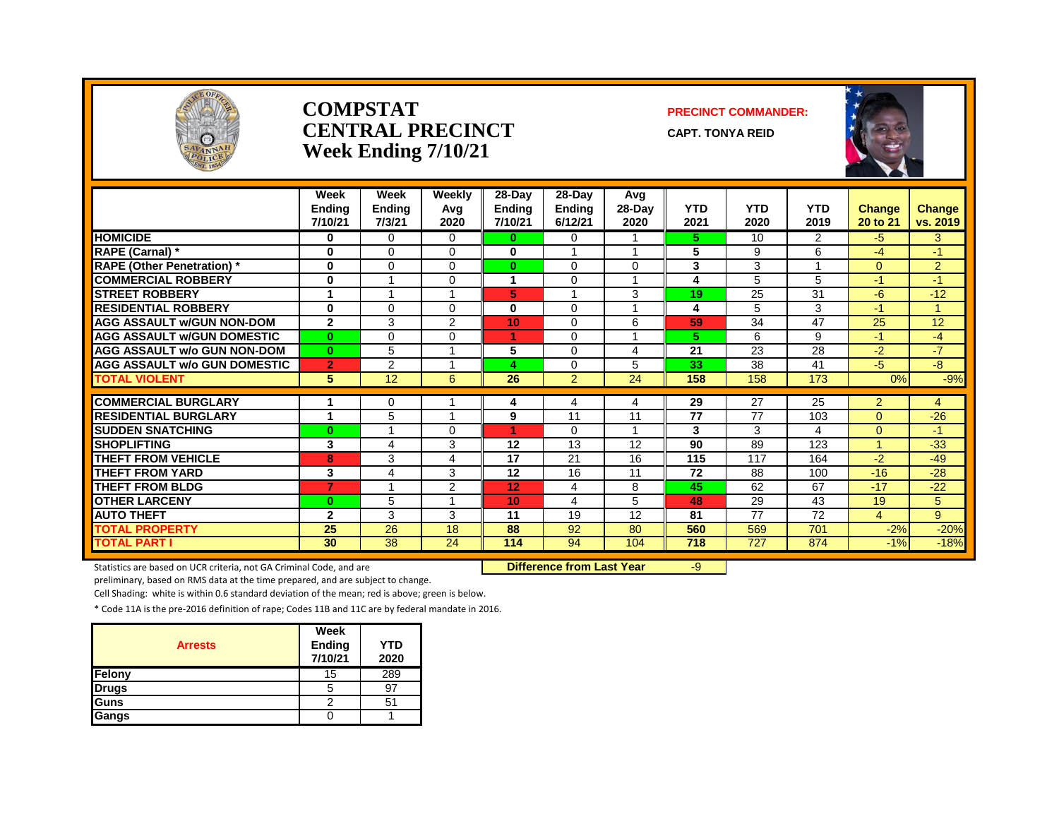# COMPSTAT
# CENTRAL PRECINCT
# Week Ending 7/10/21

**PRECINCT COMMANDER:**

**CAPT. TONYA REID**

| | Week Ending 7/10/21 | Week Ending 7/3/21 | Weekly Avg 2020 | 28-Day Ending 7/10/21 | 28-Day Ending 6/12/21 | Avg 28-Day 2020 | YTD 2021 | YTD 2020 | YTD 2019 | Change 20 to 21 | Change vs. 2019 |
|---|---|---|---|---|---|---|---|---|---|---|---|
| HOMICIDE | 0 | 0 | 0 | 0 | 0 | 1 | 5 | 10 | 2 | -5 | 3 |
| RAPE (Carnal) * | 0 | 0 | 0 | 0 | 1 | 1 | 5 | 9 | 6 | -4 | -1 |
| RAPE (Other Penetration) * | 0 | 0 | 0 | 0 | 0 | 0 | 3 | 3 | 1 | 0 | 2 |
| COMMERCIAL ROBBERY | 0 | 1 | 0 | 1 | 0 | 1 | 4 | 5 | 5 | -1 | -1 |
| STREET ROBBERY | 1 | 1 | 1 | 5 | 1 | 3 | 19 | 25 | 31 | -6 | -12 |
| RESIDENTIAL ROBBERY | 0 | 0 | 0 | 0 | 0 | 1 | 4 | 5 | 3 | -1 | 1 |
| AGG ASSAULT w/GUN NON-DOM | 2 | 3 | 2 | 10 | 0 | 6 | 59 | 34 | 47 | 25 | 12 |
| AGG ASSAULT w/GUN DOMESTIC | 0 | 0 | 0 | 1 | 0 | 1 | 5 | 6 | 9 | -1 | -4 |
| AGG ASSAULT w/o GUN NON-DOM | 0 | 5 | 1 | 5 | 0 | 4 | 21 | 23 | 28 | -2 | -7 |
| AGG ASSAULT w/o GUN DOMESTIC | 2 | 2 | 1 | 4 | 0 | 5 | 33 | 38 | 41 | -5 | -8 |
| TOTAL VIOLENT | 5 | 12 | 6 | 26 | 2 | 24 | 158 | 158 | 173 | 0% | -9% |
| COMMERCIAL BURGLARY | 1 | 0 | 1 | 4 | 4 | 4 | 29 | 27 | 25 | 2 | 4 |
| RESIDENTIAL BURGLARY | 1 | 5 | 1 | 9 | 11 | 11 | 77 | 77 | 103 | 0 | -26 |
| SUDDEN SNATCHING | 0 | 1 | 0 | 1 | 0 | 1 | 3 | 3 | 4 | 0 | -1 |
| SHOPLIFTING | 3 | 4 | 3 | 12 | 13 | 12 | 90 | 89 | 123 | 1 | -33 |
| THEFT FROM VEHICLE | 8 | 3 | 4 | 17 | 21 | 16 | 115 | 117 | 164 | -2 | -49 |
| THEFT FROM YARD | 3 | 4 | 3 | 12 | 16 | 11 | 72 | 88 | 100 | -16 | -28 |
| THEFT FROM BLDG | 7 | 1 | 2 | 12 | 4 | 8 | 45 | 62 | 67 | -17 | -22 |
| OTHER LARCENY | 0 | 5 | 1 | 10 | 4 | 5 | 48 | 29 | 43 | 19 | 5 |
| AUTO THEFT | 2 | 3 | 3 | 11 | 19 | 12 | 81 | 77 | 72 | 4 | 9 |
| TOTAL PROPERTY | 25 | 26 | 18 | 88 | 92 | 80 | 560 | 569 | 701 | -2% | -20% |
| TOTAL PART I | 30 | 38 | 24 | 114 | 94 | 104 | 718 | 727 | 874 | -1% | -18% |

**Difference from Last Year** -9

Statistics are based on UCR criteria, not GA Criminal Code, and are preliminary, based on RMS data at the time prepared, and are subject to change.

Cell Shading: white is within 0.6 standard deviation of the mean; red is above; green is below.

* Code 11A is the pre-2016 definition of rape; Codes 11B and 11C are by federal mandate in 2016.

| Arrests | Week Ending 7/10/21 | YTD 2020 |
|---|---|---|
| Felony | 15 | 289 |
| Drugs | 5 | 97 |
| Guns | 2 | 51 |
| Gangs | 0 | 1 |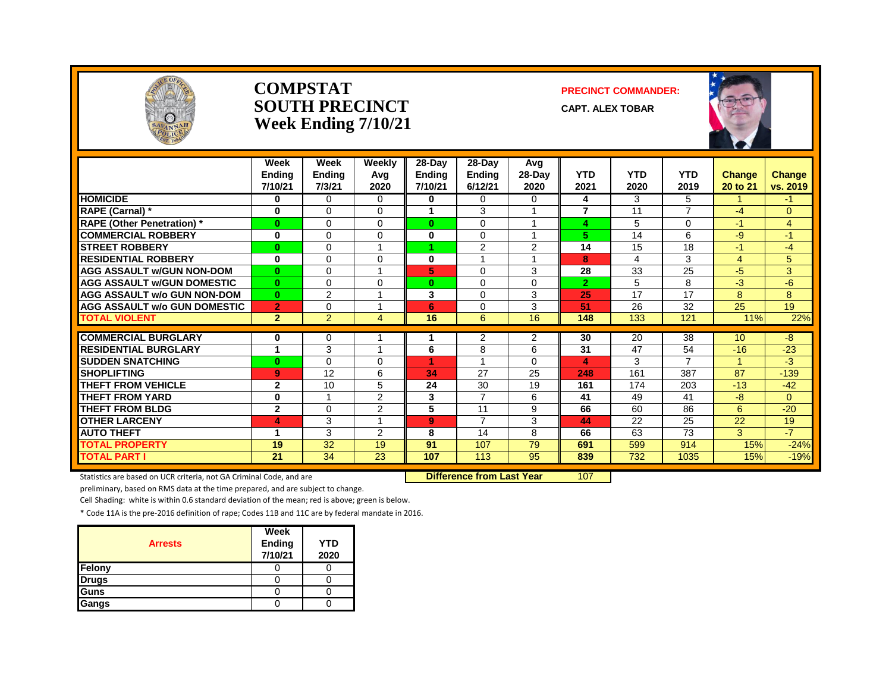# COMPSTAT
# SOUTH PRECINCT
# Week Ending 7/10/21

**PRECINCT COMMANDER:**

**CAPT. ALEX TOBAR**

| | Week Ending 7/10/21 | Week Ending 7/3/21 | Weekly Avg 2020 | 28-Day Ending 7/10/21 | 28-Day Ending 6/12/21 | Avg 28-Day 2020 | YTD 2021 | YTD 2020 | YTD 2019 | Change 20 to 21 | Change vs. 2019 |
|---|---|---|---|---|---|---|---|---|---|---|---|
| HOMICIDE | 0 | 0 | 0 | 0 | 0 | 0 | 4 | 3 | 5 | 1 | -1 |
| RAPE (Carnal) * | 0 | 0 | 0 | 1 | 3 | 1 | 7 | 11 | 7 | -4 | 0 |
| RAPE (Other Penetration) * | 0 | 0 | 0 | 0 | 0 | 1 | 4 | 5 | 0 | -1 | 4 |
| COMMERCIAL ROBBERY | 0 | 0 | 0 | 0 | 0 | 1 | 5 | 14 | 6 | -9 | -1 |
| STREET ROBBERY | 0 | 0 | 1 | 1 | 2 | 2 | 14 | 15 | 18 | -1 | -4 |
| RESIDENTIAL ROBBERY | 0 | 0 | 0 | 0 | 1 | 1 | 8 | 4 | 3 | 4 | 5 |
| AGG ASSAULT w/GUN NON-DOM | 0 | 0 | 1 | 5 | 0 | 3 | 28 | 33 | 25 | -5 | 3 |
| AGG ASSAULT w/GUN DOMESTIC | 0 | 0 | 0 | 0 | 0 | 0 | 2 | 5 | 8 | -3 | -6 |
| AGG ASSAULT w/o GUN NON-DOM | 0 | 2 | 1 | 3 | 0 | 3 | 25 | 17 | 17 | 8 | 8 |
| AGG ASSAULT w/o GUN DOMESTIC | 2 | 0 | 1 | 6 | 0 | 3 | 51 | 26 | 32 | 25 | 19 |
| TOTAL VIOLENT | 2 | 2 | 4 | 16 | 6 | 16 | 148 | 133 | 121 | 11% | 22% |
| COMMERCIAL BURGLARY | 0 | 0 | 1 | 1 | 2 | 2 | 30 | 20 | 38 | 10 | -8 |
| RESIDENTIAL BURGLARY | 1 | 3 | 1 | 6 | 8 | 6 | 31 | 47 | 54 | -16 | -23 |
| SUDDEN SNATCHING | 0 | 0 | 0 | 1 | 1 | 0 | 4 | 3 | 7 | 1 | -3 |
| SHOPLIFTING | 9 | 12 | 6 | 34 | 27 | 25 | 248 | 161 | 387 | 87 | -139 |
| THEFT FROM VEHICLE | 2 | 10 | 5 | 24 | 30 | 19 | 161 | 174 | 203 | -13 | -42 |
| THEFT FROM YARD | 0 | 1 | 2 | 3 | 7 | 6 | 41 | 49 | 41 | -8 | 0 |
| THEFT FROM BLDG | 2 | 0 | 2 | 5 | 11 | 9 | 66 | 60 | 86 | 6 | -20 |
| OTHER LARCENY | 4 | 3 | 1 | 9 | 7 | 3 | 44 | 22 | 25 | 22 | 19 |
| AUTO THEFT | 1 | 3 | 2 | 8 | 14 | 8 | 66 | 63 | 73 | 3 | -7 |
| TOTAL PROPERTY | 19 | 32 | 19 | 91 | 107 | 79 | 691 | 599 | 914 | 15% | -24% |
| TOTAL PART I | 21 | 34 | 23 | 107 | 113 | 95 | 839 | 732 | 1035 | 15% | -19% |

**Difference from Last Year** 107

Statistics are based on UCR criteria, not GA Criminal Code, and are preliminary, based on RMS data at the time prepared, and are subject to change.

Cell Shading: white is within 0.6 standard deviation of the mean; red is above; green is below.

\* Code 11A is the pre-2016 definition of rape; Codes 11B and 11C are by federal mandate in 2016.

| Arrests | Week Ending 7/10/21 | YTD 2020 |
|---|---|---|
| Felony | 0 | 0 |
| Drugs | 0 | 0 |
| Guns | 0 | 0 |
| Gangs | 0 | 0 |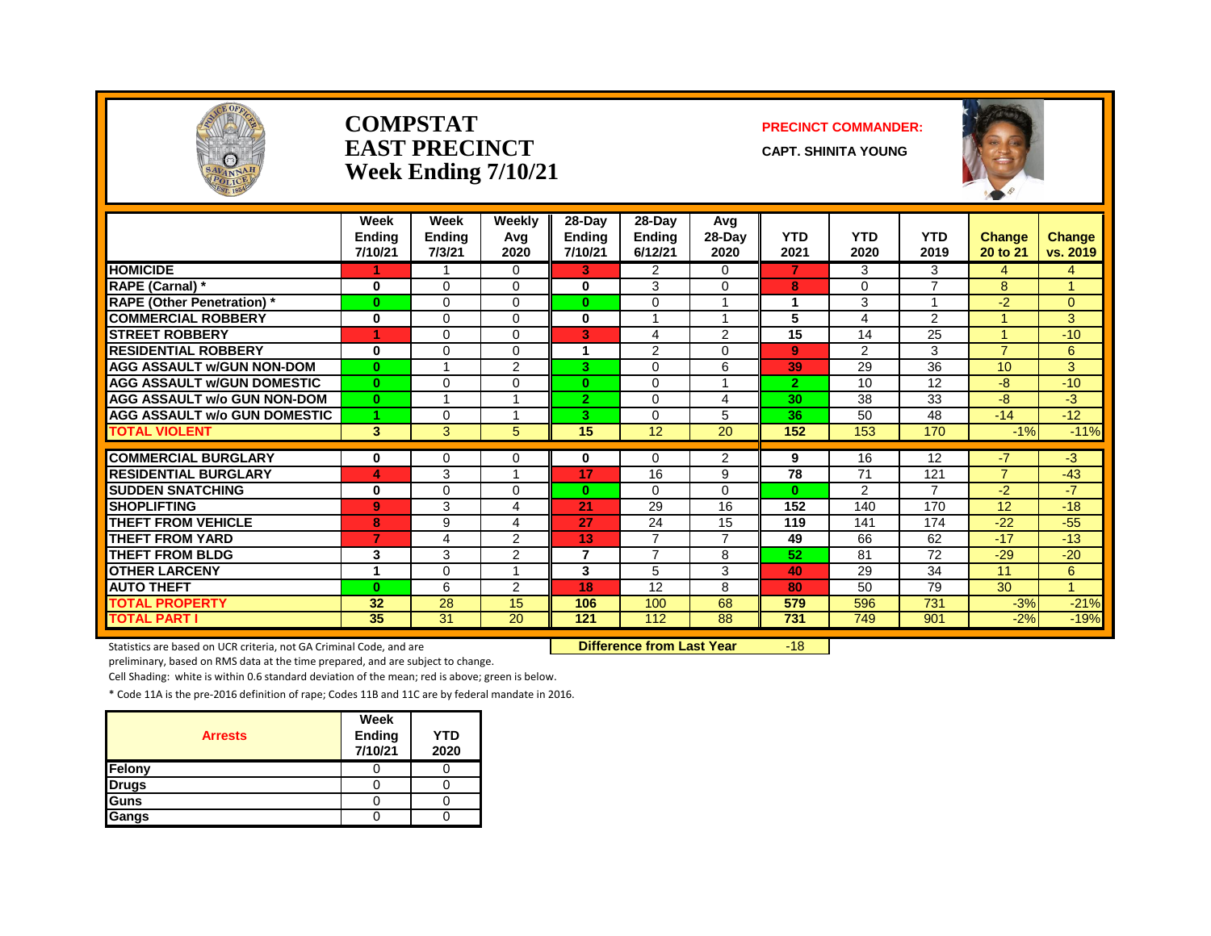# COMPSTAT
# EAST PRECINCT
# Week Ending 7/10/21

**PRECINCT COMMANDER:**

**CAPT. SHINITA YOUNG**

| | Week Ending 7/10/21 | Week Ending 7/3/21 | Weekly Avg 2020 | 28-Day Ending 7/10/21 | 28-Day Ending 6/12/21 | Avg 28-Day 2020 | YTD 2021 | YTD 2020 | YTD 2019 | Change 20 to 21 | Change vs. 2019 |
|---|---|---|---|---|---|---|---|---|---|---|---|
| HOMICIDE | 1 | 1 | 0 | 3 | 2 | 0 | 7 | 3 | 3 | 4 | 4 |
| RAPE (Carnal) * | 0 | 0 | 0 | 0 | 3 | 0 | 8 | 0 | 7 | 8 | 1 |
| RAPE (Other Penetration) * | 0 | 0 | 0 | 0 | 0 | 1 | 1 | 3 | 1 | -2 | 0 |
| COMMERCIAL ROBBERY | 0 | 0 | 0 | 0 | 1 | 1 | 5 | 4 | 2 | 1 | 3 |
| STREET ROBBERY | 1 | 0 | 0 | 3 | 4 | 2 | 15 | 14 | 25 | 1 | -10 |
| RESIDENTIAL ROBBERY | 0 | 0 | 0 | 1 | 2 | 0 | 9 | 2 | 3 | 7 | 6 |
| AGG ASSAULT w/GUN NON-DOM | 0 | 1 | 2 | 3 | 0 | 6 | 39 | 29 | 36 | 10 | 3 |
| AGG ASSAULT w/GUN DOMESTIC | 0 | 0 | 0 | 0 | 0 | 1 | 2 | 10 | 12 | -8 | -10 |
| AGG ASSAULT w/o GUN NON-DOM | 0 | 1 | 1 | 2 | 0 | 4 | 30 | 38 | 33 | -8 | -3 |
| AGG ASSAULT w/o GUN DOMESTIC | 1 | 0 | 1 | 3 | 0 | 5 | 36 | 50 | 48 | -14 | -12 |
| TOTAL VIOLENT | 3 | 3 | 5 | 15 | 12 | 20 | 152 | 153 | 170 | -1% | -11% |
| COMMERCIAL BURGLARY | 0 | 0 | 0 | 0 | 0 | 2 | 9 | 16 | 12 | -7 | -3 |
| RESIDENTIAL BURGLARY | 4 | 3 | 1 | 17 | 16 | 9 | 78 | 71 | 121 | 7 | -43 |
| SUDDEN SNATCHING | 0 | 0 | 0 | 0 | 0 | 0 | 0 | 2 | 7 | -2 | -7 |
| SHOPLIFTING | 9 | 3 | 4 | 21 | 29 | 16 | 152 | 140 | 170 | 12 | -18 |
| THEFT FROM VEHICLE | 8 | 9 | 4 | 27 | 24 | 15 | 119 | 141 | 174 | -22 | -55 |
| THEFT FROM YARD | 7 | 4 | 2 | 13 | 7 | 7 | 49 | 66 | 62 | -17 | -13 |
| THEFT FROM BLDG | 3 | 3 | 2 | 7 | 7 | 8 | 52 | 81 | 72 | -29 | -20 |
| OTHER LARCENY | 1 | 0 | 1 | 3 | 5 | 3 | 40 | 29 | 34 | 11 | 6 |
| AUTO THEFT | 0 | 6 | 2 | 18 | 12 | 8 | 80 | 50 | 79 | 30 | 1 |
| TOTAL PROPERTY | 32 | 28 | 15 | 106 | 100 | 68 | 579 | 596 | 731 | -3% | -21% |
| TOTAL PART I | 35 | 31 | 20 | 121 | 112 | 88 | 731 | 749 | 901 | -2% | -19% |

**Difference from Last Year** -18

Statistics are based on UCR criteria, not GA Criminal Code, and are preliminary, based on RMS data at the time prepared, and are subject to change.

Cell Shading: white is within 0.6 standard deviation of the mean; red is above; green is below.

* Code 11A is the pre-2016 definition of rape; Codes 11B and 11C are by federal mandate in 2016.

| Arrests | Week Ending 7/10/21 | YTD 2020 |
|---|---|---|
| Felony | 0 | 0 |
| Drugs | 0 | 0 |
| Guns | 0 | 0 |
| Gangs | 0 | 0 |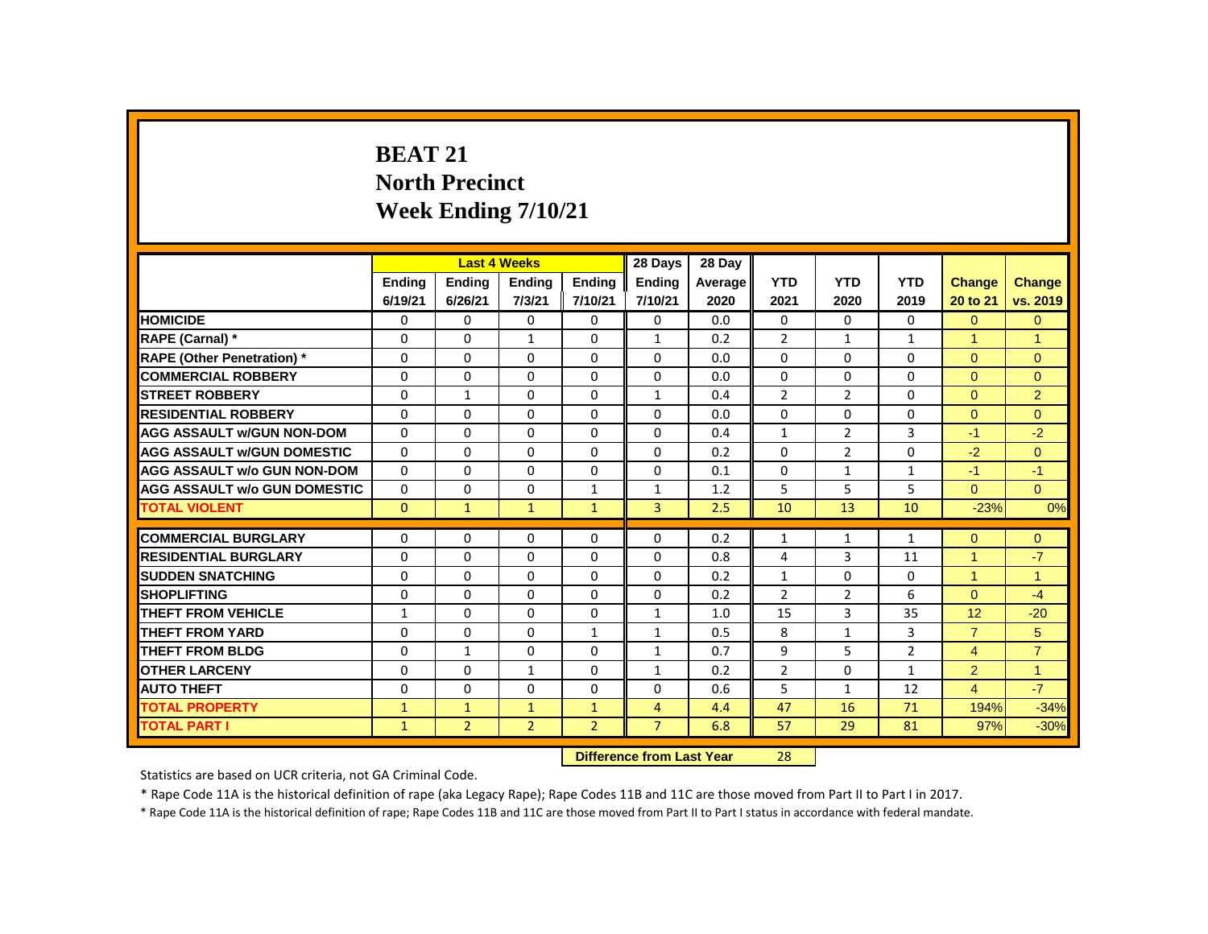# BEAT 21
## North Precinct
## Week Ending 7/10/21

| | Last 4 Weeks | | | | 28 Days | 28 Day | | | | | |
|---|---|---|---|---|---|---|---|---|---|---|---|
| | Ending 6/19/21 | Ending 6/26/21 | Ending 7/3/21 | Ending 7/10/21 | Ending 7/10/21 | Average 2020 | YTD 2021 | YTD 2020 | YTD 2019 | Change 20 to 21 | Change vs. 2019 |
| HOMICIDE | 0 | 0 | 0 | 0 | 0 | 0.0 | 0 | 0 | 0 | 0 | 0 |
| RAPE (Carnal) * | 0 | 0 | 1 | 0 | 1 | 0.2 | 2 | 1 | 1 | 1 | 1 |
| RAPE (Other Penetration) * | 0 | 0 | 0 | 0 | 0 | 0.0 | 0 | 0 | 0 | 0 | 0 |
| COMMERCIAL ROBBERY | 0 | 0 | 0 | 0 | 0 | 0.0 | 0 | 0 | 0 | 0 | 0 |
| STREET ROBBERY | 0 | 1 | 0 | 0 | 1 | 0.4 | 2 | 2 | 0 | 0 | 2 |
| RESIDENTIAL ROBBERY | 0 | 0 | 0 | 0 | 0 | 0.0 | 0 | 0 | 0 | 0 | 0 |
| AGG ASSAULT w/GUN NON-DOM | 0 | 0 | 0 | 0 | 0 | 0.4 | 1 | 2 | 3 | -1 | -2 |
| AGG ASSAULT w/GUN DOMESTIC | 0 | 0 | 0 | 0 | 0 | 0.2 | 0 | 2 | 0 | -2 | 0 |
| AGG ASSAULT w/o GUN NON-DOM | 0 | 0 | 0 | 0 | 0 | 0.1 | 0 | 1 | 1 | -1 | -1 |
| AGG ASSAULT w/o GUN DOMESTIC | 0 | 0 | 0 | 1 | 1 | 1.2 | 5 | 5 | 5 | 0 | 0 |
| TOTAL VIOLENT | 0 | 1 | 1 | 1 | 3 | 2.5 | 10 | 13 | 10 | -23% | 0% |
| COMMERCIAL BURGLARY | 0 | 0 | 0 | 0 | 0 | 0.2 | 1 | 1 | 1 | 0 | 0 |
| RESIDENTIAL BURGLARY | 0 | 0 | 0 | 0 | 0 | 0.8 | 4 | 3 | 11 | 1 | -7 |
| SUDDEN SNATCHING | 0 | 0 | 0 | 0 | 0 | 0.2 | 1 | 0 | 0 | 1 | 1 |
| SHOPLIFTING | 0 | 0 | 0 | 0 | 0 | 0.2 | 2 | 2 | 6 | 0 | -4 |
| THEFT FROM VEHICLE | 1 | 0 | 0 | 0 | 1 | 1.0 | 15 | 3 | 35 | 12 | -20 |
| THEFT FROM YARD | 0 | 0 | 0 | 1 | 1 | 0.5 | 8 | 1 | 3 | 7 | 5 |
| THEFT FROM BLDG | 0 | 1 | 0 | 0 | 1 | 0.7 | 9 | 5 | 2 | 4 | 7 |
| OTHER LARCENY | 0 | 0 | 1 | 0 | 1 | 0.2 | 2 | 0 | 1 | 2 | 1 |
| AUTO THEFT | 0 | 0 | 0 | 0 | 0 | 0.6 | 5 | 1 | 12 | 4 | -7 |
| TOTAL PROPERTY | 1 | 1 | 1 | 1 | 4 | 4.4 | 47 | 16 | 71 | 194% | -34% |
| TOTAL PART I | 1 | 2 | 2 | 2 | 7 | 6.8 | 57 | 29 | 81 | 97% | -30% |

**Difference from Last Year** 28

Statistics are based on UCR criteria, not GA Criminal Code.

* Rape Code 11A is the historical definition of rape (aka Legacy Rape); Rape Codes 11B and 11C are those moved from Part II to Part I in 2017.

* Rape Code 11A is the historical definition of rape; Rape Codes 11B and 11C are those moved from Part II to Part I status in accordance with federal mandate.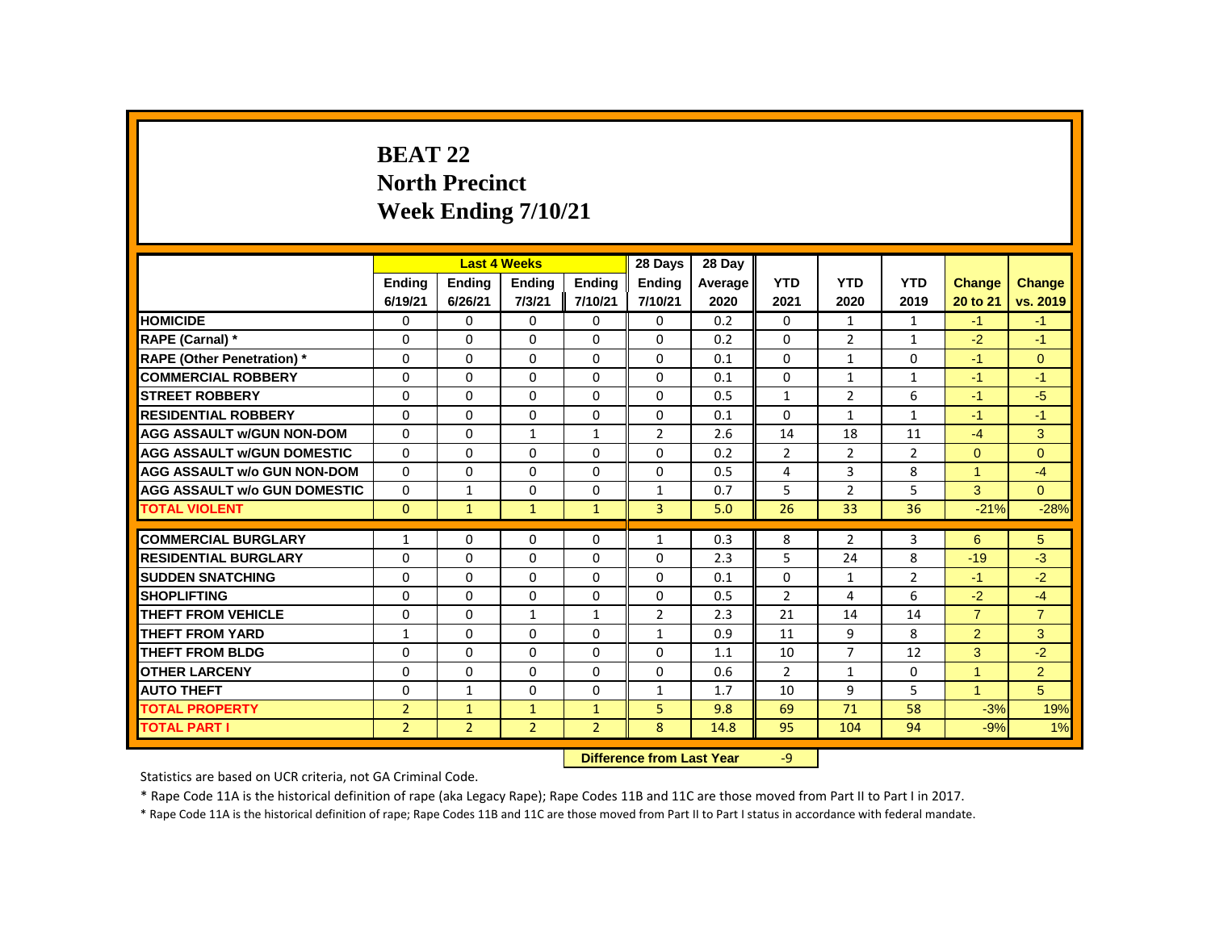# BEAT 22
# North Precinct
# Week Ending 7/10/21

| | Last 4 Weeks | | | | 28 Days | 28 Day | | | | | |
|---|---|---|---|---|---|---|---|---|---|---|---|
| | Ending 6/19/21 | Ending 6/26/21 | Ending 7/3/21 | Ending 7/10/21 | Ending 7/10/21 | Average 2020 | YTD 2021 | YTD 2020 | YTD 2019 | Change 20 to 21 | Change vs. 2019 |
| HOMICIDE | 0 | 0 | 0 | 0 | 0 | 0.2 | 0 | 1 | 1 | -1 | -1 |
| RAPE (Carnal) * | 0 | 0 | 0 | 0 | 0 | 0.2 | 0 | 2 | 1 | -2 | -1 |
| RAPE (Other Penetration) * | 0 | 0 | 0 | 0 | 0 | 0.1 | 0 | 1 | 0 | -1 | 0 |
| COMMERCIAL ROBBERY | 0 | 0 | 0 | 0 | 0 | 0.1 | 0 | 1 | 1 | -1 | -1 |
| STREET ROBBERY | 0 | 0 | 0 | 0 | 0 | 0.5 | 1 | 2 | 6 | -1 | -5 |
| RESIDENTIAL ROBBERY | 0 | 0 | 0 | 0 | 0 | 0.1 | 0 | 1 | 1 | -1 | -1 |
| AGG ASSAULT w/GUN NON-DOM | 0 | 0 | 1 | 1 | 2 | 2.6 | 14 | 18 | 11 | -4 | 3 |
| AGG ASSAULT w/GUN DOMESTIC | 0 | 0 | 0 | 0 | 0 | 0.2 | 2 | 2 | 2 | 0 | 0 |
| AGG ASSAULT w/o GUN NON-DOM | 0 | 0 | 0 | 0 | 0 | 0.5 | 4 | 3 | 8 | 1 | -4 |
| AGG ASSAULT w/o GUN DOMESTIC | 0 | 1 | 0 | 0 | 1 | 0.7 | 5 | 2 | 5 | 3 | 0 |
| TOTAL VIOLENT | 0 | 1 | 1 | 1 | 3 | 5.0 | 26 | 33 | 36 | -21% | -28% |
| COMMERCIAL BURGLARY | 1 | 0 | 0 | 0 | 1 | 0.3 | 8 | 2 | 3 | 6 | 5 |
| RESIDENTIAL BURGLARY | 0 | 0 | 0 | 0 | 0 | 2.3 | 5 | 24 | 8 | -19 | -3 |
| SUDDEN SNATCHING | 0 | 0 | 0 | 0 | 0 | 0.1 | 0 | 1 | 2 | -1 | -2 |
| SHOPLIFTING | 0 | 0 | 0 | 0 | 0 | 0.5 | 2 | 4 | 6 | -2 | -4 |
| THEFT FROM VEHICLE | 0 | 0 | 1 | 1 | 2 | 2.3 | 21 | 14 | 14 | 7 | 7 |
| THEFT FROM YARD | 1 | 0 | 0 | 0 | 1 | 0.9 | 11 | 9 | 8 | 2 | 3 |
| THEFT FROM BLDG | 0 | 0 | 0 | 0 | 0 | 1.1 | 10 | 7 | 12 | 3 | -2 |
| OTHER LARCENY | 0 | 0 | 0 | 0 | 0 | 0.6 | 2 | 1 | 0 | 1 | 2 |
| AUTO THEFT | 0 | 1 | 0 | 0 | 1 | 1.7 | 10 | 9 | 5 | 1 | 5 |
| TOTAL PROPERTY | 2 | 1 | 1 | 1 | 5 | 9.8 | 69 | 71 | 58 | -3% | 19% |
| TOTAL PART I | 2 | 2 | 2 | 2 | 8 | 14.8 | 95 | 104 | 94 | -9% | 1% |

**Difference from Last Year** -9

Statistics are based on UCR criteria, not GA Criminal Code.

* Rape Code 11A is the historical definition of rape (aka Legacy Rape); Rape Codes 11B and 11C are those moved from Part II to Part I in 2017.

* Rape Code 11A is the historical definition of rape; Rape Codes 11B and 11C are those moved from Part II to Part I status in accordance with federal mandate.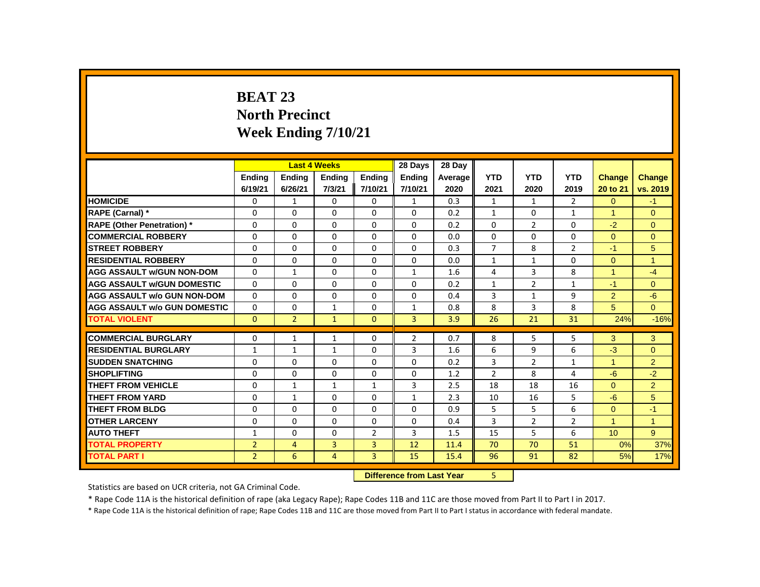# BEAT 23
## North Precinct
## Week Ending 7/10/21

| | Last 4 Weeks | | | | 28 Days | 28 Day | | | | | |
|---|---|---|---|---|---|---|---|---|---|---|---|
| | Ending 6/19/21 | Ending 6/26/21 | Ending 7/3/21 | Ending 7/10/21 | Ending 7/10/21 | Average 2020 | YTD 2021 | YTD 2020 | YTD 2019 | Change 20 to 21 | Change vs. 2019 |
| **HOMICIDE** | 0 | 1 | 0 | 0 | 1 | 0.3 | 1 | 1 | 2 | 0 | -1 |
| **RAPE (Carnal) *** | 0 | 0 | 0 | 0 | 0 | 0.2 | 1 | 0 | 1 | 1 | 0 |
| **RAPE (Other Penetration) *** | 0 | 0 | 0 | 0 | 0 | 0.2 | 0 | 2 | 0 | -2 | 0 |
| **COMMERCIAL ROBBERY** | 0 | 0 | 0 | 0 | 0 | 0.0 | 0 | 0 | 0 | 0 | 0 |
| **STREET ROBBERY** | 0 | 0 | 0 | 0 | 0 | 0.3 | 7 | 8 | 2 | -1 | 5 |
| **RESIDENTIAL ROBBERY** | 0 | 0 | 0 | 0 | 0 | 0.0 | 1 | 1 | 0 | 0 | 1 |
| **AGG ASSAULT w/GUN NON-DOM** | 0 | 1 | 0 | 0 | 1 | 1.6 | 4 | 3 | 8 | 1 | -4 |
| **AGG ASSAULT w/GUN DOMESTIC** | 0 | 0 | 0 | 0 | 0 | 0.2 | 1 | 2 | 1 | -1 | 0 |
| **AGG ASSAULT w/o GUN NON-DOM** | 0 | 0 | 0 | 0 | 0 | 0.4 | 3 | 1 | 9 | 2 | -6 |
| **AGG ASSAULT w/o GUN DOMESTIC** | 0 | 0 | 1 | 0 | 1 | 0.8 | 8 | 3 | 8 | 5 | 0 |
| **TOTAL VIOLENT** | 0 | 2 | 1 | 0 | 3 | 3.9 | 26 | 21 | 31 | 24% | -16% |
| **COMMERCIAL BURGLARY** | 0 | 1 | 1 | 0 | 2 | 0.7 | 8 | 5 | 5 | 3 | 3 |
| **RESIDENTIAL BURGLARY** | 1 | 1 | 1 | 0 | 3 | 1.6 | 6 | 9 | 6 | -3 | 0 |
| **SUDDEN SNATCHING** | 0 | 0 | 0 | 0 | 0 | 0.2 | 3 | 2 | 1 | 1 | 2 |
| **SHOPLIFTING** | 0 | 0 | 0 | 0 | 0 | 1.2 | 2 | 8 | 4 | -6 | -2 |
| **THEFT FROM VEHICLE** | 0 | 1 | 1 | 1 | 3 | 2.5 | 18 | 18 | 16 | 0 | 2 |
| **THEFT FROM YARD** | 0 | 1 | 0 | 0 | 1 | 2.3 | 10 | 16 | 5 | -6 | 5 |
| **THEFT FROM BLDG** | 0 | 0 | 0 | 0 | 0 | 0.9 | 5 | 5 | 6 | 0 | -1 |
| **OTHER LARCENY** | 0 | 0 | 0 | 0 | 0 | 0.4 | 3 | 2 | 2 | 1 | 1 |
| **AUTO THEFT** | 1 | 0 | 0 | 2 | 3 | 1.5 | 15 | 5 | 6 | 10 | 9 |
| **TOTAL PROPERTY** | 2 | 4 | 3 | 3 | 12 | 11.4 | 70 | 70 | 51 | 0% | 37% |
| **TOTAL PART I** | 2 | 6 | 4 | 3 | 15 | 15.4 | 96 | 91 | 82 | 5% | 17% |

**Difference from Last Year** 5

Statistics are based on UCR criteria, not GA Criminal Code.

* Rape Code 11A is the historical definition of rape (aka Legacy Rape); Rape Codes 11B and 11C are those moved from Part II to Part I in 2017.

* Rape Code 11A is the historical definition of rape; Rape Codes 11B and 11C are those moved from Part II to Part I status in accordance with federal mandate.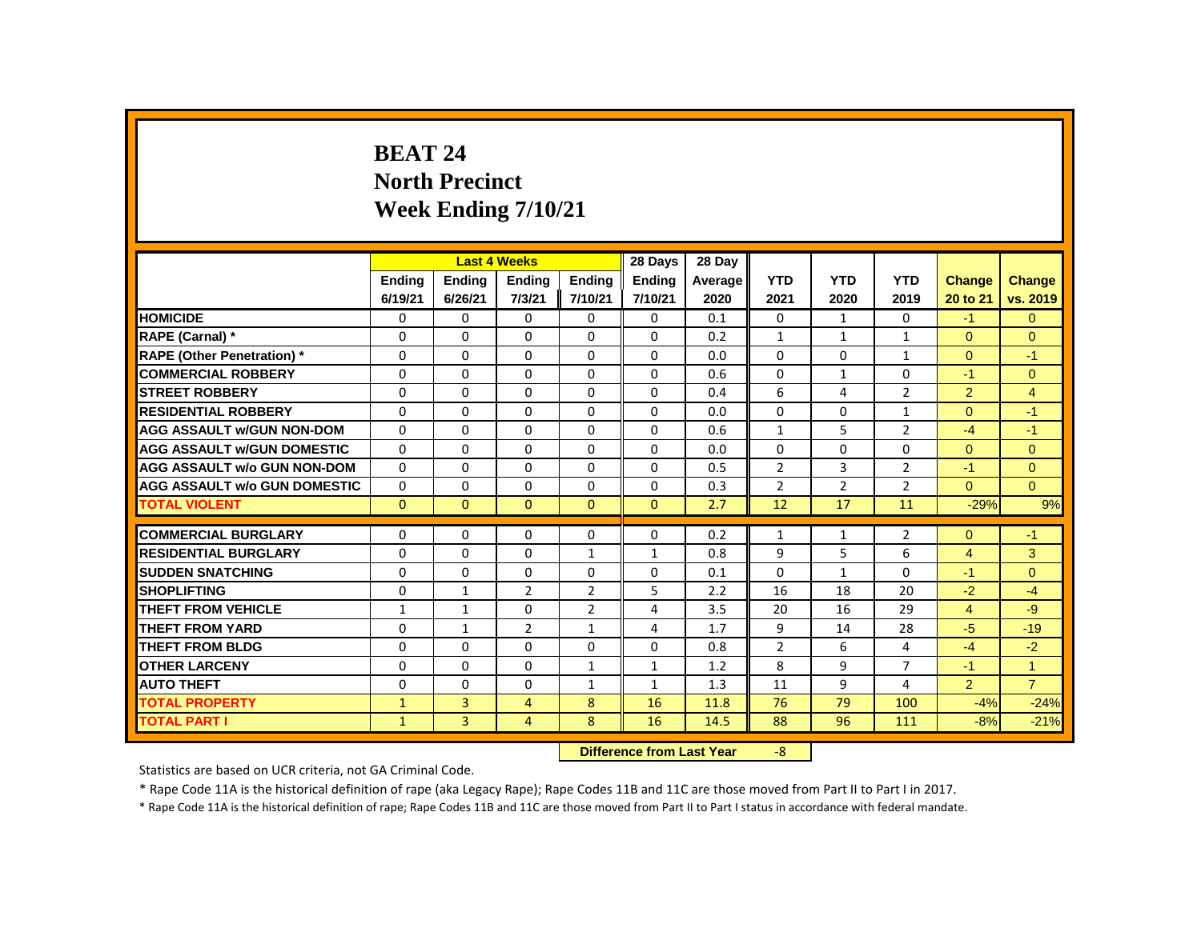# BEAT 24
## North Precinct
## Week Ending 7/10/21

| | Last 4 Weeks | | | | 28 Days | 28 Day | YTD | YTD | YTD | Change | Change |
|---|---|---|---|---|---|---|---|---|---|---|---|
| | Ending 6/19/21 | Ending 6/26/21 | Ending 7/3/21 | Ending 7/10/21 | Ending 7/10/21 | Average 2020 | 2021 | 2020 | 2019 | 20 to 21 | vs. 2019 |
| **HOMICIDE** | 0 | 0 | 0 | 0 | 0 | 0.1 | 0 | 1 | 0 | -1 | 0 |
| **RAPE (Carnal) *** | 0 | 0 | 0 | 0 | 0 | 0.2 | 1 | 1 | 1 | 0 | 0 |
| **RAPE (Other Penetration) *** | 0 | 0 | 0 | 0 | 0 | 0.0 | 0 | 0 | 1 | 0 | -1 |
| **COMMERCIAL ROBBERY** | 0 | 0 | 0 | 0 | 0 | 0.6 | 0 | 1 | 0 | -1 | 0 |
| **STREET ROBBERY** | 0 | 0 | 0 | 0 | 0 | 0.4 | 6 | 4 | 2 | 2 | 4 |
| **RESIDENTIAL ROBBERY** | 0 | 0 | 0 | 0 | 0 | 0.0 | 0 | 0 | 1 | 0 | -1 |
| **AGG ASSAULT w/GUN NON-DOM** | 0 | 0 | 0 | 0 | 0 | 0.6 | 1 | 5 | 2 | -4 | -1 |
| **AGG ASSAULT w/GUN DOMESTIC** | 0 | 0 | 0 | 0 | 0 | 0.0 | 0 | 0 | 0 | 0 | 0 |
| **AGG ASSAULT w/o GUN NON-DOM** | 0 | 0 | 0 | 0 | 0 | 0.5 | 2 | 3 | 2 | -1 | 0 |
| **AGG ASSAULT w/o GUN DOMESTIC** | 0 | 0 | 0 | 0 | 0 | 0.3 | 2 | 2 | 2 | 0 | 0 |
| **TOTAL VIOLENT** | 0 | 0 | 0 | 0 | 0 | 2.7 | 12 | 17 | 11 | -29% | 9% |
| **COMMERCIAL BURGLARY** | 0 | 0 | 0 | 0 | 0 | 0.2 | 1 | 1 | 2 | 0 | -1 |
| **RESIDENTIAL BURGLARY** | 0 | 0 | 0 | 1 | 1 | 0.8 | 9 | 5 | 6 | 4 | 3 |
| **SUDDEN SNATCHING** | 0 | 0 | 0 | 0 | 0 | 0.1 | 0 | 1 | 0 | -1 | 0 |
| **SHOPLIFTING** | 0 | 1 | 2 | 2 | 5 | 2.2 | 16 | 18 | 20 | -2 | -4 |
| **THEFT FROM VEHICLE** | 1 | 1 | 0 | 2 | 4 | 3.5 | 20 | 16 | 29 | 4 | -9 |
| **THEFT FROM YARD** | 0 | 1 | 2 | 1 | 4 | 1.7 | 9 | 14 | 28 | -5 | -19 |
| **THEFT FROM BLDG** | 0 | 0 | 0 | 0 | 0 | 0.8 | 2 | 6 | 4 | -4 | -2 |
| **OTHER LARCENY** | 0 | 0 | 0 | 1 | 1 | 1.2 | 8 | 9 | 7 | -1 | 1 |
| **AUTO THEFT** | 0 | 0 | 0 | 1 | 1 | 1.3 | 11 | 9 | 4 | 2 | 7 |
| **TOTAL PROPERTY** | 1 | 3 | 4 | 8 | 16 | 11.8 | 76 | 79 | 100 | -4% | -24% |
| **TOTAL PART I** | 1 | 3 | 4 | 8 | 16 | 14.5 | 88 | 96 | 111 | -8% | -21% |

**Difference from Last Year** -8

Statistics are based on UCR criteria, not GA Criminal Code.

* Rape Code 11A is the historical definition of rape (aka Legacy Rape); Rape Codes 11B and 11C are those moved from Part II to Part I in 2017.

* Rape Code 11A is the historical definition of rape; Rape Codes 11B and 11C are those moved from Part II to Part I status in accordance with federal mandate.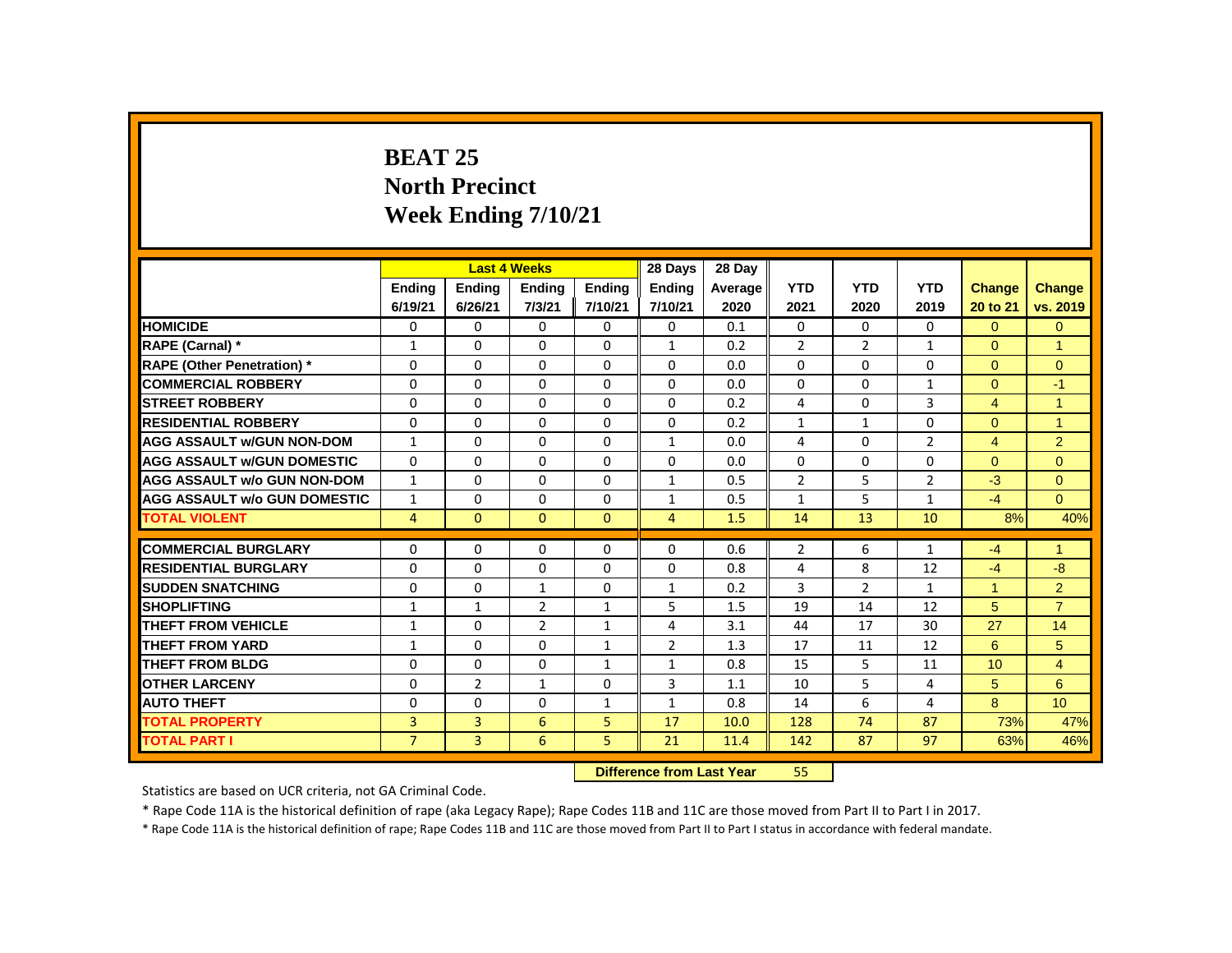# BEAT 25
## North Precinct
## Week Ending 7/10/21

| | Last 4 Weeks | | | | 28 Days | 28 Day | | | | | |
|---|---|---|---|---|---|---|---|---|---|---|---|
| | Ending 6/19/21 | Ending 6/26/21 | Ending 7/3/21 | Ending 7/10/21 | Ending 7/10/21 | Average 2020 | YTD 2021 | YTD 2020 | YTD 2019 | Change 20 to 21 | Change vs. 2019 |
| HOMICIDE | 0 | 0 | 0 | 0 | 0 | 0.1 | 0 | 0 | 0 | 0 | 0 |
| RAPE (Carnal) * | 1 | 0 | 0 | 0 | 1 | 0.2 | 2 | 2 | 1 | 0 | 1 |
| RAPE (Other Penetration) * | 0 | 0 | 0 | 0 | 0 | 0.0 | 0 | 0 | 0 | 0 | 0 |
| COMMERCIAL ROBBERY | 0 | 0 | 0 | 0 | 0 | 0.0 | 0 | 0 | 1 | 0 | -1 |
| STREET ROBBERY | 0 | 0 | 0 | 0 | 0 | 0.2 | 4 | 0 | 3 | 4 | 1 |
| RESIDENTIAL ROBBERY | 0 | 0 | 0 | 0 | 0 | 0.2 | 1 | 1 | 0 | 0 | 1 |
| AGG ASSAULT w/GUN NON-DOM | 1 | 0 | 0 | 0 | 1 | 0.0 | 4 | 0 | 2 | 4 | 2 |
| AGG ASSAULT w/GUN DOMESTIC | 0 | 0 | 0 | 0 | 0 | 0.0 | 0 | 0 | 0 | 0 | 0 |
| AGG ASSAULT w/o GUN NON-DOM | 1 | 0 | 0 | 0 | 1 | 0.5 | 2 | 5 | 2 | -3 | 0 |
| AGG ASSAULT w/o GUN DOMESTIC | 1 | 0 | 0 | 0 | 1 | 0.5 | 1 | 5 | 1 | -4 | 0 |
| TOTAL VIOLENT | 4 | 0 | 0 | 0 | 4 | 1.5 | 14 | 13 | 10 | 8% | 40% |
| COMMERCIAL BURGLARY | 0 | 0 | 0 | 0 | 0 | 0.6 | 2 | 6 | 1 | -4 | 1 |
| RESIDENTIAL BURGLARY | 0 | 0 | 0 | 0 | 0 | 0.8 | 4 | 8 | 12 | -4 | -8 |
| SUDDEN SNATCHING | 0 | 0 | 1 | 0 | 1 | 0.2 | 3 | 2 | 1 | 1 | 2 |
| SHOPLIFTING | 1 | 1 | 2 | 1 | 5 | 1.5 | 19 | 14 | 12 | 5 | 7 |
| THEFT FROM VEHICLE | 1 | 0 | 2 | 1 | 4 | 3.1 | 44 | 17 | 30 | 27 | 14 |
| THEFT FROM YARD | 1 | 0 | 0 | 1 | 2 | 1.3 | 17 | 11 | 12 | 6 | 5 |
| THEFT FROM BLDG | 0 | 0 | 0 | 1 | 1 | 0.8 | 15 | 5 | 11 | 10 | 4 |
| OTHER LARCENY | 0 | 2 | 1 | 0 | 3 | 1.1 | 10 | 5 | 4 | 5 | 6 |
| AUTO THEFT | 0 | 0 | 0 | 1 | 1 | 0.8 | 14 | 6 | 4 | 8 | 10 |
| TOTAL PROPERTY | 3 | 3 | 6 | 5 | 17 | 10.0 | 128 | 74 | 87 | 73% | 47% |
| TOTAL PART I | 7 | 3 | 6 | 5 | 21 | 11.4 | 142 | 87 | 97 | 63% | 46% |

**Difference from Last Year** 55

Statistics are based on UCR criteria, not GA Criminal Code.

* Rape Code 11A is the historical definition of rape (aka Legacy Rape); Rape Codes 11B and 11C are those moved from Part II to Part I in 2017.

* Rape Code 11A is the historical definition of rape; Rape Codes 11B and 11C are those moved from Part II to Part I status in accordance with federal mandate.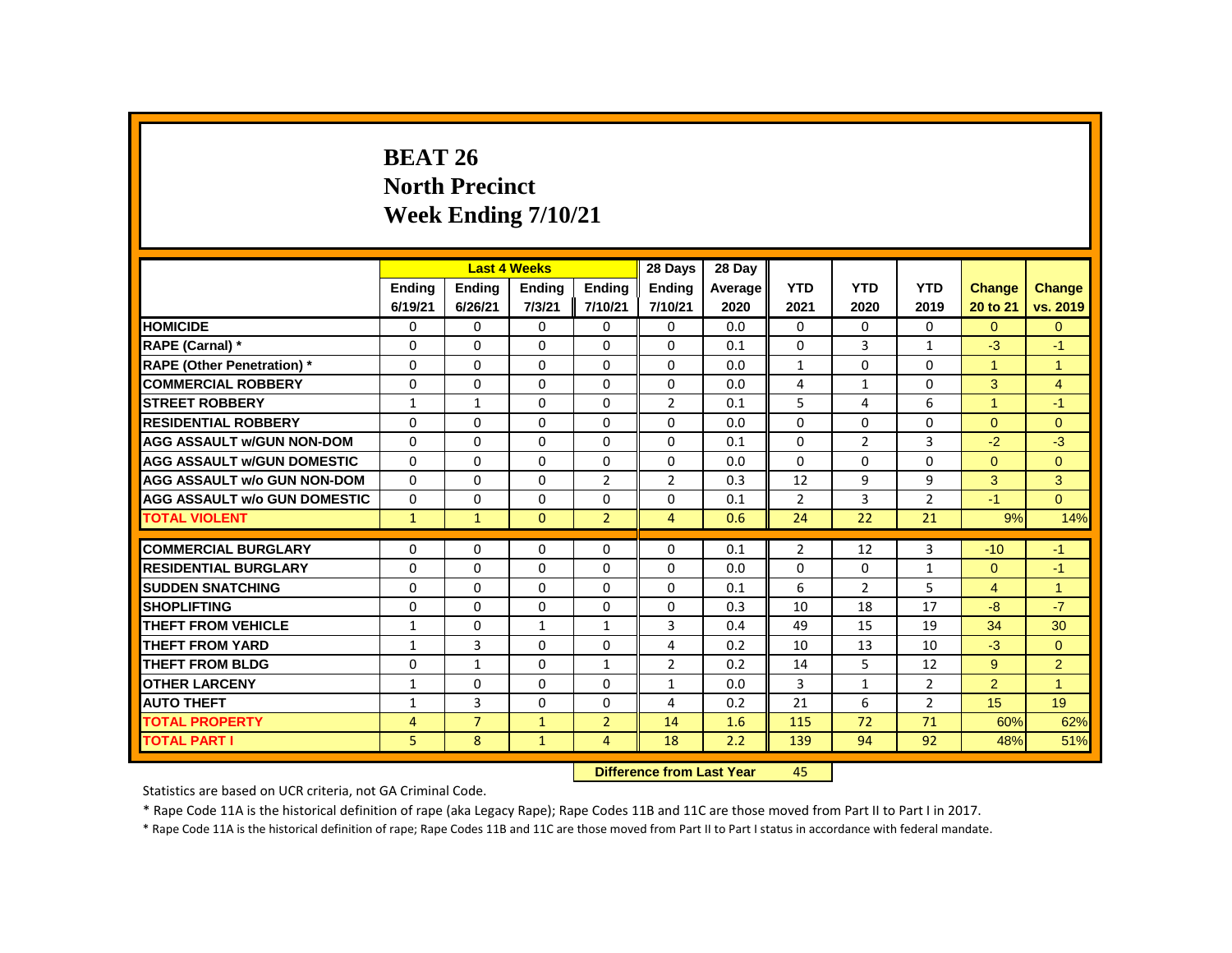# BEAT 26
## North Precinct
## Week Ending 7/10/21

| | Last 4 Weeks | | | | 28 Days | 28 Day | | | | | |
|---|---|---|---|---|---|---|---|---|---|---|---|
| | Ending 6/19/21 | Ending 6/26/21 | Ending 7/3/21 | Ending 7/10/21 | Ending 7/10/21 | Average 2020 | YTD 2021 | YTD 2020 | YTD 2019 | Change 20 to 21 | Change vs. 2019 |
| HOMICIDE | 0 | 0 | 0 | 0 | 0 | 0.0 | 0 | 0 | 0 | 0 | 0 |
| RAPE (Carnal) * | 0 | 0 | 0 | 0 | 0 | 0.1 | 0 | 3 | 1 | -3 | -1 |
| RAPE (Other Penetration) * | 0 | 0 | 0 | 0 | 0 | 0.0 | 1 | 0 | 0 | 1 | 1 |
| COMMERCIAL ROBBERY | 0 | 0 | 0 | 0 | 0 | 0.0 | 4 | 1 | 0 | 3 | 4 |
| STREET ROBBERY | 1 | 1 | 0 | 0 | 2 | 0.1 | 5 | 4 | 6 | 1 | -1 |
| RESIDENTIAL ROBBERY | 0 | 0 | 0 | 0 | 0 | 0.0 | 0 | 0 | 0 | 0 | 0 |
| AGG ASSAULT w/GUN NON-DOM | 0 | 0 | 0 | 0 | 0 | 0.1 | 0 | 2 | 3 | -2 | -3 |
| AGG ASSAULT w/GUN DOMESTIC | 0 | 0 | 0 | 0 | 0 | 0.0 | 0 | 0 | 0 | 0 | 0 |
| AGG ASSAULT w/o GUN NON-DOM | 0 | 0 | 0 | 2 | 2 | 0.3 | 12 | 9 | 9 | 3 | 3 |
| AGG ASSAULT w/o GUN DOMESTIC | 0 | 0 | 0 | 0 | 0 | 0.1 | 2 | 3 | 2 | -1 | 0 |
| TOTAL VIOLENT | 1 | 1 | 0 | 2 | 4 | 0.6 | 24 | 22 | 21 | 9% | 14% |
| COMMERCIAL BURGLARY | 0 | 0 | 0 | 0 | 0 | 0.1 | 2 | 12 | 3 | -10 | -1 |
| RESIDENTIAL BURGLARY | 0 | 0 | 0 | 0 | 0 | 0.0 | 0 | 0 | 1 | 0 | -1 |
| SUDDEN SNATCHING | 0 | 0 | 0 | 0 | 0 | 0.1 | 6 | 2 | 5 | 4 | 1 |
| SHOPLIFTING | 0 | 0 | 0 | 0 | 0 | 0.3 | 10 | 18 | 17 | -8 | -7 |
| THEFT FROM VEHICLE | 1 | 0 | 1 | 1 | 3 | 0.4 | 49 | 15 | 19 | 34 | 30 |
| THEFT FROM YARD | 1 | 3 | 0 | 0 | 4 | 0.2 | 10 | 13 | 10 | -3 | 0 |
| THEFT FROM BLDG | 0 | 1 | 0 | 1 | 2 | 0.2 | 14 | 5 | 12 | 9 | 2 |
| OTHER LARCENY | 1 | 0 | 0 | 0 | 1 | 0.0 | 3 | 1 | 2 | 2 | 1 |
| AUTO THEFT | 1 | 3 | 0 | 0 | 4 | 0.2 | 21 | 6 | 2 | 15 | 19 |
| TOTAL PROPERTY | 4 | 7 | 1 | 2 | 14 | 1.6 | 115 | 72 | 71 | 60% | 62% |
| TOTAL PART I | 5 | 8 | 1 | 4 | 18 | 2.2 | 139 | 94 | 92 | 48% | 51% |

**Difference from Last Year** 45

Statistics are based on UCR criteria, not GA Criminal Code.

* Rape Code 11A is the historical definition of rape (aka Legacy Rape); Rape Codes 11B and 11C are those moved from Part II to Part I in 2017.

* Rape Code 11A is the historical definition of rape; Rape Codes 11B and 11C are those moved from Part II to Part I status in accordance with federal mandate.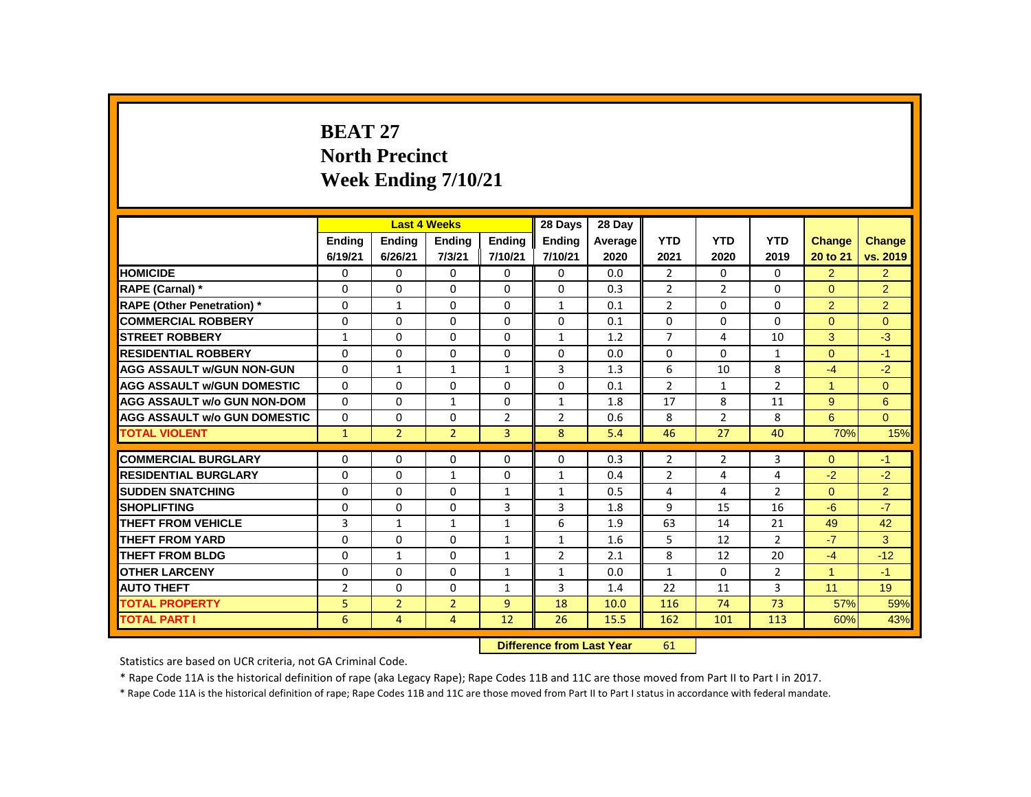# BEAT 27
## North Precinct
## Week Ending 7/10/21

| | Last 4 Weeks | | | | 28 Days | 28 Day | | | | | |
|---|---|---|---|---|---|---|---|---|---|---|---|
| | Ending 6/19/21 | Ending 6/26/21 | Ending 7/3/21 | Ending 7/10/21 | Ending 7/10/21 | Average 2020 | YTD 2021 | YTD 2020 | YTD 2019 | Change 20 to 21 | Change vs. 2019 |
| HOMICIDE | 0 | 0 | 0 | 0 | 0 | 0.0 | 2 | 0 | 0 | 2 | 2 |
| RAPE (Carnal) * | 0 | 0 | 0 | 0 | 0 | 0.3 | 2 | 2 | 0 | 0 | 2 |
| RAPE (Other Penetration) * | 0 | 1 | 0 | 0 | 1 | 0.1 | 2 | 0 | 0 | 2 | 2 |
| COMMERCIAL ROBBERY | 0 | 0 | 0 | 0 | 0 | 0.1 | 0 | 0 | 0 | 0 | 0 |
| STREET ROBBERY | 1 | 0 | 0 | 0 | 1 | 1.2 | 7 | 4 | 10 | 3 | -3 |
| RESIDENTIAL ROBBERY | 0 | 0 | 0 | 0 | 0 | 0.0 | 0 | 0 | 1 | 0 | -1 |
| AGG ASSAULT w/GUN NON-GUN | 0 | 1 | 1 | 1 | 3 | 1.3 | 6 | 10 | 8 | -4 | -2 |
| AGG ASSAULT w/GUN DOMESTIC | 0 | 0 | 0 | 0 | 0 | 0.1 | 2 | 1 | 2 | 1 | 0 |
| AGG ASSAULT w/o GUN NON-DOM | 0 | 0 | 1 | 0 | 1 | 1.8 | 17 | 8 | 11 | 9 | 6 |
| AGG ASSAULT w/o GUN DOMESTIC | 0 | 0 | 0 | 2 | 2 | 0.6 | 8 | 2 | 8 | 6 | 0 |
| TOTAL VIOLENT | 1 | 2 | 2 | 3 | 8 | 5.4 | 46 | 27 | 40 | 70% | 15% |
| COMMERCIAL BURGLARY | 0 | 0 | 0 | 0 | 0 | 0.3 | 2 | 2 | 3 | 0 | -1 |
| RESIDENTIAL BURGLARY | 0 | 0 | 1 | 0 | 1 | 0.4 | 2 | 4 | 4 | -2 | -2 |
| SUDDEN SNATCHING | 0 | 0 | 0 | 1 | 1 | 0.5 | 4 | 4 | 2 | 0 | 2 |
| SHOPLIFTING | 0 | 0 | 0 | 3 | 3 | 1.8 | 9 | 15 | 16 | -6 | -7 |
| THEFT FROM VEHICLE | 3 | 1 | 1 | 1 | 6 | 1.9 | 63 | 14 | 21 | 49 | 42 |
| THEFT FROM YARD | 0 | 0 | 0 | 1 | 1 | 1.6 | 5 | 12 | 2 | -7 | 3 |
| THEFT FROM BLDG | 0 | 1 | 0 | 1 | 2 | 2.1 | 8 | 12 | 20 | -4 | -12 |
| OTHER LARCENY | 0 | 0 | 0 | 1 | 1 | 0.0 | 1 | 0 | 2 | 1 | -1 |
| AUTO THEFT | 2 | 0 | 0 | 1 | 3 | 1.4 | 22 | 11 | 3 | 11 | 19 |
| TOTAL PROPERTY | 5 | 2 | 2 | 9 | 18 | 10.0 | 116 | 74 | 73 | 57% | 59% |
| TOTAL PART I | 6 | 4 | 4 | 12 | 26 | 15.5 | 162 | 101 | 113 | 60% | 43% |

**Difference from Last Year** 61

Statistics are based on UCR criteria, not GA Criminal Code.

* Rape Code 11A is the historical definition of rape (aka Legacy Rape); Rape Codes 11B and 11C are those moved from Part II to Part I in 2017.

* Rape Code 11A is the historical definition of rape; Rape Codes 11B and 11C are those moved from Part II to Part I status in accordance with federal mandate.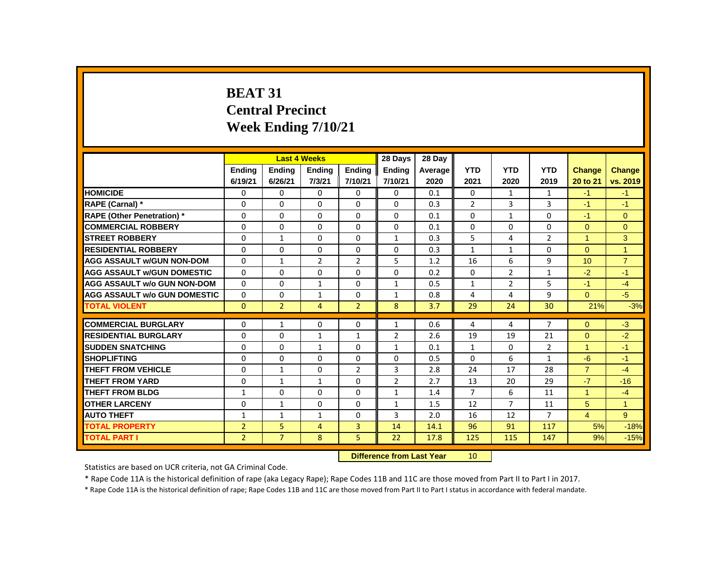# BEAT 31
# Central Precinct
# Week Ending 7/10/21

| | Last 4 Weeks | | | | 28 Days | 28 Day | | | | | |
|---|---|---|---|---|---|---|---|---|---|---|---|
| | Ending 6/19/21 | Ending 6/26/21 | Ending 7/3/21 | Ending 7/10/21 | Ending 7/10/21 | Average 2020 | YTD 2021 | YTD 2020 | YTD 2019 | Change 20 to 21 | Change vs. 2019 |
| HOMICIDE | 0 | 0 | 0 | 0 | 0 | 0.1 | 0 | 1 | 1 | -1 | -1 |
| RAPE (Carnal) * | 0 | 0 | 0 | 0 | 0 | 0.3 | 2 | 3 | 3 | -1 | -1 |
| RAPE (Other Penetration) * | 0 | 0 | 0 | 0 | 0 | 0.1 | 0 | 1 | 0 | -1 | 0 |
| COMMERCIAL ROBBERY | 0 | 0 | 0 | 0 | 0 | 0.1 | 0 | 0 | 0 | 0 | 0 |
| STREET ROBBERY | 0 | 1 | 0 | 0 | 1 | 0.3 | 5 | 4 | 2 | 1 | 3 |
| RESIDENTIAL ROBBERY | 0 | 0 | 0 | 0 | 0 | 0.3 | 1 | 1 | 0 | 0 | 1 |
| AGG ASSAULT w/GUN NON-DOM | 0 | 1 | 2 | 2 | 5 | 1.2 | 16 | 6 | 9 | 10 | 7 |
| AGG ASSAULT w/GUN DOMESTIC | 0 | 0 | 0 | 0 | 0 | 0.2 | 0 | 2 | 1 | -2 | -1 |
| AGG ASSAULT w/o GUN NON-DOM | 0 | 0 | 1 | 0 | 1 | 0.5 | 1 | 2 | 5 | -1 | -4 |
| AGG ASSAULT w/o GUN DOMESTIC | 0 | 0 | 1 | 0 | 1 | 0.8 | 4 | 4 | 9 | 0 | -5 |
| TOTAL VIOLENT | 0 | 2 | 4 | 2 | 8 | 3.7 | 29 | 24 | 30 | 21% | -3% |
| COMMERCIAL BURGLARY | 0 | 1 | 0 | 0 | 1 | 0.6 | 4 | 4 | 7 | 0 | -3 |
| RESIDENTIAL BURGLARY | 0 | 0 | 1 | 1 | 2 | 2.6 | 19 | 19 | 21 | 0 | -2 |
| SUDDEN SNATCHING | 0 | 0 | 1 | 0 | 1 | 0.1 | 1 | 0 | 2 | 1 | -1 |
| SHOPLIFTING | 0 | 0 | 0 | 0 | 0 | 0.5 | 0 | 6 | 1 | -6 | -1 |
| THEFT FROM VEHICLE | 0 | 1 | 0 | 2 | 3 | 2.8 | 24 | 17 | 28 | 7 | -4 |
| THEFT FROM YARD | 0 | 1 | 1 | 0 | 2 | 2.7 | 13 | 20 | 29 | -7 | -16 |
| THEFT FROM BLDG | 1 | 0 | 0 | 0 | 1 | 1.4 | 7 | 6 | 11 | 1 | -4 |
| OTHER LARCENY | 0 | 1 | 0 | 0 | 1 | 1.5 | 12 | 7 | 11 | 5 | 1 |
| AUTO THEFT | 1 | 1 | 1 | 0 | 3 | 2.0 | 16 | 12 | 7 | 4 | 9 |
| TOTAL PROPERTY | 2 | 5 | 4 | 3 | 14 | 14.1 | 96 | 91 | 117 | 5% | -18% |
| TOTAL PART I | 2 | 7 | 8 | 5 | 22 | 17.8 | 125 | 115 | 147 | 9% | -15% |

**Difference from Last Year** 10

Statistics are based on UCR criteria, not GA Criminal Code.

* Rape Code 11A is the historical definition of rape (aka Legacy Rape); Rape Codes 11B and 11C are those moved from Part II to Part I in 2017.

* Rape Code 11A is the historical definition of rape; Rape Codes 11B and 11C are those moved from Part II to Part I status in accordance with federal mandate.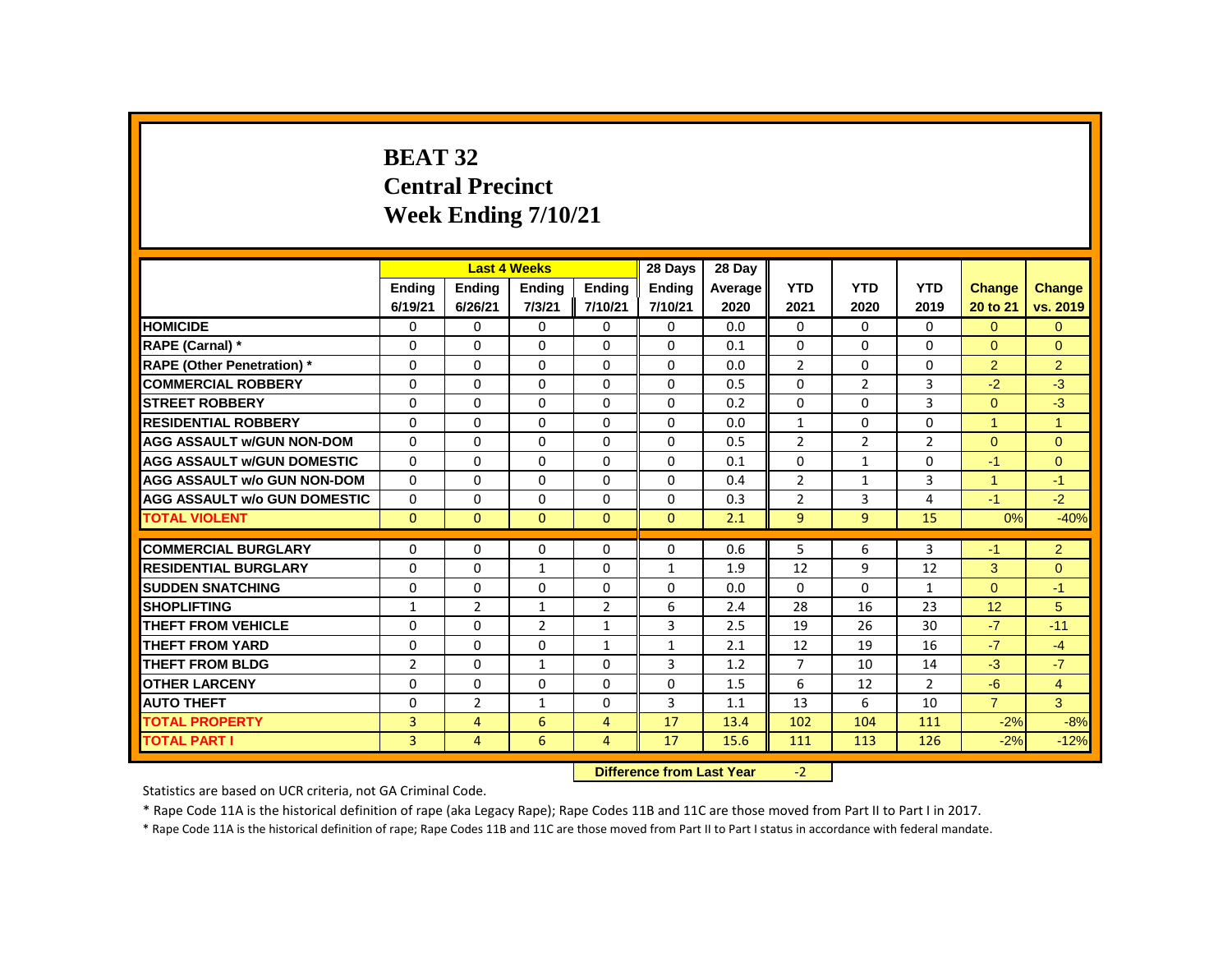# BEAT 32
## Central Precinct
## Week Ending 7/10/21

| | Last 4 Weeks | | | | 28 Days | 28 Day | | | | | |
|---|---|---|---|---|---|---|---|---|---|---|---|
| | Ending 6/19/21 | Ending 6/26/21 | Ending 7/3/21 | Ending 7/10/21 | Ending 7/10/21 | Average 2020 | YTD 2021 | YTD 2020 | YTD 2019 | Change 20 to 21 | Change vs. 2019 |
| **HOMICIDE** | 0 | 0 | 0 | 0 | 0 | 0.0 | 0 | 0 | 0 | 0 | 0 |
| **RAPE (Carnal) *** | 0 | 0 | 0 | 0 | 0 | 0.1 | 0 | 0 | 0 | 0 | 0 |
| **RAPE (Other Penetration) *** | 0 | 0 | 0 | 0 | 0 | 0.0 | 2 | 0 | 0 | 2 | 2 |
| **COMMERCIAL ROBBERY** | 0 | 0 | 0 | 0 | 0 | 0.5 | 0 | 2 | 3 | -2 | -3 |
| **STREET ROBBERY** | 0 | 0 | 0 | 0 | 0 | 0.2 | 0 | 0 | 3 | 0 | -3 |
| **RESIDENTIAL ROBBERY** | 0 | 0 | 0 | 0 | 0 | 0.0 | 1 | 0 | 0 | 1 | 1 |
| **AGG ASSAULT w/GUN NON-DOM** | 0 | 0 | 0 | 0 | 0 | 0.5 | 2 | 2 | 2 | 0 | 0 |
| **AGG ASSAULT w/GUN DOMESTIC** | 0 | 0 | 0 | 0 | 0 | 0.1 | 0 | 1 | 0 | -1 | 0 |
| **AGG ASSAULT w/o GUN NON-DOM** | 0 | 0 | 0 | 0 | 0 | 0.4 | 2 | 1 | 3 | 1 | -1 |
| **AGG ASSAULT w/o GUN DOMESTIC** | 0 | 0 | 0 | 0 | 0 | 0.3 | 2 | 3 | 4 | -1 | -2 |
| **TOTAL VIOLENT** | 0 | 0 | 0 | 0 | 0 | 2.1 | 9 | 9 | 15 | 0% | -40% |
| **COMMERCIAL BURGLARY** | 0 | 0 | 0 | 0 | 0 | 0.6 | 5 | 6 | 3 | -1 | 2 |
| **RESIDENTIAL BURGLARY** | 0 | 0 | 1 | 0 | 1 | 1.9 | 12 | 9 | 12 | 3 | 0 |
| **SUDDEN SNATCHING** | 0 | 0 | 0 | 0 | 0 | 0.0 | 0 | 0 | 1 | 0 | -1 |
| **SHOPLIFTING** | 1 | 2 | 1 | 2 | 6 | 2.4 | 28 | 16 | 23 | 12 | 5 |
| **THEFT FROM VEHICLE** | 0 | 0 | 2 | 1 | 3 | 2.5 | 19 | 26 | 30 | -7 | -11 |
| **THEFT FROM YARD** | 0 | 0 | 0 | 1 | 1 | 2.1 | 12 | 19 | 16 | -7 | -4 |
| **THEFT FROM BLDG** | 2 | 0 | 1 | 0 | 3 | 1.2 | 7 | 10 | 14 | -3 | -7 |
| **OTHER LARCENY** | 0 | 0 | 0 | 0 | 0 | 1.5 | 6 | 12 | 2 | -6 | 4 |
| **AUTO THEFT** | 0 | 2 | 1 | 0 | 3 | 1.1 | 13 | 6 | 10 | 7 | 3 |
| **TOTAL PROPERTY** | 3 | 4 | 6 | 4 | 17 | 13.4 | 102 | 104 | 111 | -2% | -8% |
| **TOTAL PART I** | 3 | 4 | 6 | 4 | 17 | 15.6 | 111 | 113 | 126 | -2% | -12% |

**Difference from Last Year** -2

Statistics are based on UCR criteria, not GA Criminal Code.

* Rape Code 11A is the historical definition of rape (aka Legacy Rape); Rape Codes 11B and 11C are those moved from Part II to Part I in 2017.

* Rape Code 11A is the historical definition of rape; Rape Codes 11B and 11C are those moved from Part II to Part I status in accordance with federal mandate.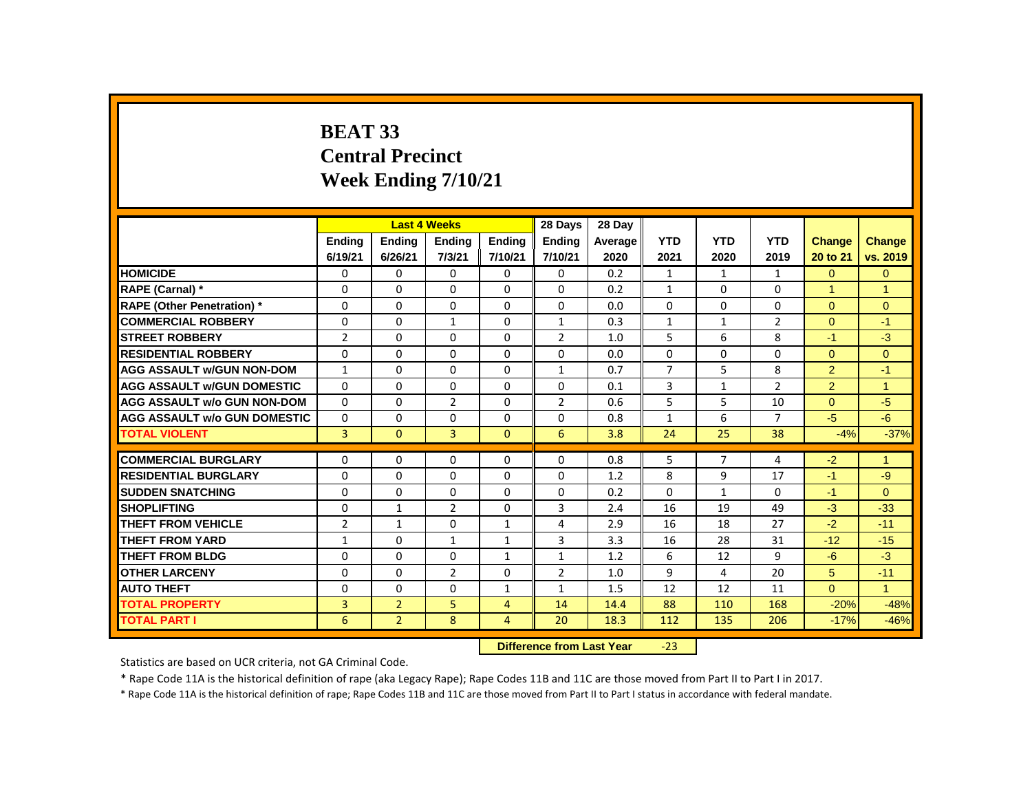# BEAT 33
## Central Precinct
## Week Ending 7/10/21

| | Last 4 Weeks | | | | 28 Days | 28 Day | | | | | |
|---|---|---|---|---|---|---|---|---|---|---|---|
| | Ending 6/19/21 | Ending 6/26/21 | Ending 7/3/21 | Ending 7/10/21 | Ending 7/10/21 | Average 2020 | YTD 2021 | YTD 2020 | YTD 2019 | Change 20 to 21 | Change vs. 2019 |
| HOMICIDE | 0 | 0 | 0 | 0 | 0 | 0.2 | 1 | 1 | 1 | 0 | 0 |
| RAPE (Carnal) * | 0 | 0 | 0 | 0 | 0 | 0.2 | 1 | 0 | 0 | 1 | 1 |
| RAPE (Other Penetration) * | 0 | 0 | 0 | 0 | 0 | 0.0 | 0 | 0 | 0 | 0 | 0 |
| COMMERCIAL ROBBERY | 0 | 0 | 1 | 0 | 1 | 0.3 | 1 | 1 | 2 | 0 | -1 |
| STREET ROBBERY | 2 | 0 | 0 | 0 | 2 | 1.0 | 5 | 6 | 8 | -1 | -3 |
| RESIDENTIAL ROBBERY | 0 | 0 | 0 | 0 | 0 | 0.0 | 0 | 0 | 0 | 0 | 0 |
| AGG ASSAULT w/GUN NON-DOM | 1 | 0 | 0 | 0 | 1 | 0.7 | 7 | 5 | 8 | 2 | -1 |
| AGG ASSAULT w/GUN DOMESTIC | 0 | 0 | 0 | 0 | 0 | 0.1 | 3 | 1 | 2 | 2 | 1 |
| AGG ASSAULT w/o GUN NON-DOM | 0 | 0 | 2 | 0 | 2 | 0.6 | 5 | 5 | 10 | 0 | -5 |
| AGG ASSAULT w/o GUN DOMESTIC | 0 | 0 | 0 | 0 | 0 | 0.8 | 1 | 6 | 7 | -5 | -6 |
| TOTAL VIOLENT | 3 | 0 | 3 | 0 | 6 | 3.8 | 24 | 25 | 38 | -4% | -37% |
| COMMERCIAL BURGLARY | 0 | 0 | 0 | 0 | 0 | 0.8 | 5 | 7 | 4 | -2 | 1 |
| RESIDENTIAL BURGLARY | 0 | 0 | 0 | 0 | 0 | 1.2 | 8 | 9 | 17 | -1 | -9 |
| SUDDEN SNATCHING | 0 | 0 | 0 | 0 | 0 | 0.2 | 0 | 1 | 0 | -1 | 0 |
| SHOPLIFTING | 0 | 1 | 2 | 0 | 3 | 2.4 | 16 | 19 | 49 | -3 | -33 |
| THEFT FROM VEHICLE | 2 | 1 | 0 | 1 | 4 | 2.9 | 16 | 18 | 27 | -2 | -11 |
| THEFT FROM YARD | 1 | 0 | 1 | 1 | 3 | 3.3 | 16 | 28 | 31 | -12 | -15 |
| THEFT FROM BLDG | 0 | 0 | 0 | 1 | 1 | 1.2 | 6 | 12 | 9 | -6 | -3 |
| OTHER LARCENY | 0 | 0 | 2 | 0 | 2 | 1.0 | 9 | 4 | 20 | 5 | -11 |
| AUTO THEFT | 0 | 0 | 0 | 1 | 1 | 1.5 | 12 | 12 | 11 | 0 | 1 |
| TOTAL PROPERTY | 3 | 2 | 5 | 4 | 14 | 14.4 | 88 | 110 | 168 | -20% | -48% |
| TOTAL PART I | 6 | 2 | 8 | 4 | 20 | 18.3 | 112 | 135 | 206 | -17% | -46% |

**Difference from Last Year** -23

Statistics are based on UCR criteria, not GA Criminal Code.

* Rape Code 11A is the historical definition of rape (aka Legacy Rape); Rape Codes 11B and 11C are those moved from Part II to Part I in 2017.

* Rape Code 11A is the historical definition of rape; Rape Codes 11B and 11C are those moved from Part II to Part I status in accordance with federal mandate.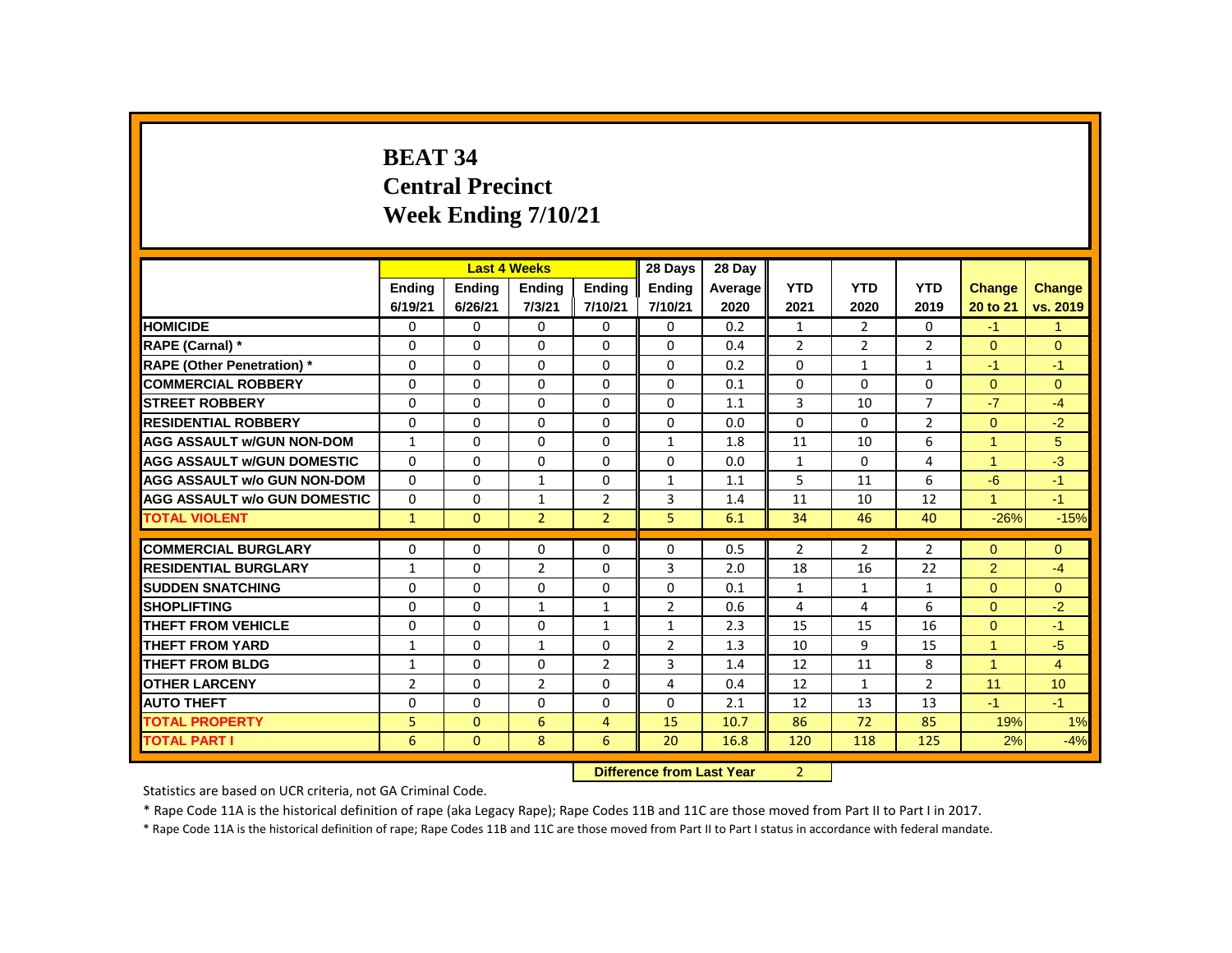# BEAT 34
# Central Precinct
# Week Ending 7/10/21

| | Last 4 Weeks | | | | 28 Days | 28 Day | | | | | |
|---|---|---|---|---|---|---|---|---|---|---|---|
| | Ending 6/19/21 | Ending 6/26/21 | Ending 7/3/21 | Ending 7/10/21 | Ending 7/10/21 | Average 2020 | YTD 2021 | YTD 2020 | YTD 2019 | Change 20 to 21 | Change vs. 2019 |
| **HOMICIDE** | 0 | 0 | 0 | 0 | 0 | 0.2 | 1 | 2 | 0 | -1 | 1 |
| **RAPE (Carnal) *** | 0 | 0 | 0 | 0 | 0 | 0.4 | 2 | 2 | 2 | 0 | 0 |
| **RAPE (Other Penetration) *** | 0 | 0 | 0 | 0 | 0 | 0.2 | 0 | 1 | 1 | -1 | -1 |
| **COMMERCIAL ROBBERY** | 0 | 0 | 0 | 0 | 0 | 0.1 | 0 | 0 | 0 | 0 | 0 |
| **STREET ROBBERY** | 0 | 0 | 0 | 0 | 0 | 1.1 | 3 | 10 | 7 | -7 | -4 |
| **RESIDENTIAL ROBBERY** | 0 | 0 | 0 | 0 | 0 | 0.0 | 0 | 0 | 2 | 0 | -2 |
| **AGG ASSAULT w/GUN NON-DOM** | 1 | 0 | 0 | 0 | 1 | 1.8 | 11 | 10 | 6 | 1 | 5 |
| **AGG ASSAULT w/GUN DOMESTIC** | 0 | 0 | 0 | 0 | 0 | 0.0 | 1 | 0 | 4 | 1 | -3 |
| **AGG ASSAULT w/o GUN NON-DOM** | 0 | 0 | 1 | 0 | 1 | 1.1 | 5 | 11 | 6 | -6 | -1 |
| **AGG ASSAULT w/o GUN DOMESTIC** | 0 | 0 | 1 | 2 | 3 | 1.4 | 11 | 10 | 12 | 1 | -1 |
| **TOTAL VIOLENT** | 1 | 0 | 2 | 2 | 5 | 6.1 | 34 | 46 | 40 | -26% | -15% |
| **COMMERCIAL BURGLARY** | 0 | 0 | 0 | 0 | 0 | 0.5 | 2 | 2 | 2 | 0 | 0 |
| **RESIDENTIAL BURGLARY** | 1 | 0 | 2 | 0 | 3 | 2.0 | 18 | 16 | 22 | 2 | -4 |
| **SUDDEN SNATCHING** | 0 | 0 | 0 | 0 | 0 | 0.1 | 1 | 1 | 1 | 0 | 0 |
| **SHOPLIFTING** | 0 | 0 | 1 | 1 | 2 | 0.6 | 4 | 4 | 6 | 0 | -2 |
| **THEFT FROM VEHICLE** | 0 | 0 | 0 | 1 | 1 | 2.3 | 15 | 15 | 16 | 0 | -1 |
| **THEFT FROM YARD** | 1 | 0 | 1 | 0 | 2 | 1.3 | 10 | 9 | 15 | 1 | -5 |
| **THEFT FROM BLDG** | 1 | 0 | 0 | 2 | 3 | 1.4 | 12 | 11 | 8 | 1 | 4 |
| **OTHER LARCENY** | 2 | 0 | 2 | 0 | 4 | 0.4 | 12 | 1 | 2 | 11 | 10 |
| **AUTO THEFT** | 0 | 0 | 0 | 0 | 0 | 2.1 | 12 | 13 | 13 | -1 | -1 |
| **TOTAL PROPERTY** | 5 | 0 | 6 | 4 | 15 | 10.7 | 86 | 72 | 85 | 19% | 1% |
| **TOTAL PART I** | 6 | 0 | 8 | 6 | 20 | 16.8 | 120 | 118 | 125 | 2% | -4% |

**Difference from Last Year** 2

Statistics are based on UCR criteria, not GA Criminal Code.

* Rape Code 11A is the historical definition of rape (aka Legacy Rape); Rape Codes 11B and 11C are those moved from Part II to Part I in 2017.

* Rape Code 11A is the historical definition of rape; Rape Codes 11B and 11C are those moved from Part II to Part I status in accordance with federal mandate.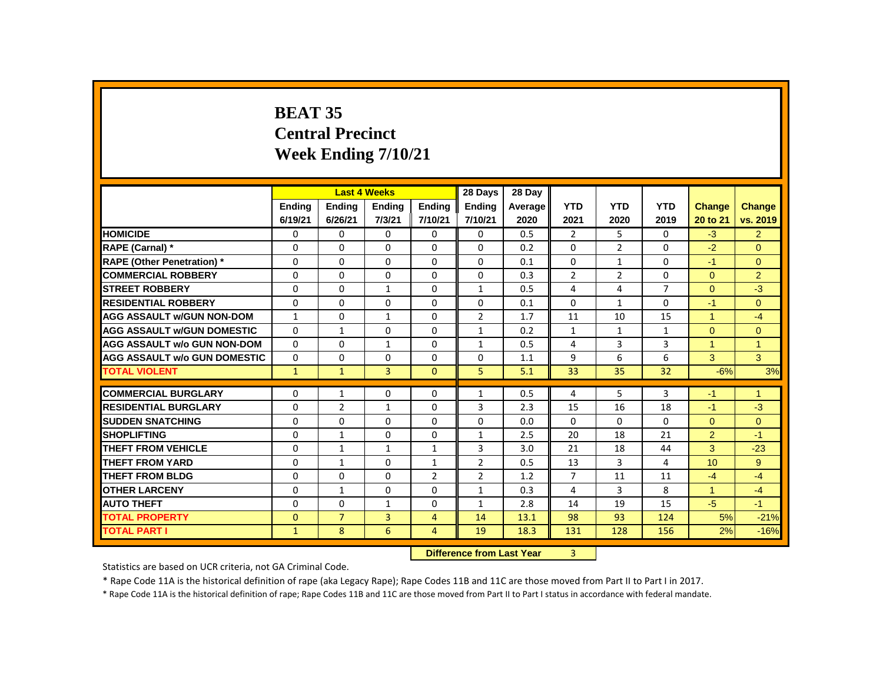# BEAT 35
# Central Precinct
# Week Ending 7/10/21

| | Last 4 Weeks | | | | 28 Days | 28 Day | | | | | |
|---|---|---|---|---|---|---|---|---|---|---|---|
| | Ending 6/19/21 | Ending 6/26/21 | Ending 7/3/21 | Ending 7/10/21 | Ending 7/10/21 | Average 2020 | YTD 2021 | YTD 2020 | YTD 2019 | Change 20 to 21 | Change vs. 2019 |
| HOMICIDE | 0 | 0 | 0 | 0 | 0 | 0.5 | 2 | 5 | 0 | -3 | 2 |
| RAPE (Carnal) * | 0 | 0 | 0 | 0 | 0 | 0.2 | 0 | 2 | 0 | -2 | 0 |
| RAPE (Other Penetration) * | 0 | 0 | 0 | 0 | 0 | 0.1 | 0 | 1 | 0 | -1 | 0 |
| COMMERCIAL ROBBERY | 0 | 0 | 0 | 0 | 0 | 0.3 | 2 | 2 | 0 | 0 | 2 |
| STREET ROBBERY | 0 | 0 | 1 | 0 | 1 | 0.5 | 4 | 4 | 7 | 0 | -3 |
| RESIDENTIAL ROBBERY | 0 | 0 | 0 | 0 | 0 | 0.1 | 0 | 1 | 0 | -1 | 0 |
| AGG ASSAULT w/GUN NON-DOM | 1 | 0 | 1 | 0 | 2 | 1.7 | 11 | 10 | 15 | 1 | -4 |
| AGG ASSAULT w/GUN DOMESTIC | 0 | 1 | 0 | 0 | 1 | 0.2 | 1 | 1 | 1 | 0 | 0 |
| AGG ASSAULT w/o GUN NON-DOM | 0 | 0 | 1 | 0 | 1 | 0.5 | 4 | 3 | 3 | 1 | 1 |
| AGG ASSAULT w/o GUN DOMESTIC | 0 | 0 | 0 | 0 | 0 | 1.1 | 9 | 6 | 6 | 3 | 3 |
| TOTAL VIOLENT | 1 | 1 | 3 | 0 | 5 | 5.1 | 33 | 35 | 32 | -6% | 3% |
| COMMERCIAL BURGLARY | 0 | 1 | 0 | 0 | 1 | 0.5 | 4 | 5 | 3 | -1 | 1 |
| RESIDENTIAL BURGLARY | 0 | 2 | 1 | 0 | 3 | 2.3 | 15 | 16 | 18 | -1 | -3 |
| SUDDEN SNATCHING | 0 | 0 | 0 | 0 | 0 | 0.0 | 0 | 0 | 0 | 0 | 0 |
| SHOPLIFTING | 0 | 1 | 0 | 0 | 1 | 2.5 | 20 | 18 | 21 | 2 | -1 |
| THEFT FROM VEHICLE | 0 | 1 | 1 | 1 | 3 | 3.0 | 21 | 18 | 44 | 3 | -23 |
| THEFT FROM YARD | 0 | 1 | 0 | 1 | 2 | 0.5 | 13 | 3 | 4 | 10 | 9 |
| THEFT FROM BLDG | 0 | 0 | 0 | 2 | 2 | 1.2 | 7 | 11 | 11 | -4 | -4 |
| OTHER LARCENY | 0 | 1 | 0 | 0 | 1 | 0.3 | 4 | 3 | 8 | 1 | -4 |
| AUTO THEFT | 0 | 0 | 1 | 0 | 1 | 2.8 | 14 | 19 | 15 | -5 | -1 |
| TOTAL PROPERTY | 0 | 7 | 3 | 4 | 14 | 13.1 | 98 | 93 | 124 | 5% | -21% |
| TOTAL PART I | 1 | 8 | 6 | 4 | 19 | 18.3 | 131 | 128 | 156 | 2% | -16% |

**Difference from Last Year** 3

Statistics are based on UCR criteria, not GA Criminal Code.

* Rape Code 11A is the historical definition of rape (aka Legacy Rape); Rape Codes 11B and 11C are those moved from Part II to Part I in 2017.

* Rape Code 11A is the historical definition of rape; Rape Codes 11B and 11C are those moved from Part II to Part I status in accordance with federal mandate.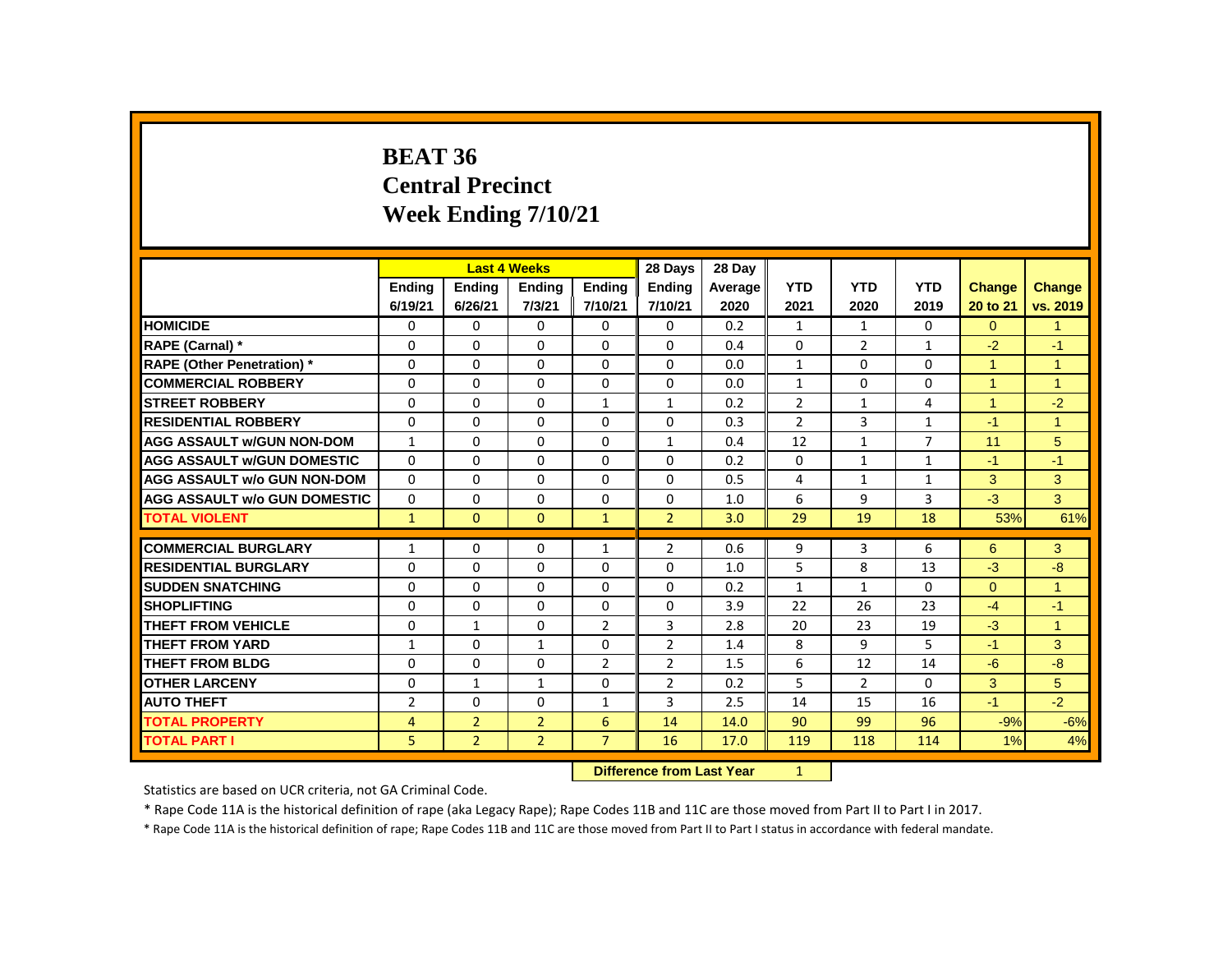# BEAT 36
## Central Precinct
## Week Ending 7/10/21

| | Last 4 Weeks | | | | 28 Days | 28 Day | | | | | |
|---|---|---|---|---|---|---|---|---|---|---|---|
| | Ending 6/19/21 | Ending 6/26/21 | Ending 7/3/21 | Ending 7/10/21 | Ending 7/10/21 | Average 2020 | YTD 2021 | YTD 2020 | YTD 2019 | Change 20 to 21 | Change vs. 2019 |
| HOMICIDE | 0 | 0 | 0 | 0 | 0 | 0.2 | 1 | 1 | 0 | 0 | 1 |
| RAPE (Carnal) * | 0 | 0 | 0 | 0 | 0 | 0.4 | 0 | 2 | 1 | -2 | -1 |
| RAPE (Other Penetration) * | 0 | 0 | 0 | 0 | 0 | 0.0 | 1 | 0 | 0 | 1 | 1 |
| COMMERCIAL ROBBERY | 0 | 0 | 0 | 0 | 0 | 0.0 | 1 | 0 | 0 | 1 | 1 |
| STREET ROBBERY | 0 | 0 | 0 | 1 | 1 | 0.2 | 2 | 1 | 4 | 1 | -2 |
| RESIDENTIAL ROBBERY | 0 | 0 | 0 | 0 | 0 | 0.3 | 2 | 3 | 1 | -1 | 1 |
| AGG ASSAULT w/GUN NON-DOM | 1 | 0 | 0 | 0 | 1 | 0.4 | 12 | 1 | 7 | 11 | 5 |
| AGG ASSAULT w/GUN DOMESTIC | 0 | 0 | 0 | 0 | 0 | 0.2 | 0 | 1 | 1 | -1 | -1 |
| AGG ASSAULT w/o GUN NON-DOM | 0 | 0 | 0 | 0 | 0 | 0.5 | 4 | 1 | 1 | 3 | 3 |
| AGG ASSAULT w/o GUN DOMESTIC | 0 | 0 | 0 | 0 | 0 | 1.0 | 6 | 9 | 3 | -3 | 3 |
| TOTAL VIOLENT | 1 | 0 | 0 | 1 | 2 | 3.0 | 29 | 19 | 18 | 53% | 61% |
| COMMERCIAL BURGLARY | 1 | 0 | 0 | 1 | 2 | 0.6 | 9 | 3 | 6 | 6 | 3 |
| RESIDENTIAL BURGLARY | 0 | 0 | 0 | 0 | 0 | 1.0 | 5 | 8 | 13 | -3 | -8 |
| SUDDEN SNATCHING | 0 | 0 | 0 | 0 | 0 | 0.2 | 1 | 1 | 0 | 0 | 1 |
| SHOPLIFTING | 0 | 0 | 0 | 0 | 0 | 3.9 | 22 | 26 | 23 | -4 | -1 |
| THEFT FROM VEHICLE | 0 | 1 | 0 | 2 | 3 | 2.8 | 20 | 23 | 19 | -3 | 1 |
| THEFT FROM YARD | 1 | 0 | 1 | 0 | 2 | 1.4 | 8 | 9 | 5 | -1 | 3 |
| THEFT FROM BLDG | 0 | 0 | 0 | 2 | 2 | 1.5 | 6 | 12 | 14 | -6 | -8 |
| OTHER LARCENY | 0 | 1 | 1 | 0 | 2 | 0.2 | 5 | 2 | 0 | 3 | 5 |
| AUTO THEFT | 2 | 0 | 0 | 1 | 3 | 2.5 | 14 | 15 | 16 | -1 | -2 |
| TOTAL PROPERTY | 4 | 2 | 2 | 6 | 14 | 14.0 | 90 | 99 | 96 | -9% | -6% |
| TOTAL PART I | 5 | 2 | 2 | 7 | 16 | 17.0 | 119 | 118 | 114 | 1% | 4% |

**Difference from Last Year** 1

Statistics are based on UCR criteria, not GA Criminal Code.

* Rape Code 11A is the historical definition of rape (aka Legacy Rape); Rape Codes 11B and 11C are those moved from Part II to Part I in 2017.

* Rape Code 11A is the historical definition of rape; Rape Codes 11B and 11C are those moved from Part II to Part I status in accordance with federal mandate.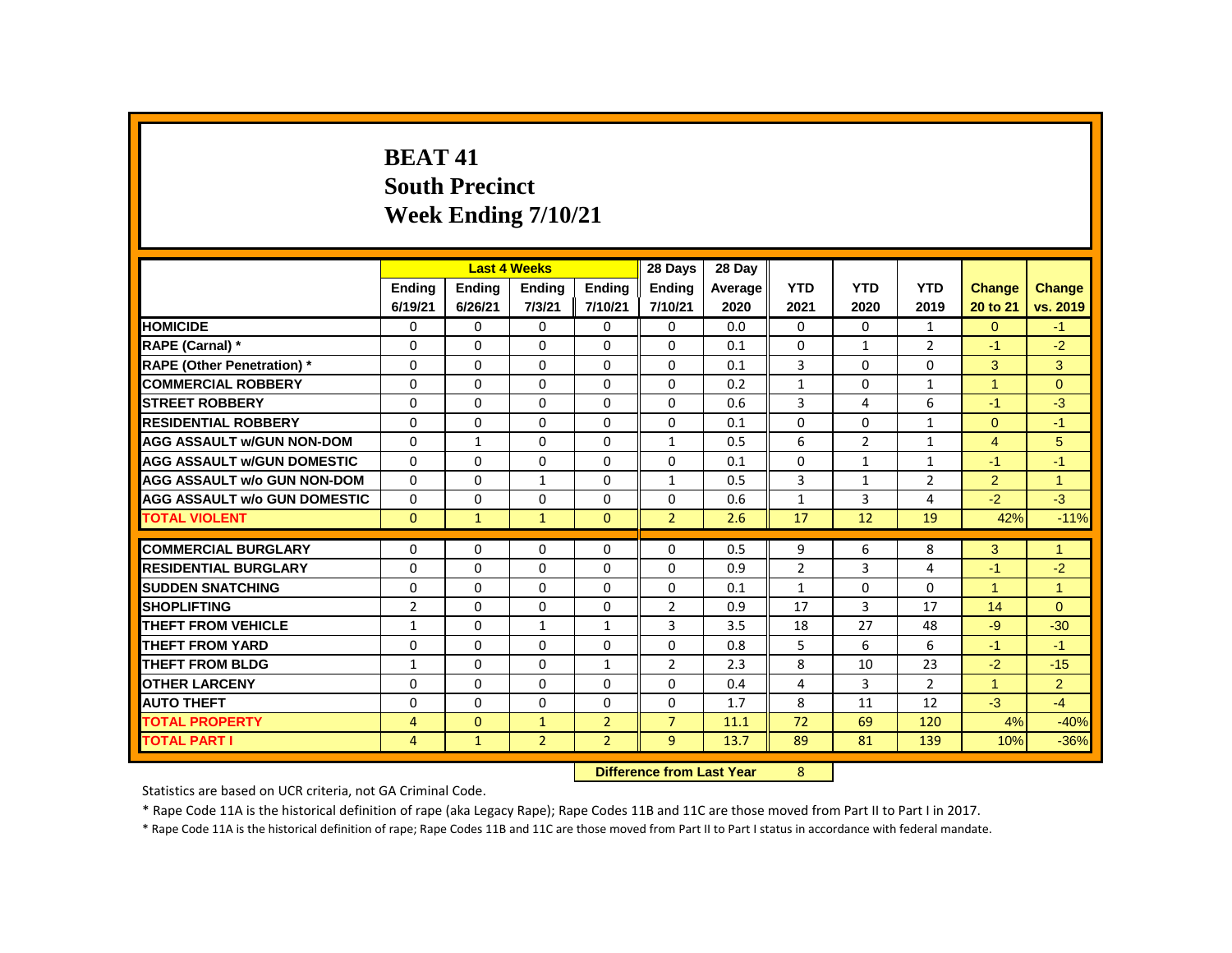# BEAT 41
# South Precinct
# Week Ending 7/10/21

| | Last 4 Weeks | | | | 28 Days | 28 Day | | | | | |
|---|---|---|---|---|---|---|---|---|---|---|---|
| | Ending 6/19/21 | Ending 6/26/21 | Ending 7/3/21 | Ending 7/10/21 | Ending 7/10/21 | Average 2020 | YTD 2021 | YTD 2020 | YTD 2019 | Change 20 to 21 | Change vs. 2019 |
| HOMICIDE | 0 | 0 | 0 | 0 | 0 | 0.0 | 0 | 0 | 1 | 0 | -1 |
| RAPE (Carnal) * | 0 | 0 | 0 | 0 | 0 | 0.1 | 0 | 1 | 2 | -1 | -2 |
| RAPE (Other Penetration) * | 0 | 0 | 0 | 0 | 0 | 0.1 | 3 | 0 | 0 | 3 | 3 |
| COMMERCIAL ROBBERY | 0 | 0 | 0 | 0 | 0 | 0.2 | 1 | 0 | 1 | 1 | 0 |
| STREET ROBBERY | 0 | 0 | 0 | 0 | 0 | 0.6 | 3 | 4 | 6 | -1 | -3 |
| RESIDENTIAL ROBBERY | 0 | 0 | 0 | 0 | 0 | 0.1 | 0 | 0 | 1 | 0 | -1 |
| AGG ASSAULT w/GUN NON-DOM | 0 | 1 | 0 | 0 | 1 | 0.5 | 6 | 2 | 1 | 4 | 5 |
| AGG ASSAULT w/GUN DOMESTIC | 0 | 0 | 0 | 0 | 0 | 0.1 | 0 | 1 | 1 | -1 | -1 |
| AGG ASSAULT w/o GUN NON-DOM | 0 | 0 | 1 | 0 | 1 | 0.5 | 3 | 1 | 2 | 2 | 1 |
| AGG ASSAULT w/o GUN DOMESTIC | 0 | 0 | 0 | 0 | 0 | 0.6 | 1 | 3 | 4 | -2 | -3 |
| TOTAL VIOLENT | 0 | 1 | 1 | 0 | 2 | 2.6 | 17 | 12 | 19 | 42% | -11% |
| COMMERCIAL BURGLARY | 0 | 0 | 0 | 0 | 0 | 0.5 | 9 | 6 | 8 | 3 | 1 |
| RESIDENTIAL BURGLARY | 0 | 0 | 0 | 0 | 0 | 0.9 | 2 | 3 | 4 | -1 | -2 |
| SUDDEN SNATCHING | 0 | 0 | 0 | 0 | 0 | 0.1 | 1 | 0 | 0 | 1 | 1 |
| SHOPLIFTING | 2 | 0 | 0 | 0 | 2 | 0.9 | 17 | 3 | 17 | 14 | 0 |
| THEFT FROM VEHICLE | 1 | 0 | 1 | 1 | 3 | 3.5 | 18 | 27 | 48 | -9 | -30 |
| THEFT FROM YARD | 0 | 0 | 0 | 0 | 0 | 0.8 | 5 | 6 | 6 | -1 | -1 |
| THEFT FROM BLDG | 1 | 0 | 0 | 1 | 2 | 2.3 | 8 | 10 | 23 | -2 | -15 |
| OTHER LARCENY | 0 | 0 | 0 | 0 | 0 | 0.4 | 4 | 3 | 2 | 1 | 2 |
| AUTO THEFT | 0 | 0 | 0 | 0 | 0 | 1.7 | 8 | 11 | 12 | -3 | -4 |
| TOTAL PROPERTY | 4 | 0 | 1 | 2 | 7 | 11.1 | 72 | 69 | 120 | 4% | -40% |
| TOTAL PART I | 4 | 1 | 2 | 2 | 9 | 13.7 | 89 | 81 | 139 | 10% | -36% |

**Difference from Last Year** 8

Statistics are based on UCR criteria, not GA Criminal Code.

* Rape Code 11A is the historical definition of rape (aka Legacy Rape); Rape Codes 11B and 11C are those moved from Part II to Part I in 2017.

* Rape Code 11A is the historical definition of rape; Rape Codes 11B and 11C are those moved from Part II to Part I status in accordance with federal mandate.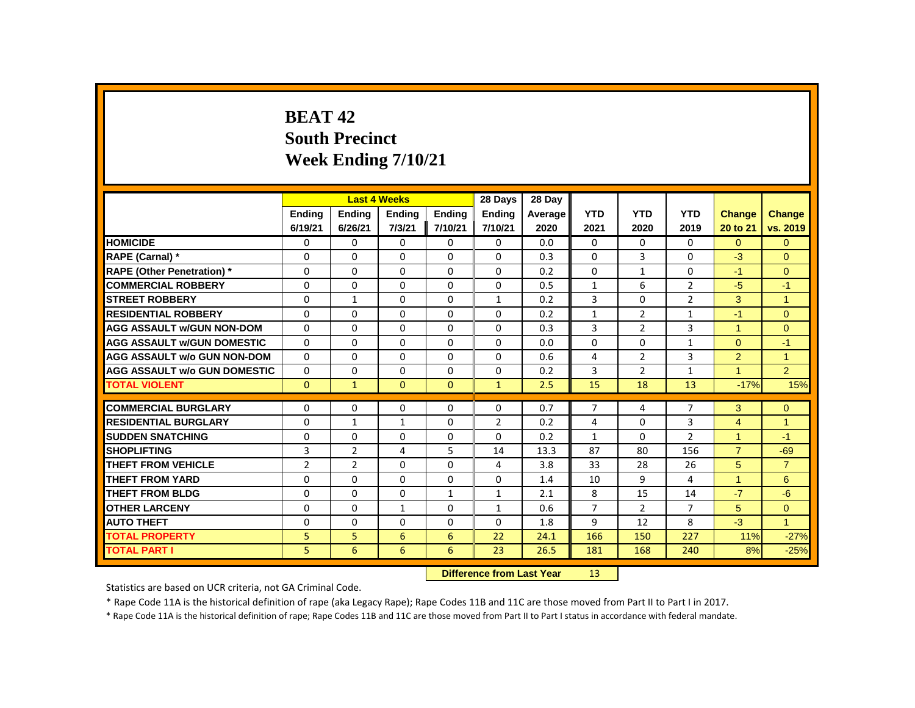# BEAT 42
# South Precinct
# Week Ending 7/10/21

| | Last 4 Weeks | | | | 28 Days | 28 Day | | | | | |
|---|---|---|---|---|---|---|---|---|---|---|---|
| | Ending 6/19/21 | Ending 6/26/21 | Ending 7/3/21 | Ending 7/10/21 | Ending 7/10/21 | Average 2020 | YTD 2021 | YTD 2020 | YTD 2019 | Change 20 to 21 | Change vs. 2019 |
| HOMICIDE | 0 | 0 | 0 | 0 | 0 | 0.0 | 0 | 0 | 0 | 0 | 0 |
| RAPE (Carnal) * | 0 | 0 | 0 | 0 | 0 | 0.3 | 0 | 3 | 0 | -3 | 0 |
| RAPE (Other Penetration) * | 0 | 0 | 0 | 0 | 0 | 0.2 | 0 | 1 | 0 | -1 | 0 |
| COMMERCIAL ROBBERY | 0 | 0 | 0 | 0 | 0 | 0.5 | 1 | 6 | 2 | -5 | -1 |
| STREET ROBBERY | 0 | 1 | 0 | 0 | 1 | 0.2 | 3 | 0 | 2 | 3 | 1 |
| RESIDENTIAL ROBBERY | 0 | 0 | 0 | 0 | 0 | 0.2 | 1 | 2 | 1 | -1 | 0 |
| AGG ASSAULT w/GUN NON-DOM | 0 | 0 | 0 | 0 | 0 | 0.3 | 3 | 2 | 3 | 1 | 0 |
| AGG ASSAULT w/GUN DOMESTIC | 0 | 0 | 0 | 0 | 0 | 0.0 | 0 | 0 | 1 | 0 | -1 |
| AGG ASSAULT w/o GUN NON-DOM | 0 | 0 | 0 | 0 | 0 | 0.6 | 4 | 2 | 3 | 2 | 1 |
| AGG ASSAULT w/o GUN DOMESTIC | 0 | 0 | 0 | 0 | 0 | 0.2 | 3 | 2 | 1 | 1 | 2 |
| TOTAL VIOLENT | 0 | 1 | 0 | 0 | 1 | 2.5 | 15 | 18 | 13 | -17% | 15% |
| COMMERCIAL BURGLARY | 0 | 0 | 0 | 0 | 0 | 0.7 | 7 | 4 | 7 | 3 | 0 |
| RESIDENTIAL BURGLARY | 0 | 1 | 1 | 0 | 2 | 0.2 | 4 | 0 | 3 | 4 | 1 |
| SUDDEN SNATCHING | 0 | 0 | 0 | 0 | 0 | 0.2 | 1 | 0 | 2 | 1 | -1 |
| SHOPLIFTING | 3 | 2 | 4 | 5 | 14 | 13.3 | 87 | 80 | 156 | 7 | -69 |
| THEFT FROM VEHICLE | 2 | 2 | 0 | 0 | 4 | 3.8 | 33 | 28 | 26 | 5 | 7 |
| THEFT FROM YARD | 0 | 0 | 0 | 0 | 0 | 1.4 | 10 | 9 | 4 | 1 | 6 |
| THEFT FROM BLDG | 0 | 0 | 0 | 1 | 1 | 2.1 | 8 | 15 | 14 | -7 | -6 |
| OTHER LARCENY | 0 | 0 | 1 | 0 | 1 | 0.6 | 7 | 2 | 7 | 5 | 0 |
| AUTO THEFT | 0 | 0 | 0 | 0 | 0 | 1.8 | 9 | 12 | 8 | -3 | 1 |
| TOTAL PROPERTY | 5 | 5 | 6 | 6 | 22 | 24.1 | 166 | 150 | 227 | 11% | -27% |
| TOTAL PART I | 5 | 6 | 6 | 6 | 23 | 26.5 | 181 | 168 | 240 | 8% | -25% |

**Difference from Last Year** 13

Statistics are based on UCR criteria, not GA Criminal Code.

* Rape Code 11A is the historical definition of rape (aka Legacy Rape); Rape Codes 11B and 11C are those moved from Part II to Part I in 2017.

* Rape Code 11A is the historical definition of rape; Rape Codes 11B and 11C are those moved from Part II to Part I status in accordance with federal mandate.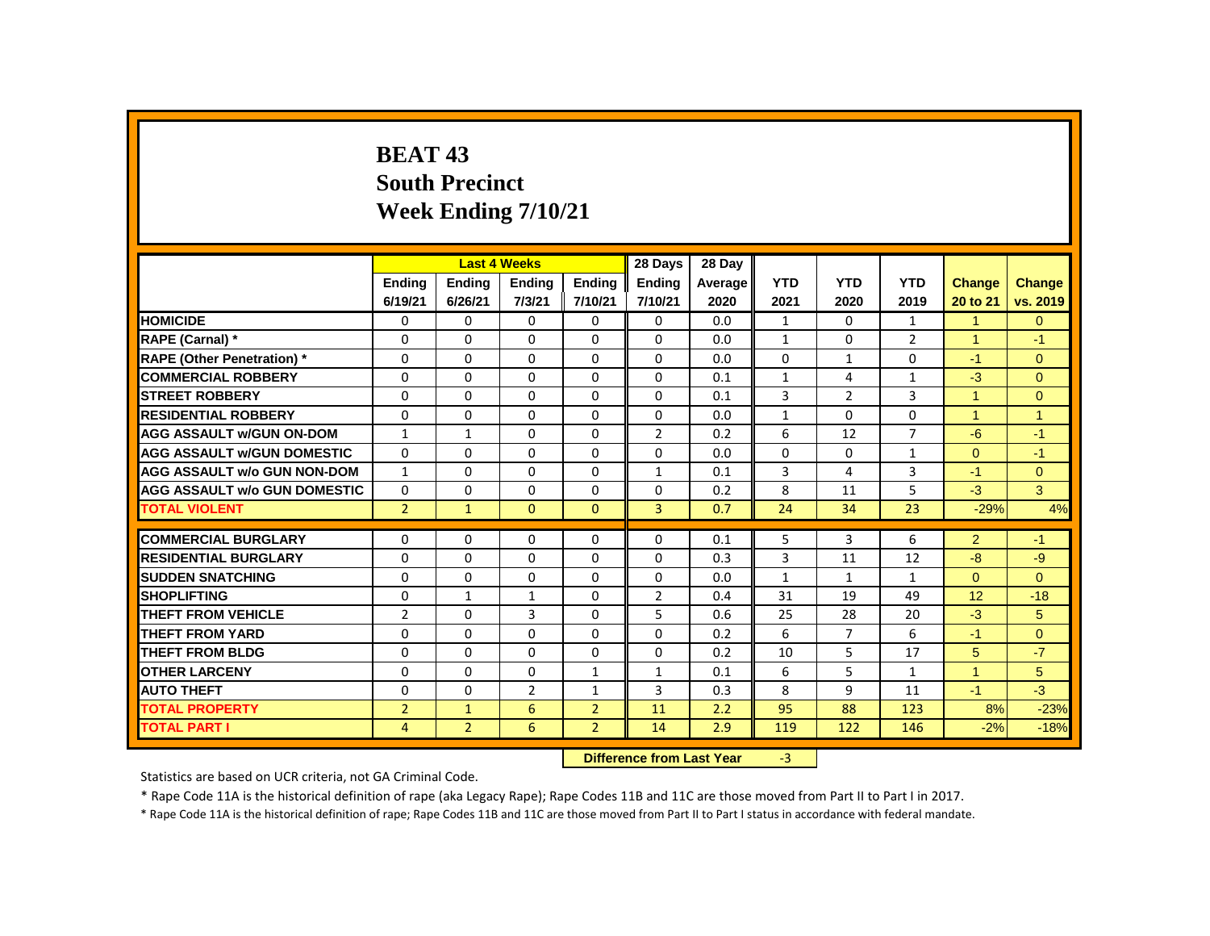# BEAT 43
## South Precinct
## Week Ending 7/10/21

| | Last 4 Weeks | | | | 28 Days | 28 Day | | | | | |
|---|---|---|---|---|---|---|---|---|---|---|---|
| | Ending 6/19/21 | Ending 6/26/21 | Ending 7/3/21 | Ending 7/10/21 | Ending 7/10/21 | Average 2020 | YTD 2021 | YTD 2020 | YTD 2019 | Change 20 to 21 | Change vs. 2019 |
| HOMICIDE | 0 | 0 | 0 | 0 | 0 | 0.0 | 1 | 0 | 1 | 1 | 0 |
| RAPE (Carnal) * | 0 | 0 | 0 | 0 | 0 | 0.0 | 1 | 0 | 2 | 1 | -1 |
| RAPE (Other Penetration) * | 0 | 0 | 0 | 0 | 0 | 0.0 | 0 | 1 | 0 | -1 | 0 |
| COMMERCIAL ROBBERY | 0 | 0 | 0 | 0 | 0 | 0.1 | 1 | 4 | 1 | -3 | 0 |
| STREET ROBBERY | 0 | 0 | 0 | 0 | 0 | 0.1 | 3 | 2 | 3 | 1 | 0 |
| RESIDENTIAL ROBBERY | 0 | 0 | 0 | 0 | 0 | 0.0 | 1 | 0 | 0 | 1 | 1 |
| AGG ASSAULT w/GUN ON-DOM | 1 | 1 | 0 | 0 | 2 | 0.2 | 6 | 12 | 7 | -6 | -1 |
| AGG ASSAULT w/GUN DOMESTIC | 0 | 0 | 0 | 0 | 0 | 0.0 | 0 | 0 | 1 | 0 | -1 |
| AGG ASSAULT w/o GUN NON-DOM | 1 | 0 | 0 | 0 | 1 | 0.1 | 3 | 4 | 3 | -1 | 0 |
| AGG ASSAULT w/o GUN DOMESTIC | 0 | 0 | 0 | 0 | 0 | 0.2 | 8 | 11 | 5 | -3 | 3 |
| TOTAL VIOLENT | 2 | 1 | 0 | 0 | 3 | 0.7 | 24 | 34 | 23 | -29% | 4% |
| COMMERCIAL BURGLARY | 0 | 0 | 0 | 0 | 0 | 0.1 | 5 | 3 | 6 | 2 | -1 |
| RESIDENTIAL BURGLARY | 0 | 0 | 0 | 0 | 0 | 0.3 | 3 | 11 | 12 | -8 | -9 |
| SUDDEN SNATCHING | 0 | 0 | 0 | 0 | 0 | 0.0 | 1 | 1 | 1 | 0 | 0 |
| SHOPLIFTING | 0 | 1 | 1 | 0 | 2 | 0.4 | 31 | 19 | 49 | 12 | -18 |
| THEFT FROM VEHICLE | 2 | 0 | 3 | 0 | 5 | 0.6 | 25 | 28 | 20 | -3 | 5 |
| THEFT FROM YARD | 0 | 0 | 0 | 0 | 0 | 0.2 | 6 | 7 | 6 | -1 | 0 |
| THEFT FROM BLDG | 0 | 0 | 0 | 0 | 0 | 0.2 | 10 | 5 | 17 | 5 | -7 |
| OTHER LARCENY | 0 | 0 | 0 | 1 | 1 | 0.1 | 6 | 5 | 1 | 1 | 5 |
| AUTO THEFT | 0 | 0 | 2 | 1 | 3 | 0.3 | 8 | 9 | 11 | -1 | -3 |
| TOTAL PROPERTY | 2 | 1 | 6 | 2 | 11 | 2.2 | 95 | 88 | 123 | 8% | -23% |
| TOTAL PART I | 4 | 2 | 6 | 2 | 14 | 2.9 | 119 | 122 | 146 | -2% | -18% |

**Difference from Last Year** -3

Statistics are based on UCR criteria, not GA Criminal Code.

* Rape Code 11A is the historical definition of rape (aka Legacy Rape); Rape Codes 11B and 11C are those moved from Part II to Part I in 2017.

* Rape Code 11A is the historical definition of rape; Rape Codes 11B and 11C are those moved from Part II to Part I status in accordance with federal mandate.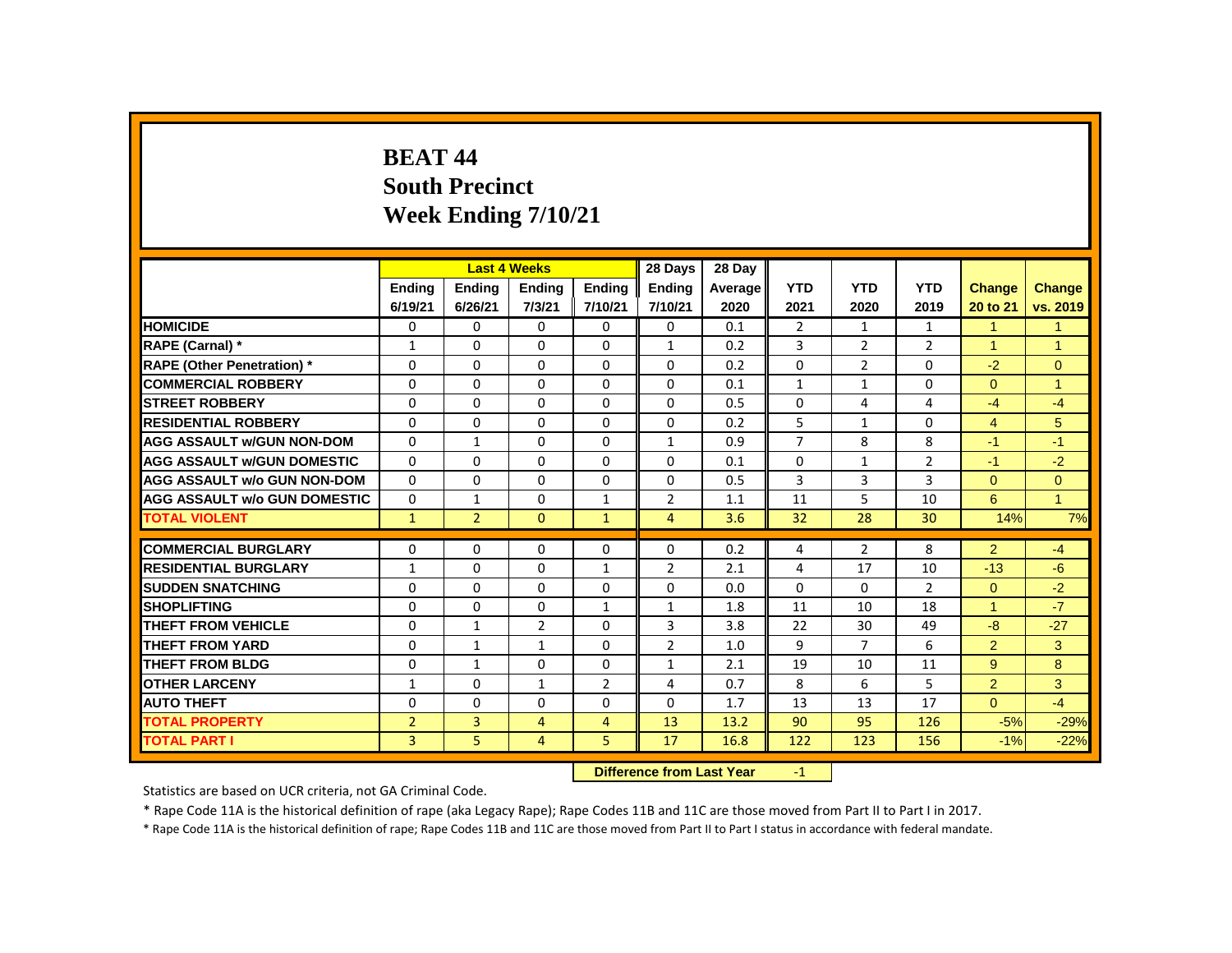# BEAT 44
## South Precinct
## Week Ending 7/10/21

| | Last 4 Weeks | | | | 28 Days | 28 Day | | | | | |
|---|---|---|---|---|---|---|---|---|---|---|---|
| | Ending 6/19/21 | Ending 6/26/21 | Ending 7/3/21 | Ending 7/10/21 | Ending 7/10/21 | Average 2020 | YTD 2021 | YTD 2020 | YTD 2019 | Change 20 to 21 | Change vs. 2019 |
| HOMICIDE | 0 | 0 | 0 | 0 | 0 | 0.1 | 2 | 1 | 1 | 1 | 1 |
| RAPE (Carnal) * | 1 | 0 | 0 | 0 | 1 | 0.2 | 3 | 2 | 2 | 1 | 1 |
| RAPE (Other Penetration) * | 0 | 0 | 0 | 0 | 0 | 0.2 | 0 | 2 | 0 | -2 | 0 |
| COMMERCIAL ROBBERY | 0 | 0 | 0 | 0 | 0 | 0.1 | 1 | 1 | 0 | 0 | 1 |
| STREET ROBBERY | 0 | 0 | 0 | 0 | 0 | 0.5 | 0 | 4 | 4 | -4 | -4 |
| RESIDENTIAL ROBBERY | 0 | 0 | 0 | 0 | 0 | 0.2 | 5 | 1 | 0 | 4 | 5 |
| AGG ASSAULT w/GUN NON-DOM | 0 | 1 | 0 | 0 | 1 | 0.9 | 7 | 8 | 8 | -1 | -1 |
| AGG ASSAULT w/GUN DOMESTIC | 0 | 0 | 0 | 0 | 0 | 0.1 | 0 | 1 | 2 | -1 | -2 |
| AGG ASSAULT w/o GUN NON-DOM | 0 | 0 | 0 | 0 | 0 | 0.5 | 3 | 3 | 3 | 0 | 0 |
| AGG ASSAULT w/o GUN DOMESTIC | 0 | 1 | 0 | 1 | 2 | 1.1 | 11 | 5 | 10 | 6 | 1 |
| TOTAL VIOLENT | 1 | 2 | 0 | 1 | 4 | 3.6 | 32 | 28 | 30 | 14% | 7% |
| COMMERCIAL BURGLARY | 0 | 0 | 0 | 0 | 0 | 0.2 | 4 | 2 | 8 | 2 | -4 |
| RESIDENTIAL BURGLARY | 1 | 0 | 0 | 1 | 2 | 2.1 | 4 | 17 | 10 | -13 | -6 |
| SUDDEN SNATCHING | 0 | 0 | 0 | 0 | 0 | 0.0 | 0 | 0 | 2 | 0 | -2 |
| SHOPLIFTING | 0 | 0 | 0 | 1 | 1 | 1.8 | 11 | 10 | 18 | 1 | -7 |
| THEFT FROM VEHICLE | 0 | 1 | 2 | 0 | 3 | 3.8 | 22 | 30 | 49 | -8 | -27 |
| THEFT FROM YARD | 0 | 1 | 1 | 0 | 2 | 1.0 | 9 | 7 | 6 | 2 | 3 |
| THEFT FROM BLDG | 0 | 1 | 0 | 0 | 1 | 2.1 | 19 | 10 | 11 | 9 | 8 |
| OTHER LARCENY | 1 | 0 | 1 | 2 | 4 | 0.7 | 8 | 6 | 5 | 2 | 3 |
| AUTO THEFT | 0 | 0 | 0 | 0 | 0 | 1.7 | 13 | 13 | 17 | 0 | -4 |
| TOTAL PROPERTY | 2 | 3 | 4 | 4 | 13 | 13.2 | 90 | 95 | 126 | -5% | -29% |
| TOTAL PART I | 3 | 5 | 4 | 5 | 17 | 16.8 | 122 | 123 | 156 | -1% | -22% |

**Difference from Last Year** -1

Statistics are based on UCR criteria, not GA Criminal Code.

* Rape Code 11A is the historical definition of rape (aka Legacy Rape); Rape Codes 11B and 11C are those moved from Part II to Part I in 2017.

* Rape Code 11A is the historical definition of rape; Rape Codes 11B and 11C are those moved from Part II to Part I status in accordance with federal mandate.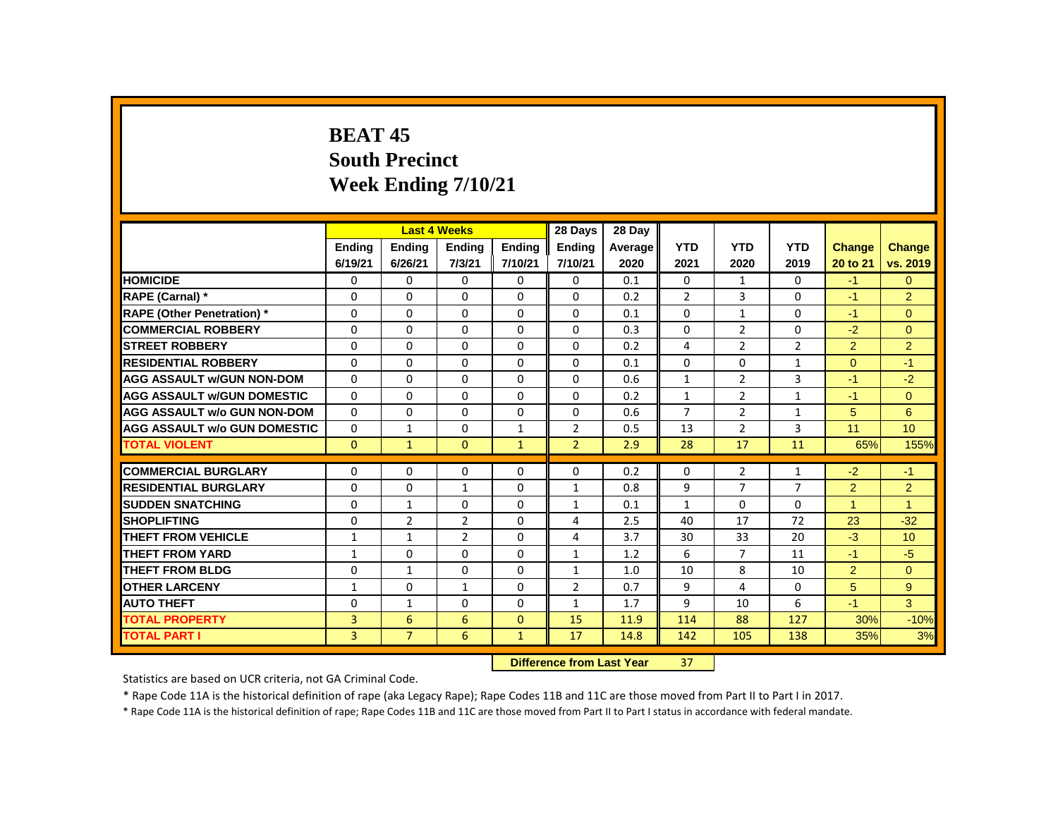# BEAT 45
# South Precinct
# Week Ending 7/10/21

| | Last 4 Weeks | | | | 28 Days | 28 Day | | | | | |
|---|---|---|---|---|---|---|---|---|---|---|---|
| | Ending 6/19/21 | Ending 6/26/21 | Ending 7/3/21 | Ending 7/10/21 | Ending 7/10/21 | Average 2020 | YTD 2021 | YTD 2020 | YTD 2019 | Change 20 to 21 | Change vs. 2019 |
| HOMICIDE | 0 | 0 | 0 | 0 | 0 | 0.1 | 0 | 1 | 0 | -1 | 0 |
| RAPE (Carnal) * | 0 | 0 | 0 | 0 | 0 | 0.2 | 2 | 3 | 0 | -1 | 2 |
| RAPE (Other Penetration) * | 0 | 0 | 0 | 0 | 0 | 0.1 | 0 | 1 | 0 | -1 | 0 |
| COMMERCIAL ROBBERY | 0 | 0 | 0 | 0 | 0 | 0.3 | 0 | 2 | 0 | -2 | 0 |
| STREET ROBBERY | 0 | 0 | 0 | 0 | 0 | 0.2 | 4 | 2 | 2 | 2 | 2 |
| RESIDENTIAL ROBBERY | 0 | 0 | 0 | 0 | 0 | 0.1 | 0 | 0 | 1 | 0 | -1 |
| AGG ASSAULT w/GUN NON-DOM | 0 | 0 | 0 | 0 | 0 | 0.6 | 1 | 2 | 3 | -1 | -2 |
| AGG ASSAULT w/GUN DOMESTIC | 0 | 0 | 0 | 0 | 0 | 0.2 | 1 | 2 | 1 | -1 | 0 |
| AGG ASSAULT w/o GUN NON-DOM | 0 | 0 | 0 | 0 | 0 | 0.6 | 7 | 2 | 1 | 5 | 6 |
| AGG ASSAULT w/o GUN DOMESTIC | 0 | 1 | 0 | 1 | 2 | 0.5 | 13 | 2 | 3 | 11 | 10 |
| TOTAL VIOLENT | 0 | 1 | 0 | 1 | 2 | 2.9 | 28 | 17 | 11 | 65% | 155% |
| COMMERCIAL BURGLARY | 0 | 0 | 0 | 0 | 0 | 0.2 | 0 | 2 | 1 | -2 | -1 |
| RESIDENTIAL BURGLARY | 0 | 0 | 1 | 0 | 1 | 0.8 | 9 | 7 | 7 | 2 | 2 |
| SUDDEN SNATCHING | 0 | 1 | 0 | 0 | 1 | 0.1 | 1 | 0 | 0 | 1 | 1 |
| SHOPLIFTING | 0 | 2 | 2 | 0 | 4 | 2.5 | 40 | 17 | 72 | 23 | -32 |
| THEFT FROM VEHICLE | 1 | 1 | 2 | 0 | 4 | 3.7 | 30 | 33 | 20 | -3 | 10 |
| THEFT FROM YARD | 1 | 0 | 0 | 0 | 1 | 1.2 | 6 | 7 | 11 | -1 | -5 |
| THEFT FROM BLDG | 0 | 1 | 0 | 0 | 1 | 1.0 | 10 | 8 | 10 | 2 | 0 |
| OTHER LARCENY | 1 | 0 | 1 | 0 | 2 | 0.7 | 9 | 4 | 0 | 5 | 9 |
| AUTO THEFT | 0 | 1 | 0 | 0 | 1 | 1.7 | 9 | 10 | 6 | -1 | 3 |
| TOTAL PROPERTY | 3 | 6 | 6 | 0 | 15 | 11.9 | 114 | 88 | 127 | 30% | -10% |
| TOTAL PART I | 3 | 7 | 6 | 1 | 17 | 14.8 | 142 | 105 | 138 | 35% | 3% |

**Difference from Last Year** 37

Statistics are based on UCR criteria, not GA Criminal Code.

* Rape Code 11A is the historical definition of rape (aka Legacy Rape); Rape Codes 11B and 11C are those moved from Part II to Part I in 2017.

* Rape Code 11A is the historical definition of rape; Rape Codes 11B and 11C are those moved from Part II to Part I status in accordance with federal mandate.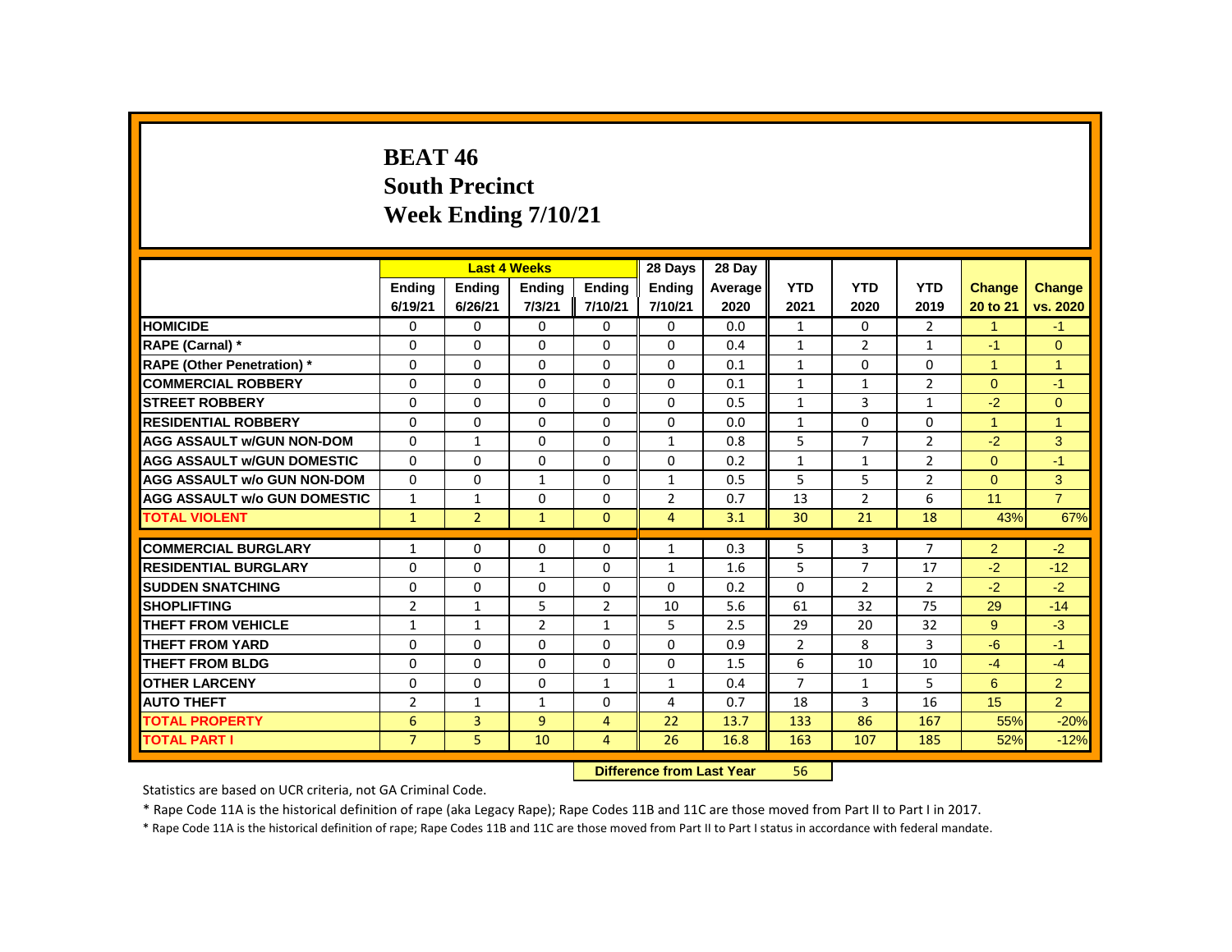# BEAT 46
# South Precinct
# Week Ending 7/10/21

| | Last 4 Weeks | | | | 28 Days | 28 Day | | | | | |
|---|---|---|---|---|---|---|---|---|---|---|---|
| | Ending 6/19/21 | Ending 6/26/21 | Ending 7/3/21 | Ending 7/10/21 | Ending 7/10/21 | Average 2020 | YTD 2021 | YTD 2020 | YTD 2019 | Change 20 to 21 | Change vs. 2020 |
| HOMICIDE | 0 | 0 | 0 | 0 | 0 | 0.0 | 1 | 0 | 2 | 1 | -1 |
| RAPE (Carnal) * | 0 | 0 | 0 | 0 | 0 | 0.4 | 1 | 2 | 1 | -1 | 0 |
| RAPE (Other Penetration) * | 0 | 0 | 0 | 0 | 0 | 0.1 | 1 | 0 | 0 | 1 | 1 |
| COMMERCIAL ROBBERY | 0 | 0 | 0 | 0 | 0 | 0.1 | 1 | 1 | 2 | 0 | -1 |
| STREET ROBBERY | 0 | 0 | 0 | 0 | 0 | 0.5 | 1 | 3 | 1 | -2 | 0 |
| RESIDENTIAL ROBBERY | 0 | 0 | 0 | 0 | 0 | 0.0 | 1 | 0 | 0 | 1 | 1 |
| AGG ASSAULT w/GUN NON-DOM | 0 | 1 | 0 | 0 | 1 | 0.8 | 5 | 7 | 2 | -2 | 3 |
| AGG ASSAULT w/GUN DOMESTIC | 0 | 0 | 0 | 0 | 0 | 0.2 | 1 | 1 | 2 | 0 | -1 |
| AGG ASSAULT w/o GUN NON-DOM | 0 | 0 | 1 | 0 | 1 | 0.5 | 5 | 5 | 2 | 0 | 3 |
| AGG ASSAULT w/o GUN DOMESTIC | 1 | 1 | 0 | 0 | 2 | 0.7 | 13 | 2 | 6 | 11 | 7 |
| TOTAL VIOLENT | 1 | 2 | 1 | 0 | 4 | 3.1 | 30 | 21 | 18 | 43% | 67% |
| COMMERCIAL BURGLARY | 1 | 0 | 0 | 0 | 1 | 0.3 | 5 | 3 | 7 | 2 | -2 |
| RESIDENTIAL BURGLARY | 0 | 0 | 1 | 0 | 1 | 1.6 | 5 | 7 | 17 | -2 | -12 |
| SUDDEN SNATCHING | 0 | 0 | 0 | 0 | 0 | 0.2 | 0 | 2 | 2 | -2 | -2 |
| SHOPLIFTING | 2 | 1 | 5 | 2 | 10 | 5.6 | 61 | 32 | 75 | 29 | -14 |
| THEFT FROM VEHICLE | 1 | 1 | 2 | 1 | 5 | 2.5 | 29 | 20 | 32 | 9 | -3 |
| THEFT FROM YARD | 0 | 0 | 0 | 0 | 0 | 0.9 | 2 | 8 | 3 | -6 | -1 |
| THEFT FROM BLDG | 0 | 0 | 0 | 0 | 0 | 1.5 | 6 | 10 | 10 | -4 | -4 |
| OTHER LARCENY | 0 | 0 | 0 | 1 | 1 | 0.4 | 7 | 1 | 5 | 6 | 2 |
| AUTO THEFT | 2 | 1 | 1 | 0 | 4 | 0.7 | 18 | 3 | 16 | 15 | 2 |
| TOTAL PROPERTY | 6 | 3 | 9 | 4 | 22 | 13.7 | 133 | 86 | 167 | 55% | -20% |
| TOTAL PART I | 7 | 5 | 10 | 4 | 26 | 16.8 | 163 | 107 | 185 | 52% | -12% |

**Difference from Last Year** 56

Statistics are based on UCR criteria, not GA Criminal Code.

* Rape Code 11A is the historical definition of rape (aka Legacy Rape); Rape Codes 11B and 11C are those moved from Part II to Part I in 2017.

* Rape Code 11A is the historical definition of rape; Rape Codes 11B and 11C are those moved from Part II to Part I status in accordance with federal mandate.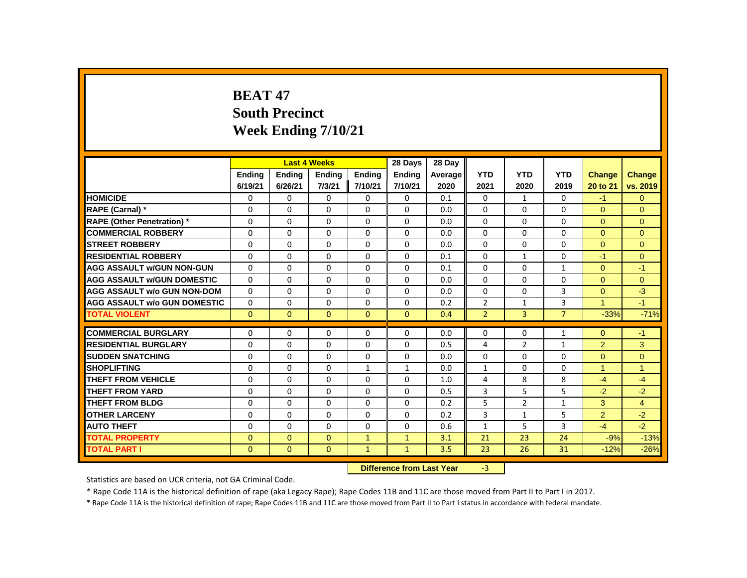# BEAT 47
# South Precinct
# Week Ending 7/10/21

| | Last 4 Weeks | | | | 28 Days | 28 Day | | | | | |
|---|---|---|---|---|---|---|---|---|---|---|---|
| | Ending 6/19/21 | Ending 6/26/21 | Ending 7/3/21 | Ending 7/10/21 | Ending 7/10/21 | Average 2020 | YTD 2021 | YTD 2020 | YTD 2019 | Change 20 to 21 | Change vs. 2019 |
| HOMICIDE | 0 | 0 | 0 | 0 | 0 | 0.1 | 0 | 1 | 0 | -1 | 0 |
| RAPE (Carnal) * | 0 | 0 | 0 | 0 | 0 | 0.0 | 0 | 0 | 0 | 0 | 0 |
| RAPE (Other Penetration) * | 0 | 0 | 0 | 0 | 0 | 0.0 | 0 | 0 | 0 | 0 | 0 |
| COMMERCIAL ROBBERY | 0 | 0 | 0 | 0 | 0 | 0.0 | 0 | 0 | 0 | 0 | 0 |
| STREET ROBBERY | 0 | 0 | 0 | 0 | 0 | 0.0 | 0 | 0 | 0 | 0 | 0 |
| RESIDENTIAL ROBBERY | 0 | 0 | 0 | 0 | 0 | 0.1 | 0 | 1 | 0 | -1 | 0 |
| AGG ASSAULT w/GUN NON-GUN | 0 | 0 | 0 | 0 | 0 | 0.1 | 0 | 0 | 1 | 0 | -1 |
| AGG ASSAULT w/GUN DOMESTIC | 0 | 0 | 0 | 0 | 0 | 0.0 | 0 | 0 | 0 | 0 | 0 |
| AGG ASSAULT w/o GUN NON-DOM | 0 | 0 | 0 | 0 | 0 | 0.0 | 0 | 0 | 3 | 0 | -3 |
| AGG ASSAULT w/o GUN DOMESTIC | 0 | 0 | 0 | 0 | 0 | 0.2 | 2 | 1 | 3 | 1 | -1 |
| TOTAL VIOLENT | 0 | 0 | 0 | 0 | 0 | 0.4 | 2 | 3 | 7 | -33% | -71% |
| COMMERCIAL BURGLARY | 0 | 0 | 0 | 0 | 0 | 0.0 | 0 | 0 | 1 | 0 | -1 |
| RESIDENTIAL BURGLARY | 0 | 0 | 0 | 0 | 0 | 0.5 | 4 | 2 | 1 | 2 | 3 |
| SUDDEN SNATCHING | 0 | 0 | 0 | 0 | 0 | 0.0 | 0 | 0 | 0 | 0 | 0 |
| SHOPLIFTING | 0 | 0 | 0 | 1 | 1 | 0.0 | 1 | 0 | 0 | 1 | 1 |
| THEFT FROM VEHICLE | 0 | 0 | 0 | 0 | 0 | 1.0 | 4 | 8 | 8 | -4 | -4 |
| THEFT FROM YARD | 0 | 0 | 0 | 0 | 0 | 0.5 | 3 | 5 | 5 | -2 | -2 |
| THEFT FROM BLDG | 0 | 0 | 0 | 0 | 0 | 0.2 | 5 | 2 | 1 | 3 | 4 |
| OTHER LARCENY | 0 | 0 | 0 | 0 | 0 | 0.2 | 3 | 1 | 5 | 2 | -2 |
| AUTO THEFT | 0 | 0 | 0 | 0 | 0 | 0.6 | 1 | 5 | 3 | -4 | -2 |
| TOTAL PROPERTY | 0 | 0 | 0 | 1 | 1 | 3.1 | 21 | 23 | 24 | -9% | -13% |
| TOTAL PART I | 0 | 0 | 0 | 1 | 1 | 3.5 | 23 | 26 | 31 | -12% | -26% |

**Difference from Last Year** -3

Statistics are based on UCR criteria, not GA Criminal Code.

* Rape Code 11A is the historical definition of rape (aka Legacy Rape); Rape Codes 11B and 11C are those moved from Part II to Part I in 2017.

* Rape Code 11A is the historical definition of rape; Rape Codes 11B and 11C are those moved from Part II to Part I status in accordance with federal mandate.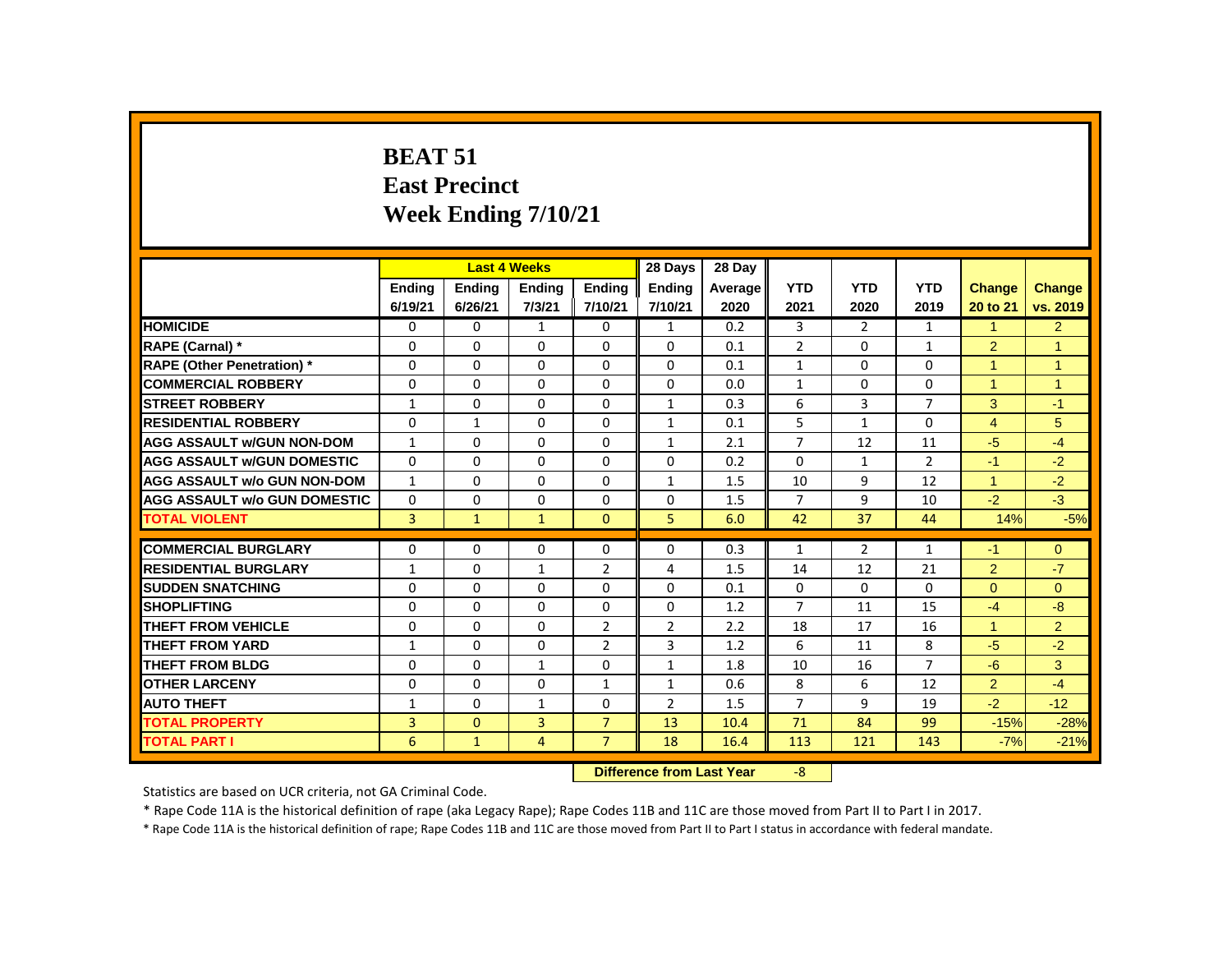# BEAT 51
## East Precinct
## Week Ending 7/10/21

| | Last 4 Weeks | | | | 28 Days | 28 Day | | | | | |
|---|---|---|---|---|---|---|---|---|---|---|---|
| | Ending 6/19/21 | Ending 6/26/21 | Ending 7/3/21 | Ending 7/10/21 | Ending 7/10/21 | Average 2020 | YTD 2021 | YTD 2020 | YTD 2019 | Change 20 to 21 | Change vs. 2019 |
| HOMICIDE | 0 | 0 | 1 | 0 | 1 | 0.2 | 3 | 2 | 1 | 1 | 2 |
| RAPE (Carnal) * | 0 | 0 | 0 | 0 | 0 | 0.1 | 2 | 0 | 1 | 2 | 1 |
| RAPE (Other Penetration) * | 0 | 0 | 0 | 0 | 0 | 0.1 | 1 | 0 | 0 | 1 | 1 |
| COMMERCIAL ROBBERY | 0 | 0 | 0 | 0 | 0 | 0.0 | 1 | 0 | 0 | 1 | 1 |
| STREET ROBBERY | 1 | 0 | 0 | 0 | 1 | 0.3 | 6 | 3 | 7 | 3 | -1 |
| RESIDENTIAL ROBBERY | 0 | 1 | 0 | 0 | 1 | 0.1 | 5 | 1 | 0 | 4 | 5 |
| AGG ASSAULT w/GUN NON-DOM | 1 | 0 | 0 | 0 | 1 | 2.1 | 7 | 12 | 11 | -5 | -4 |
| AGG ASSAULT w/GUN DOMESTIC | 0 | 0 | 0 | 0 | 0 | 0.2 | 0 | 1 | 2 | -1 | -2 |
| AGG ASSAULT w/o GUN NON-DOM | 1 | 0 | 0 | 0 | 1 | 1.5 | 10 | 9 | 12 | 1 | -2 |
| AGG ASSAULT w/o GUN DOMESTIC | 0 | 0 | 0 | 0 | 0 | 1.5 | 7 | 9 | 10 | -2 | -3 |
| TOTAL VIOLENT | 3 | 1 | 1 | 0 | 5 | 6.0 | 42 | 37 | 44 | 14% | -5% |
| COMMERCIAL BURGLARY | 0 | 0 | 0 | 0 | 0 | 0.3 | 1 | 2 | 1 | -1 | 0 |
| RESIDENTIAL BURGLARY | 1 | 0 | 1 | 2 | 4 | 1.5 | 14 | 12 | 21 | 2 | -7 |
| SUDDEN SNATCHING | 0 | 0 | 0 | 0 | 0 | 0.1 | 0 | 0 | 0 | 0 | 0 |
| SHOPLIFTING | 0 | 0 | 0 | 0 | 0 | 1.2 | 7 | 11 | 15 | -4 | -8 |
| THEFT FROM VEHICLE | 0 | 0 | 0 | 2 | 2 | 2.2 | 18 | 17 | 16 | 1 | 2 |
| THEFT FROM YARD | 1 | 0 | 0 | 2 | 3 | 1.2 | 6 | 11 | 8 | -5 | -2 |
| THEFT FROM BLDG | 0 | 0 | 1 | 0 | 1 | 1.8 | 10 | 16 | 7 | -6 | 3 |
| OTHER LARCENY | 0 | 0 | 0 | 1 | 1 | 0.6 | 8 | 6 | 12 | 2 | -4 |
| AUTO THEFT | 1 | 0 | 1 | 0 | 2 | 1.5 | 7 | 9 | 19 | -2 | -12 |
| TOTAL PROPERTY | 3 | 0 | 3 | 7 | 13 | 10.4 | 71 | 84 | 99 | -15% | -28% |
| TOTAL PART I | 6 | 1 | 4 | 7 | 18 | 16.4 | 113 | 121 | 143 | -7% | -21% |

**Difference from Last Year** -8

Statistics are based on UCR criteria, not GA Criminal Code.

* Rape Code 11A is the historical definition of rape (aka Legacy Rape); Rape Codes 11B and 11C are those moved from Part II to Part I in 2017.

* Rape Code 11A is the historical definition of rape; Rape Codes 11B and 11C are those moved from Part II to Part I status in accordance with federal mandate.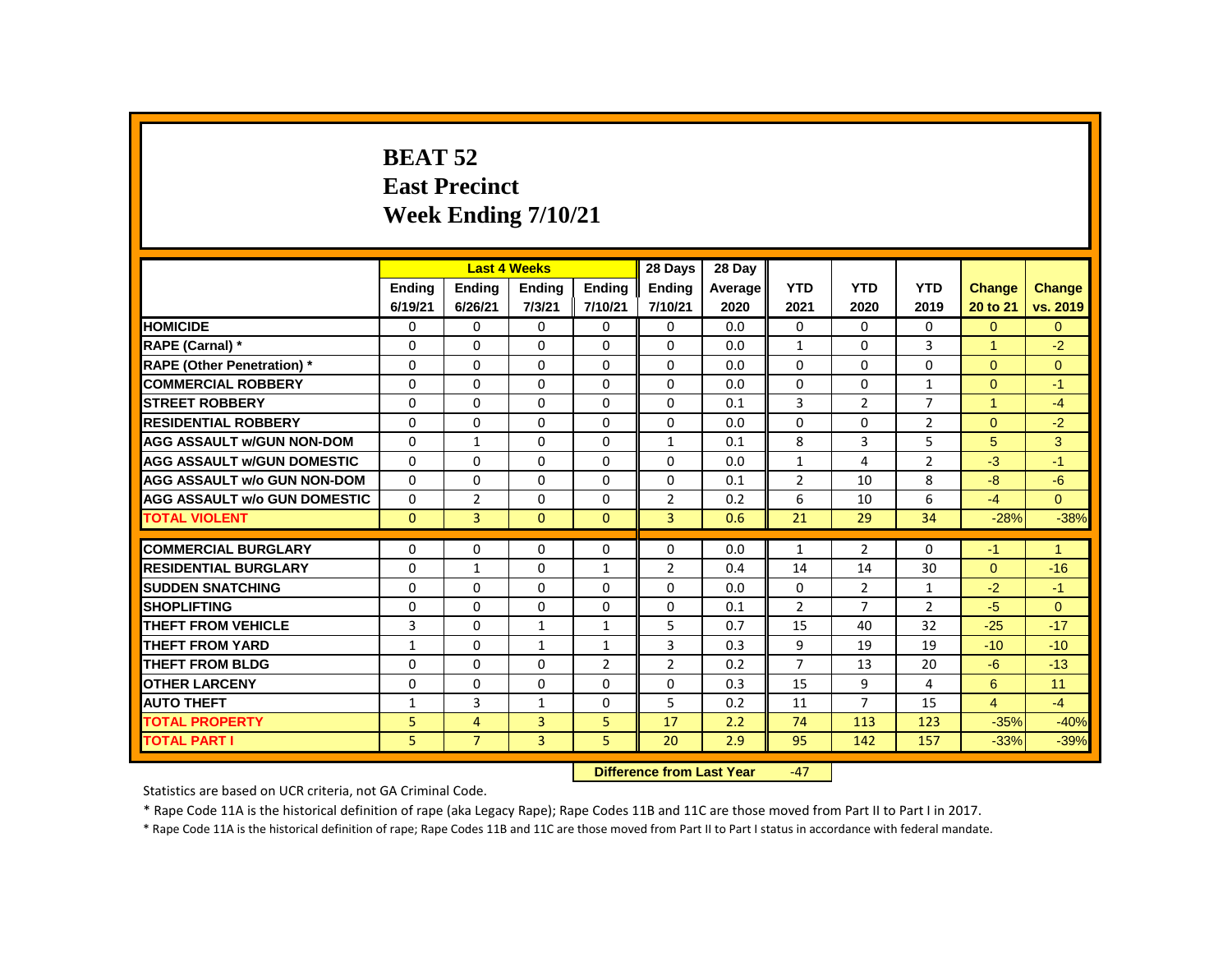# BEAT 52
## East Precinct
## Week Ending 7/10/21

| | Last 4 Weeks | | | | 28 Days | 28 Day | | | | | |
|---|---|---|---|---|---|---|---|---|---|---|---|
| | Ending 6/19/21 | Ending 6/26/21 | Ending 7/3/21 | Ending 7/10/21 | Ending 7/10/21 | Average 2020 | YTD 2021 | YTD 2020 | YTD 2019 | Change 20 to 21 | Change vs. 2019 |
| **HOMICIDE** | 0 | 0 | 0 | 0 | 0 | 0.0 | 0 | 0 | 0 | 0 | 0 |
| **RAPE (Carnal) *** | 0 | 0 | 0 | 0 | 0 | 0.0 | 1 | 0 | 3 | 1 | -2 |
| **RAPE (Other Penetration) *** | 0 | 0 | 0 | 0 | 0 | 0.0 | 0 | 0 | 0 | 0 | 0 |
| **COMMERCIAL ROBBERY** | 0 | 0 | 0 | 0 | 0 | 0.0 | 0 | 0 | 1 | 0 | -1 |
| **STREET ROBBERY** | 0 | 0 | 0 | 0 | 0 | 0.1 | 3 | 2 | 7 | 1 | -4 |
| **RESIDENTIAL ROBBERY** | 0 | 0 | 0 | 0 | 0 | 0.0 | 0 | 0 | 2 | 0 | -2 |
| **AGG ASSAULT w/GUN NON-DOM** | 0 | 1 | 0 | 0 | 1 | 0.1 | 8 | 3 | 5 | 5 | 3 |
| **AGG ASSAULT w/GUN DOMESTIC** | 0 | 0 | 0 | 0 | 0 | 0.0 | 1 | 4 | 2 | -3 | -1 |
| **AGG ASSAULT w/o GUN NON-DOM** | 0 | 0 | 0 | 0 | 0 | 0.1 | 2 | 10 | 8 | -8 | -6 |
| **AGG ASSAULT w/o GUN DOMESTIC** | 0 | 2 | 0 | 0 | 2 | 0.2 | 6 | 10 | 6 | -4 | 0 |
| **TOTAL VIOLENT** | 0 | 3 | 0 | 0 | 3 | 0.6 | 21 | 29 | 34 | -28% | -38% |
| **COMMERCIAL BURGLARY** | 0 | 0 | 0 | 0 | 0 | 0.0 | 1 | 2 | 0 | -1 | 1 |
| **RESIDENTIAL BURGLARY** | 0 | 1 | 0 | 1 | 2 | 0.4 | 14 | 14 | 30 | 0 | -16 |
| **SUDDEN SNATCHING** | 0 | 0 | 0 | 0 | 0 | 0.0 | 0 | 2 | 1 | -2 | -1 |
| **SHOPLIFTING** | 0 | 0 | 0 | 0 | 0 | 0.1 | 2 | 7 | 2 | -5 | 0 |
| **THEFT FROM VEHICLE** | 3 | 0 | 1 | 1 | 5 | 0.7 | 15 | 40 | 32 | -25 | -17 |
| **THEFT FROM YARD** | 1 | 0 | 1 | 1 | 3 | 0.3 | 9 | 19 | 19 | -10 | -10 |
| **THEFT FROM BLDG** | 0 | 0 | 0 | 2 | 2 | 0.2 | 7 | 13 | 20 | -6 | -13 |
| **OTHER LARCENY** | 0 | 0 | 0 | 0 | 0 | 0.3 | 15 | 9 | 4 | 6 | 11 |
| **AUTO THEFT** | 1 | 3 | 1 | 0 | 5 | 0.2 | 11 | 7 | 15 | 4 | -4 |
| **TOTAL PROPERTY** | 5 | 4 | 3 | 5 | 17 | 2.2 | 74 | 113 | 123 | -35% | -40% |
| **TOTAL PART I** | 5 | 7 | 3 | 5 | 20 | 2.9 | 95 | 142 | 157 | -33% | -39% |

**Difference from Last Year** -47

Statistics are based on UCR criteria, not GA Criminal Code.

* Rape Code 11A is the historical definition of rape (aka Legacy Rape); Rape Codes 11B and 11C are those moved from Part II to Part I in 2017.

* Rape Code 11A is the historical definition of rape; Rape Codes 11B and 11C are those moved from Part II to Part I status in accordance with federal mandate.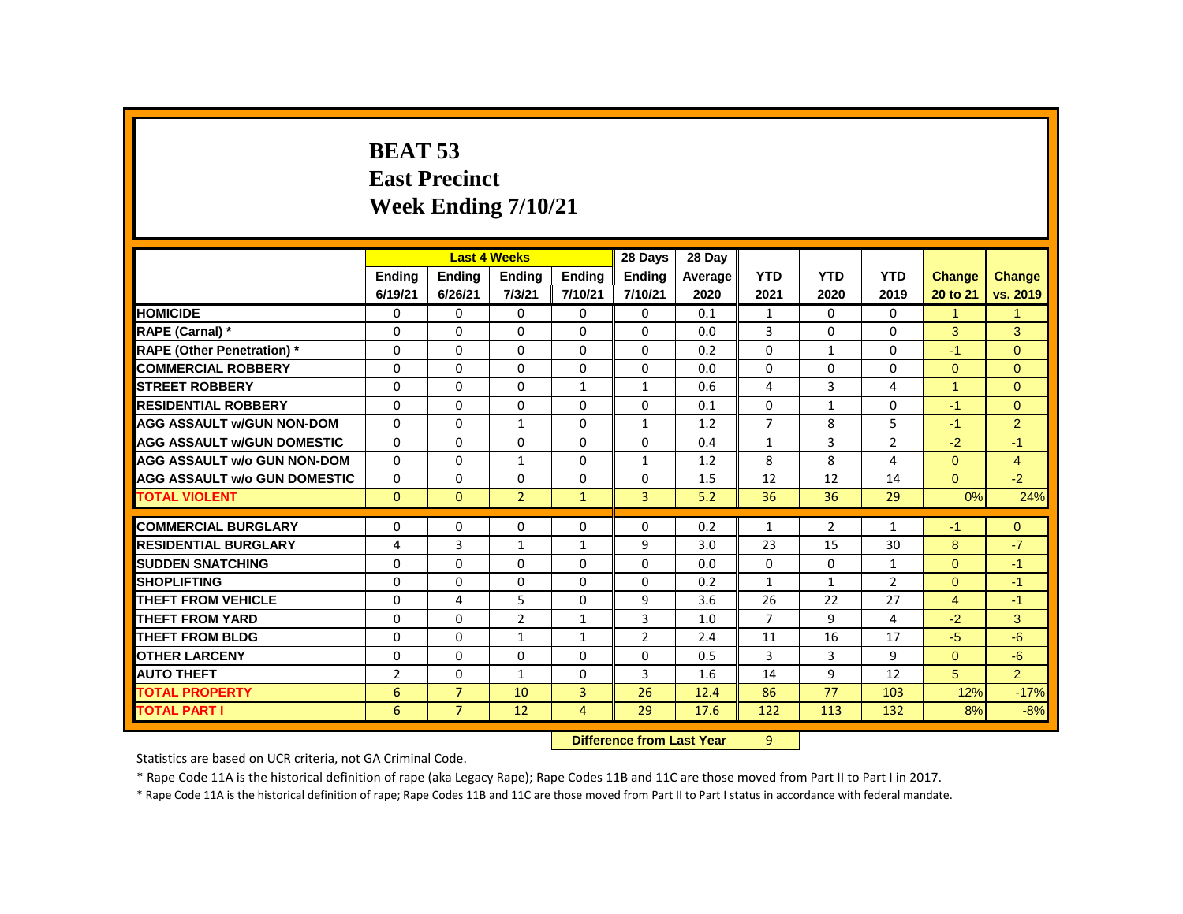# BEAT 53
## East Precinct
## Week Ending 7/10/21

| | Last 4 Weeks | | | | 28 Days | 28 Day | | | | | |
|---|---|---|---|---|---|---|---|---|---|---|---|
| | Ending 6/19/21 | Ending 6/26/21 | Ending 7/3/21 | Ending 7/10/21 | Ending 7/10/21 | Average 2020 | YTD 2021 | YTD 2020 | YTD 2019 | Change 20 to 21 | Change vs. 2019 |
| **HOMICIDE** | 0 | 0 | 0 | 0 | 0 | 0.1 | 1 | 0 | 0 | 1 | 1 |
| **RAPE (Carnal) *** | 0 | 0 | 0 | 0 | 0 | 0.0 | 3 | 0 | 0 | 3 | 3 |
| **RAPE (Other Penetration) *** | 0 | 0 | 0 | 0 | 0 | 0.2 | 0 | 1 | 0 | -1 | 0 |
| **COMMERCIAL ROBBERY** | 0 | 0 | 0 | 0 | 0 | 0.0 | 0 | 0 | 0 | 0 | 0 |
| **STREET ROBBERY** | 0 | 0 | 0 | 1 | 1 | 0.6 | 4 | 3 | 4 | 1 | 0 |
| **RESIDENTIAL ROBBERY** | 0 | 0 | 0 | 0 | 0 | 0.1 | 0 | 1 | 0 | -1 | 0 |
| **AGG ASSAULT w/GUN NON-DOM** | 0 | 0 | 1 | 0 | 1 | 1.2 | 7 | 8 | 5 | -1 | 2 |
| **AGG ASSAULT w/GUN DOMESTIC** | 0 | 0 | 0 | 0 | 0 | 0.4 | 1 | 3 | 2 | -2 | -1 |
| **AGG ASSAULT w/o GUN NON-DOM** | 0 | 0 | 1 | 0 | 1 | 1.2 | 8 | 8 | 4 | 0 | 4 |
| **AGG ASSAULT w/o GUN DOMESTIC** | 0 | 0 | 0 | 0 | 0 | 1.5 | 12 | 12 | 14 | 0 | -2 |
| **TOTAL VIOLENT** | 0 | 0 | 2 | 1 | 3 | 5.2 | 36 | 36 | 29 | 0% | 24% |
| **COMMERCIAL BURGLARY** | 0 | 0 | 0 | 0 | 0 | 0.2 | 1 | 2 | 1 | -1 | 0 |
| **RESIDENTIAL BURGLARY** | 4 | 3 | 1 | 1 | 9 | 3.0 | 23 | 15 | 30 | 8 | -7 |
| **SUDDEN SNATCHING** | 0 | 0 | 0 | 0 | 0 | 0.0 | 0 | 0 | 1 | 0 | -1 |
| **SHOPLIFTING** | 0 | 0 | 0 | 0 | 0 | 0.2 | 1 | 1 | 2 | 0 | -1 |
| **THEFT FROM VEHICLE** | 0 | 4 | 5 | 0 | 9 | 3.6 | 26 | 22 | 27 | 4 | -1 |
| **THEFT FROM YARD** | 0 | 0 | 2 | 1 | 3 | 1.0 | 7 | 9 | 4 | -2 | 3 |
| **THEFT FROM BLDG** | 0 | 0 | 1 | 1 | 2 | 2.4 | 11 | 16 | 17 | -5 | -6 |
| **OTHER LARCENY** | 0 | 0 | 0 | 0 | 0 | 0.5 | 3 | 3 | 9 | 0 | -6 |
| **AUTO THEFT** | 2 | 0 | 1 | 0 | 3 | 1.6 | 14 | 9 | 12 | 5 | 2 |
| **TOTAL PROPERTY** | 6 | 7 | 10 | 3 | 26 | 12.4 | 86 | 77 | 103 | 12% | -17% |
| **TOTAL PART I** | 6 | 7 | 12 | 4 | 29 | 17.6 | 122 | 113 | 132 | 8% | -8% |

**Difference from Last Year** 9

Statistics are based on UCR criteria, not GA Criminal Code.

* Rape Code 11A is the historical definition of rape (aka Legacy Rape); Rape Codes 11B and 11C are those moved from Part II to Part I in 2017.

* Rape Code 11A is the historical definition of rape; Rape Codes 11B and 11C are those moved from Part II to Part I status in accordance with federal mandate.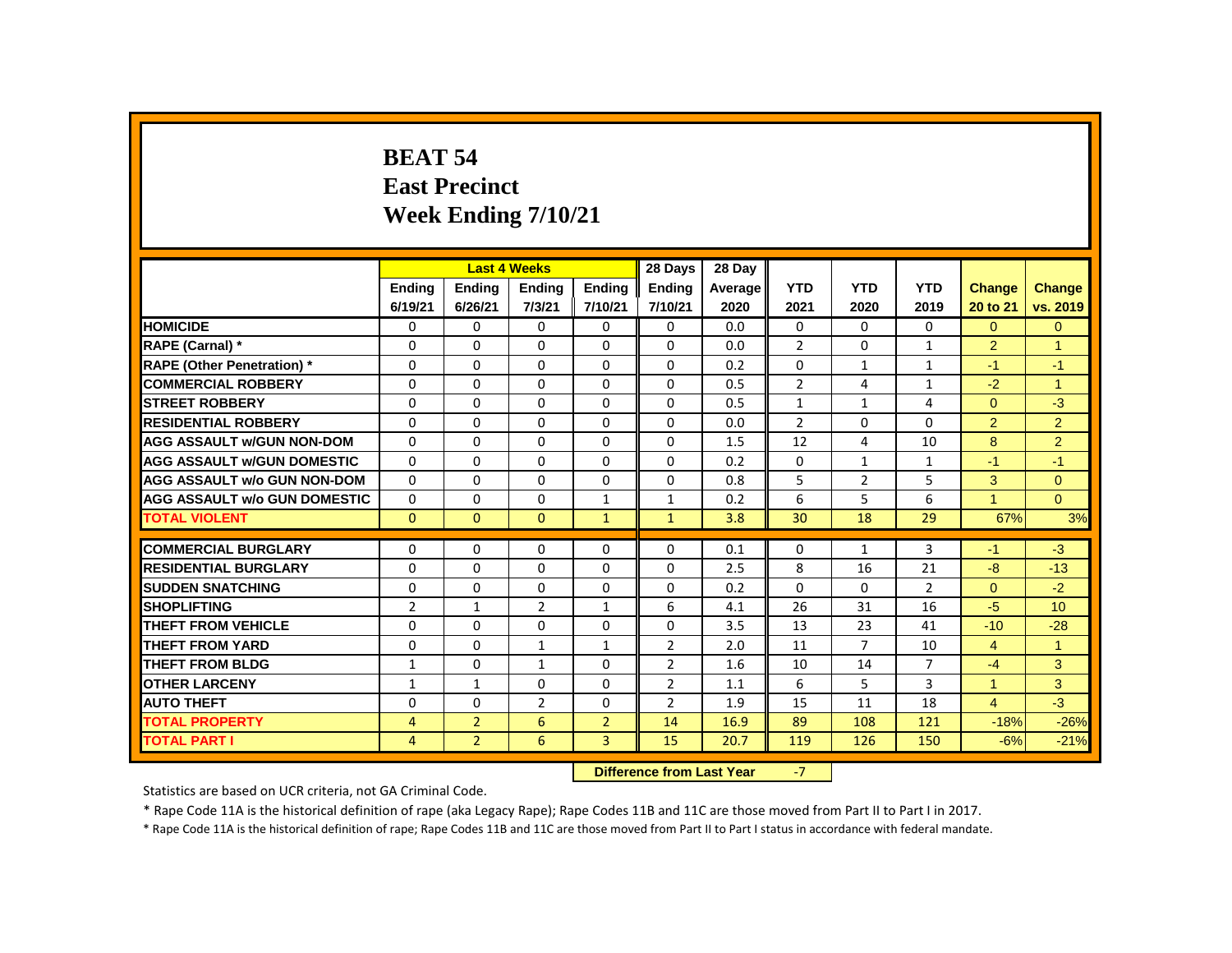# BEAT 54
## East Precinct
## Week Ending 7/10/21

| | Last 4 Weeks | | | | 28 Days | 28 Day | | | | | |
|---|---|---|---|---|---|---|---|---|---|---|---|
| | Ending 6/19/21 | Ending 6/26/21 | Ending 7/3/21 | Ending 7/10/21 | Ending 7/10/21 | Average 2020 | YTD 2021 | YTD 2020 | YTD 2019 | Change 20 to 21 | Change vs. 2019 |
| HOMICIDE | 0 | 0 | 0 | 0 | 0 | 0.0 | 0 | 0 | 0 | 0 | 0 |
| RAPE (Carnal) * | 0 | 0 | 0 | 0 | 0 | 0.0 | 2 | 0 | 1 | 2 | 1 |
| RAPE (Other Penetration) * | 0 | 0 | 0 | 0 | 0 | 0.2 | 0 | 1 | 1 | -1 | -1 |
| COMMERCIAL ROBBERY | 0 | 0 | 0 | 0 | 0 | 0.5 | 2 | 4 | 1 | -2 | 1 |
| STREET ROBBERY | 0 | 0 | 0 | 0 | 0 | 0.5 | 1 | 1 | 4 | 0 | -3 |
| RESIDENTIAL ROBBERY | 0 | 0 | 0 | 0 | 0 | 0.0 | 2 | 0 | 0 | 2 | 2 |
| AGG ASSAULT w/GUN NON-DOM | 0 | 0 | 0 | 0 | 0 | 1.5 | 12 | 4 | 10 | 8 | 2 |
| AGG ASSAULT w/GUN DOMESTIC | 0 | 0 | 0 | 0 | 0 | 0.2 | 0 | 1 | 1 | -1 | -1 |
| AGG ASSAULT w/o GUN NON-DOM | 0 | 0 | 0 | 0 | 0 | 0.8 | 5 | 2 | 5 | 3 | 0 |
| AGG ASSAULT w/o GUN DOMESTIC | 0 | 0 | 0 | 1 | 1 | 0.2 | 6 | 5 | 6 | 1 | 0 |
| TOTAL VIOLENT | 0 | 0 | 0 | 1 | 1 | 3.8 | 30 | 18 | 29 | 67% | 3% |
| COMMERCIAL BURGLARY | 0 | 0 | 0 | 0 | 0 | 0.1 | 0 | 1 | 3 | -1 | -3 |
| RESIDENTIAL BURGLARY | 0 | 0 | 0 | 0 | 0 | 2.5 | 8 | 16 | 21 | -8 | -13 |
| SUDDEN SNATCHING | 0 | 0 | 0 | 0 | 0 | 0.2 | 0 | 0 | 2 | 0 | -2 |
| SHOPLIFTING | 2 | 1 | 2 | 1 | 6 | 4.1 | 26 | 31 | 16 | -5 | 10 |
| THEFT FROM VEHICLE | 0 | 0 | 0 | 0 | 0 | 3.5 | 13 | 23 | 41 | -10 | -28 |
| THEFT FROM YARD | 0 | 0 | 1 | 1 | 2 | 2.0 | 11 | 7 | 10 | 4 | 1 |
| THEFT FROM BLDG | 1 | 0 | 1 | 0 | 2 | 1.6 | 10 | 14 | 7 | -4 | 3 |
| OTHER LARCENY | 1 | 1 | 0 | 0 | 2 | 1.1 | 6 | 5 | 3 | 1 | 3 |
| AUTO THEFT | 0 | 0 | 2 | 0 | 2 | 1.9 | 15 | 11 | 18 | 4 | -3 |
| TOTAL PROPERTY | 4 | 2 | 6 | 2 | 14 | 16.9 | 89 | 108 | 121 | -18% | -26% |
| TOTAL PART I | 4 | 2 | 6 | 3 | 15 | 20.7 | 119 | 126 | 150 | -6% | -21% |

**Difference from Last Year** -7

Statistics are based on UCR criteria, not GA Criminal Code.

* Rape Code 11A is the historical definition of rape (aka Legacy Rape); Rape Codes 11B and 11C are those moved from Part II to Part I in 2017.

* Rape Code 11A is the historical definition of rape; Rape Codes 11B and 11C are those moved from Part II to Part I status in accordance with federal mandate.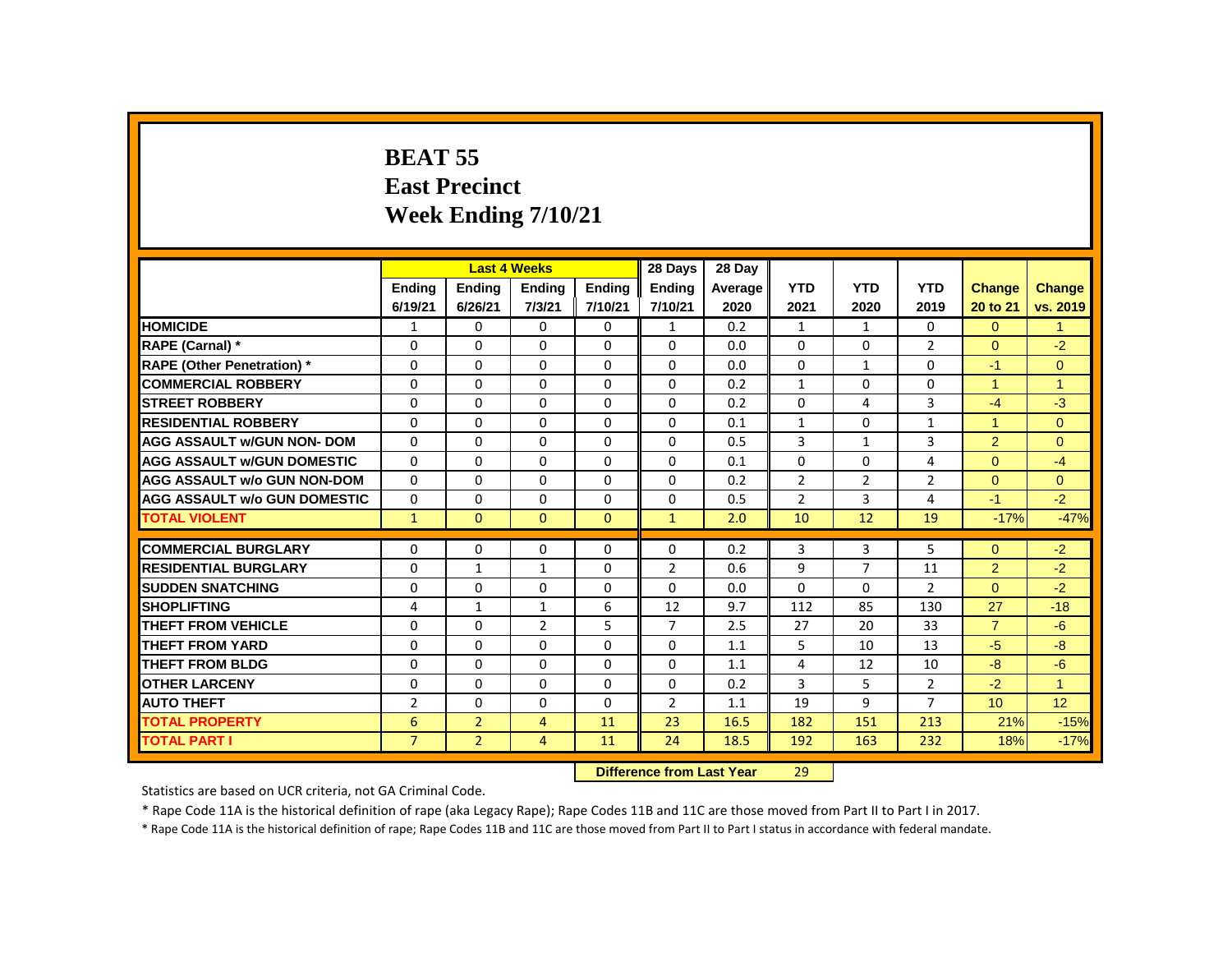# BEAT 55
## East Precinct
## Week Ending 7/10/21

| | Last 4 Weeks | | | | 28 Days | 28 Day | | | | | |
|---|---|---|---|---|---|---|---|---|---|---|---|
| | Ending 6/19/21 | Ending 6/26/21 | Ending 7/3/21 | Ending 7/10/21 | Ending 7/10/21 | Average 2020 | YTD 2021 | YTD 2020 | YTD 2019 | Change 20 to 21 | Change vs. 2019 |
| **HOMICIDE** | 1 | 0 | 0 | 0 | 1 | 0.2 | 1 | 1 | 0 | 0 | 1 |
| **RAPE (Carnal) *** | 0 | 0 | 0 | 0 | 0 | 0.0 | 0 | 0 | 2 | 0 | -2 |
| **RAPE (Other Penetration) *** | 0 | 0 | 0 | 0 | 0 | 0.0 | 0 | 1 | 0 | -1 | 0 |
| **COMMERCIAL ROBBERY** | 0 | 0 | 0 | 0 | 0 | 0.2 | 1 | 0 | 0 | 1 | 1 |
| **STREET ROBBERY** | 0 | 0 | 0 | 0 | 0 | 0.2 | 0 | 4 | 3 | -4 | -3 |
| **RESIDENTIAL ROBBERY** | 0 | 0 | 0 | 0 | 0 | 0.1 | 1 | 0 | 1 | 1 | 0 |
| **AGG ASSAULT w/GUN NON- DOM** | 0 | 0 | 0 | 0 | 0 | 0.5 | 3 | 1 | 3 | 2 | 0 |
| **AGG ASSAULT w/GUN DOMESTIC** | 0 | 0 | 0 | 0 | 0 | 0.1 | 0 | 0 | 4 | 0 | -4 |
| **AGG ASSAULT w/o GUN NON-DOM** | 0 | 0 | 0 | 0 | 0 | 0.2 | 2 | 2 | 2 | 0 | 0 |
| **AGG ASSAULT w/o GUN DOMESTIC** | 0 | 0 | 0 | 0 | 0 | 0.5 | 2 | 3 | 4 | -1 | -2 |
| **TOTAL VIOLENT** | 1 | 0 | 0 | 0 | 1 | 2.0 | 10 | 12 | 19 | -17% | -47% |
| **COMMERCIAL BURGLARY** | 0 | 0 | 0 | 0 | 0 | 0.2 | 3 | 3 | 5 | 0 | -2 |
| **RESIDENTIAL BURGLARY** | 0 | 1 | 1 | 0 | 2 | 0.6 | 9 | 7 | 11 | 2 | -2 |
| **SUDDEN SNATCHING** | 0 | 0 | 0 | 0 | 0 | 0.0 | 0 | 0 | 2 | 0 | -2 |
| **SHOPLIFTING** | 4 | 1 | 1 | 6 | 12 | 9.7 | 112 | 85 | 130 | 27 | -18 |
| **THEFT FROM VEHICLE** | 0 | 0 | 2 | 5 | 7 | 2.5 | 27 | 20 | 33 | 7 | -6 |
| **THEFT FROM YARD** | 0 | 0 | 0 | 0 | 0 | 1.1 | 5 | 10 | 13 | -5 | -8 |
| **THEFT FROM BLDG** | 0 | 0 | 0 | 0 | 0 | 1.1 | 4 | 12 | 10 | -8 | -6 |
| **OTHER LARCENY** | 0 | 0 | 0 | 0 | 0 | 0.2 | 3 | 5 | 2 | -2 | 1 |
| **AUTO THEFT** | 2 | 0 | 0 | 0 | 2 | 1.1 | 19 | 9 | 7 | 10 | 12 |
| **TOTAL PROPERTY** | 6 | 2 | 4 | 11 | 23 | 16.5 | 182 | 151 | 213 | 21% | -15% |
| **TOTAL PART I** | 7 | 2 | 4 | 11 | 24 | 18.5 | 192 | 163 | 232 | 18% | -17% |

**Difference from Last Year** 29

Statistics are based on UCR criteria, not GA Criminal Code.

* Rape Code 11A is the historical definition of rape (aka Legacy Rape); Rape Codes 11B and 11C are those moved from Part II to Part I in 2017.

* Rape Code 11A is the historical definition of rape; Rape Codes 11B and 11C are those moved from Part II to Part I status in accordance with federal mandate.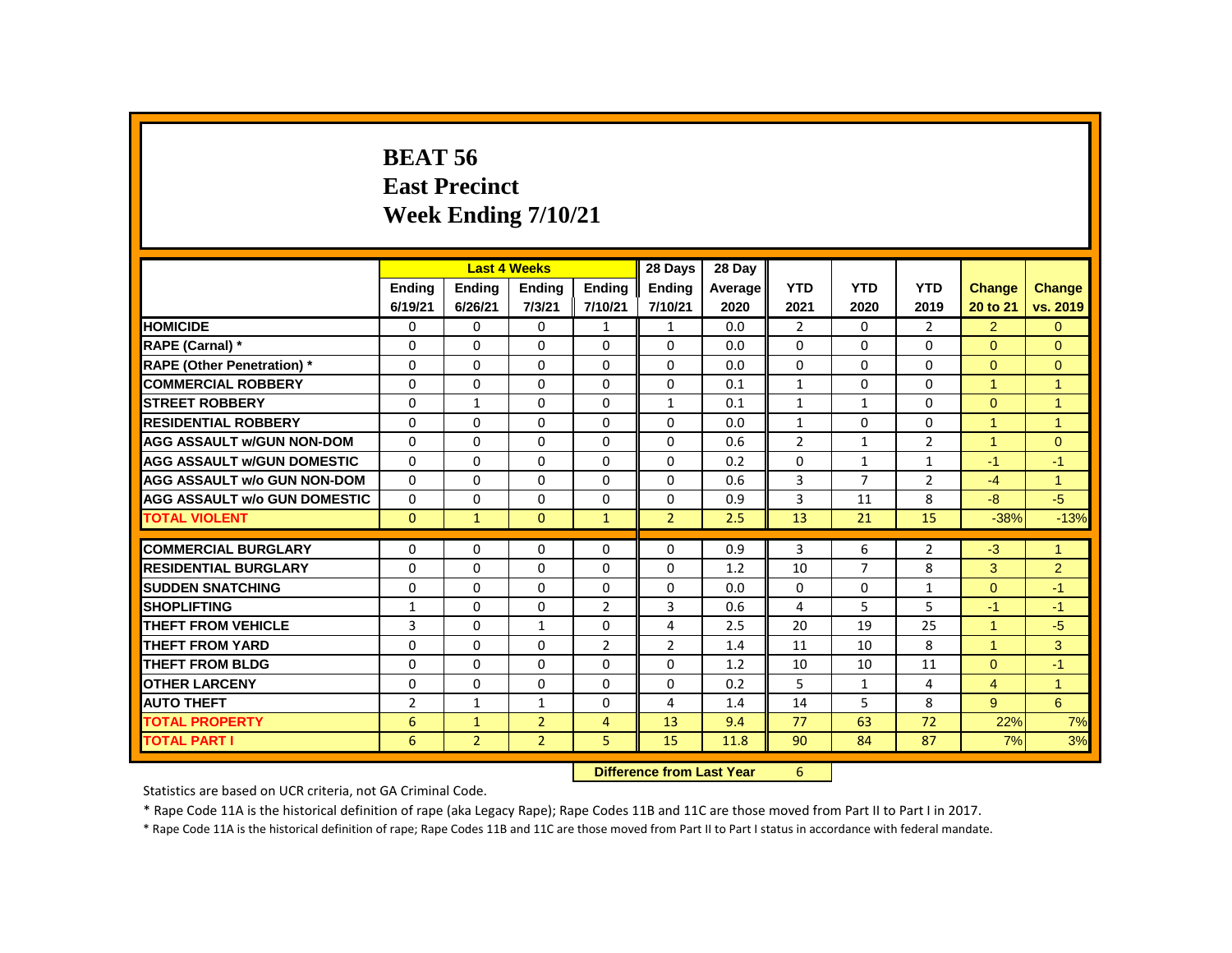# BEAT 56
## East Precinct
## Week Ending 7/10/21

| | Last 4 Weeks | | | | 28 Days | 28 Day | | | | | |
|---|---|---|---|---|---|---|---|---|---|---|---|
| | Ending 6/19/21 | Ending 6/26/21 | Ending 7/3/21 | Ending 7/10/21 | Ending 7/10/21 | Average 2020 | YTD 2021 | YTD 2020 | YTD 2019 | Change 20 to 21 | Change vs. 2019 |
| HOMICIDE | 0 | 0 | 0 | 1 | 1 | 0.0 | 2 | 0 | 2 | 2 | 0 |
| RAPE (Carnal) * | 0 | 0 | 0 | 0 | 0 | 0.0 | 0 | 0 | 0 | 0 | 0 |
| RAPE (Other Penetration) * | 0 | 0 | 0 | 0 | 0 | 0.0 | 0 | 0 | 0 | 0 | 0 |
| COMMERCIAL ROBBERY | 0 | 0 | 0 | 0 | 0 | 0.1 | 1 | 0 | 0 | 1 | 1 |
| STREET ROBBERY | 0 | 1 | 0 | 0 | 1 | 0.1 | 1 | 1 | 0 | 0 | 1 |
| RESIDENTIAL ROBBERY | 0 | 0 | 0 | 0 | 0 | 0.0 | 1 | 0 | 0 | 1 | 1 |
| AGG ASSAULT w/GUN NON-DOM | 0 | 0 | 0 | 0 | 0 | 0.6 | 2 | 1 | 2 | 1 | 0 |
| AGG ASSAULT w/GUN DOMESTIC | 0 | 0 | 0 | 0 | 0 | 0.2 | 0 | 1 | 1 | -1 | -1 |
| AGG ASSAULT w/o GUN NON-DOM | 0 | 0 | 0 | 0 | 0 | 0.6 | 3 | 7 | 2 | -4 | 1 |
| AGG ASSAULT w/o GUN DOMESTIC | 0 | 0 | 0 | 0 | 0 | 0.9 | 3 | 11 | 8 | -8 | -5 |
| TOTAL VIOLENT | 0 | 1 | 0 | 1 | 2 | 2.5 | 13 | 21 | 15 | -38% | -13% |
| COMMERCIAL BURGLARY | 0 | 0 | 0 | 0 | 0 | 0.9 | 3 | 6 | 2 | -3 | 1 |
| RESIDENTIAL BURGLARY | 0 | 0 | 0 | 0 | 0 | 1.2 | 10 | 7 | 8 | 3 | 2 |
| SUDDEN SNATCHING | 0 | 0 | 0 | 0 | 0 | 0.0 | 0 | 0 | 1 | 0 | -1 |
| SHOPLIFTING | 1 | 0 | 0 | 2 | 3 | 0.6 | 4 | 5 | 5 | -1 | -1 |
| THEFT FROM VEHICLE | 3 | 0 | 1 | 0 | 4 | 2.5 | 20 | 19 | 25 | 1 | -5 |
| THEFT FROM YARD | 0 | 0 | 0 | 2 | 2 | 1.4 | 11 | 10 | 8 | 1 | 3 |
| THEFT FROM BLDG | 0 | 0 | 0 | 0 | 0 | 1.2 | 10 | 10 | 11 | 0 | -1 |
| OTHER LARCENY | 0 | 0 | 0 | 0 | 0 | 0.2 | 5 | 1 | 4 | 4 | 1 |
| AUTO THEFT | 2 | 1 | 1 | 0 | 4 | 1.4 | 14 | 5 | 8 | 9 | 6 |
| TOTAL PROPERTY | 6 | 1 | 2 | 4 | 13 | 9.4 | 77 | 63 | 72 | 22% | 7% |
| TOTAL PART I | 6 | 2 | 2 | 5 | 15 | 11.8 | 90 | 84 | 87 | 7% | 3% |

**Difference from Last Year** 6

Statistics are based on UCR criteria, not GA Criminal Code.

* Rape Code 11A is the historical definition of rape (aka Legacy Rape); Rape Codes 11B and 11C are those moved from Part II to Part I in 2017.

* Rape Code 11A is the historical definition of rape; Rape Codes 11B and 11C are those moved from Part II to Part I status in accordance with federal mandate.